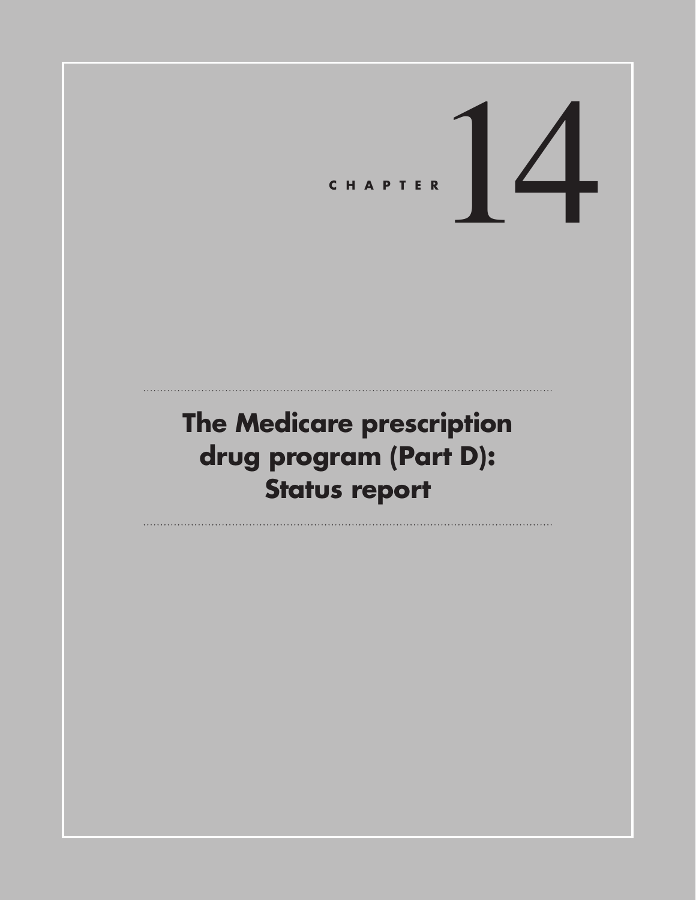# CHAPTER 14

# The Medicare prescription drug program (Part D): Status report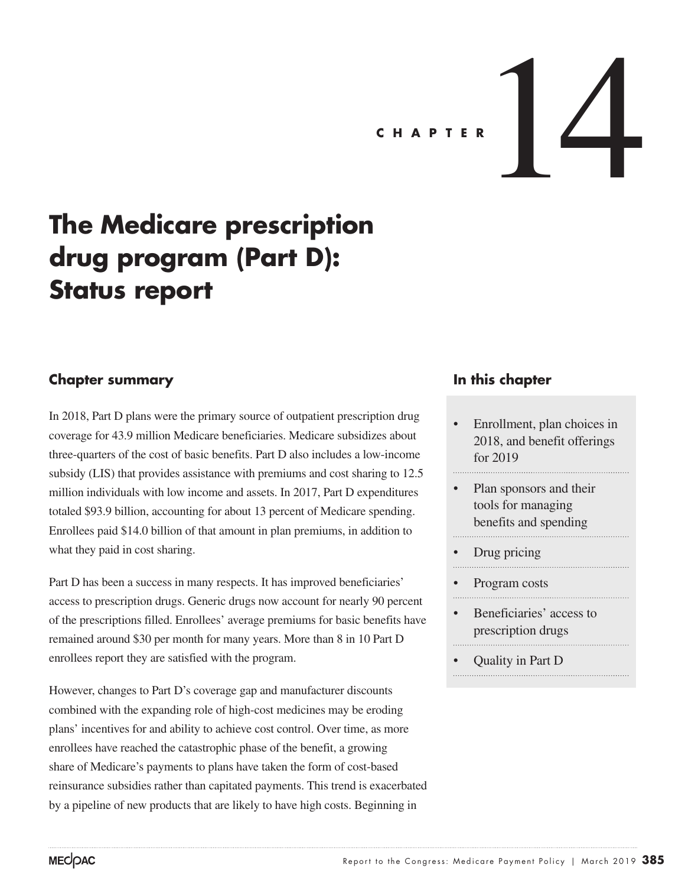CHAPTER 14

# The Medicare prescription drug program (Part D): Status report

## Chapter summary

In 2018, Part D plans were the primary source of outpatient prescription drug coverage for 43.9 million Medicare beneficiaries. Medicare subsidizes about three-quarters of the cost of basic benefits. Part D also includes a low-income subsidy (LIS) that provides assistance with premiums and cost sharing to 12.5 million individuals with low income and assets. In 2017, Part D expenditures totaled $93.9 billion, accounting for about 13 percent of Medicare spending. Enrollees paid $14.0 billion of that amount in plan premiums, in addition to what they paid in cost sharing.

Part D has been a success in many respects. It has improved beneficiaries' access to prescription drugs. Generic drugs now account for nearly 90 percent of the prescriptions filled. Enrollees' average premiums for basic benefits have remained around $30 per month for many years. More than 8 in 10 Part D enrollees report they are satisfied with the program.

However, changes to Part D's coverage gap and manufacturer discounts combined with the expanding role of high-cost medicines may be eroding plans' incentives for and ability to achieve cost control. Over time, as more enrollees have reached the catastrophic phase of the benefit, a growing share of Medicare's payments to plans have taken the form of cost-based reinsurance subsidies rather than capitated payments. This trend is exacerbated by a pipeline of new products that are likely to have high costs. Beginning in

## In this chapter

- Enrollment, plan choices in 2018, and benefit offerings for 2019
- Plan sponsors and their tools for managing benefits and spending
- Drug pricing
- Program costs
- Beneficiaries' access to prescription drugs
- Quality in Part D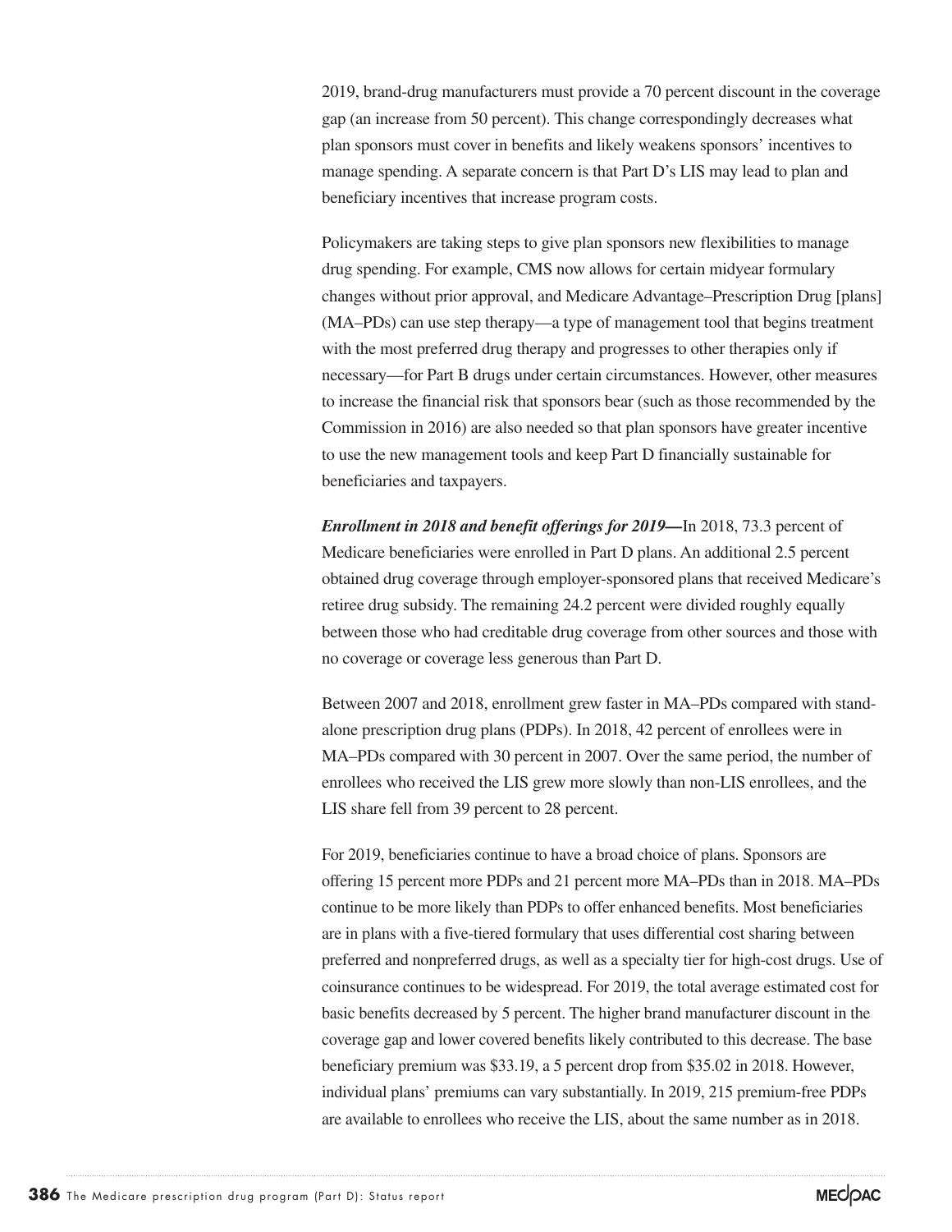2019, brand-drug manufacturers must provide a 70 percent discount in the coverage gap (an increase from 50 percent). This change correspondingly decreases what plan sponsors must cover in benefits and likely weakens sponsors' incentives to manage spending. A separate concern is that Part D's LIS may lead to plan and beneficiary incentives that increase program costs.

Policymakers are taking steps to give plan sponsors new flexibilities to manage drug spending. For example, CMS now allows for certain midyear formulary changes without prior approval, and Medicare Advantage–Prescription Drug [plans] (MA–PDs) can use step therapy—a type of management tool that begins treatment with the most preferred drug therapy and progresses to other therapies only if necessary—for Part B drugs under certain circumstances. However, other measures to increase the financial risk that sponsors bear (such as those recommended by the Commission in 2016) are also needed so that plan sponsors have greater incentive to use the new management tools and keep Part D financially sustainable for beneficiaries and taxpayers.

***Enrollment in 2018 and benefit offerings for 2019—***In 2018, 73.3 percent of Medicare beneficiaries were enrolled in Part D plans. An additional 2.5 percent obtained drug coverage through employer-sponsored plans that received Medicare's retiree drug subsidy. The remaining 24.2 percent were divided roughly equally between those who had creditable drug coverage from other sources and those with no coverage or coverage less generous than Part D.

Between 2007 and 2018, enrollment grew faster in MA–PDs compared with stand-alone prescription drug plans (PDPs). In 2018, 42 percent of enrollees were in MA–PDs compared with 30 percent in 2007. Over the same period, the number of enrollees who received the LIS grew more slowly than non-LIS enrollees, and the LIS share fell from 39 percent to 28 percent.

For 2019, beneficiaries continue to have a broad choice of plans. Sponsors are offering 15 percent more PDPs and 21 percent more MA–PDs than in 2018. MA–PDs continue to be more likely than PDPs to offer enhanced benefits. Most beneficiaries are in plans with a five-tiered formulary that uses differential cost sharing between preferred and nonpreferred drugs, as well as a specialty tier for high-cost drugs. Use of coinsurance continues to be widespread. For 2019, the total average estimated cost for basic benefits decreased by 5 percent. The higher brand manufacturer discount in the coverage gap and lower covered benefits likely contributed to this decrease. The base beneficiary premium was $33.19, a 5 percent drop from $35.02 in 2018. However, individual plans' premiums can vary substantially. In 2019, 215 premium-free PDPs are available to enrollees who receive the LIS, about the same number as in 2018.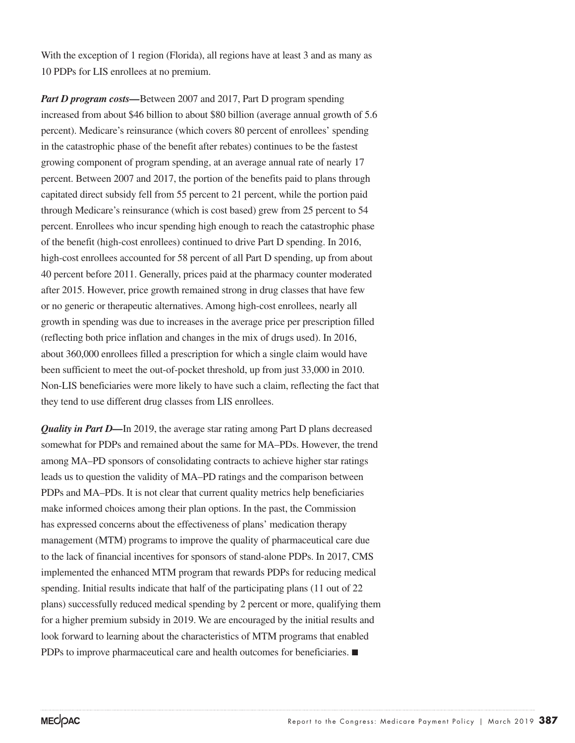With the exception of 1 region (Florida), all regions have at least 3 and as many as 10 PDPs for LIS enrollees at no premium.

***Part D program costs*—**Between 2007 and 2017, Part D program spending increased from about $46 billion to about $80 billion (average annual growth of 5.6 percent). Medicare's reinsurance (which covers 80 percent of enrollees' spending in the catastrophic phase of the benefit after rebates) continues to be the fastest growing component of program spending, at an average annual rate of nearly 17 percent. Between 2007 and 2017, the portion of the benefits paid to plans through capitated direct subsidy fell from 55 percent to 21 percent, while the portion paid through Medicare's reinsurance (which is cost based) grew from 25 percent to 54 percent. Enrollees who incur spending high enough to reach the catastrophic phase of the benefit (high-cost enrollees) continued to drive Part D spending. In 2016, high-cost enrollees accounted for 58 percent of all Part D spending, up from about 40 percent before 2011. Generally, prices paid at the pharmacy counter moderated after 2015. However, price growth remained strong in drug classes that have few or no generic or therapeutic alternatives. Among high-cost enrollees, nearly all growth in spending was due to increases in the average price per prescription filled (reflecting both price inflation and changes in the mix of drugs used). In 2016, about 360,000 enrollees filled a prescription for which a single claim would have been sufficient to meet the out-of-pocket threshold, up from just 33,000 in 2010. Non-LIS beneficiaries were more likely to have such a claim, reflecting the fact that they tend to use different drug classes from LIS enrollees.

***Quality in Part D*—**In 2019, the average star rating among Part D plans decreased somewhat for PDPs and remained about the same for MA–PDs. However, the trend among MA–PD sponsors of consolidating contracts to achieve higher star ratings leads us to question the validity of MA–PD ratings and the comparison between PDPs and MA–PDs. It is not clear that current quality metrics help beneficiaries make informed choices among their plan options. In the past, the Commission has expressed concerns about the effectiveness of plans' medication therapy management (MTM) programs to improve the quality of pharmaceutical care due to the lack of financial incentives for sponsors of stand-alone PDPs. In 2017, CMS implemented the enhanced MTM program that rewards PDPs for reducing medical spending. Initial results indicate that half of the participating plans (11 out of 22 plans) successfully reduced medical spending by 2 percent or more, qualifying them for a higher premium subsidy in 2019. We are encouraged by the initial results and look forward to learning about the characteristics of MTM programs that enabled PDPs to improve pharmaceutical care and health outcomes for beneficiaries. ■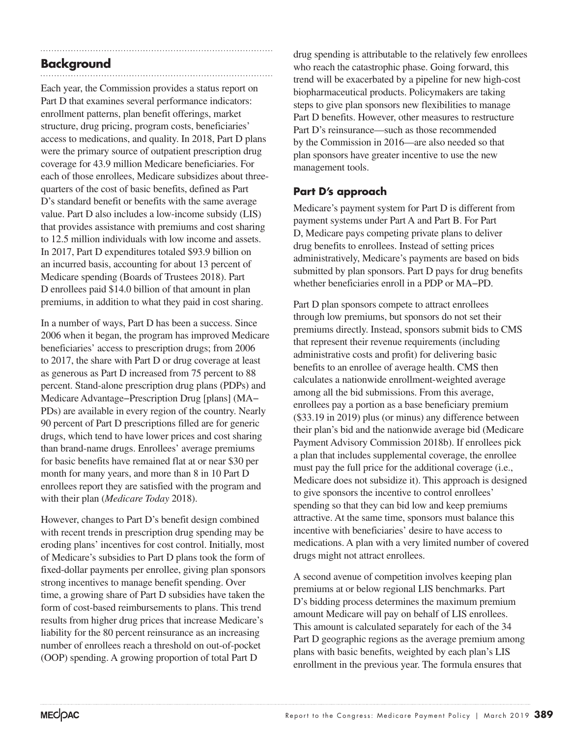## Background

Each year, the Commission provides a status report on Part D that examines several performance indicators: enrollment patterns, plan benefit offerings, market structure, drug pricing, program costs, beneficiaries' access to medications, and quality. In 2018, Part D plans were the primary source of outpatient prescription drug coverage for 43.9 million Medicare beneficiaries. For each of those enrollees, Medicare subsidizes about three-quarters of the cost of basic benefits, defined as Part D's standard benefit or benefits with the same average value. Part D also includes a low-income subsidy (LIS) that provides assistance with premiums and cost sharing to 12.5 million individuals with low income and assets. In 2017, Part D expenditures totaled $93.9 billion on an incurred basis, accounting for about 13 percent of Medicare spending (Boards of Trustees 2018). Part D enrollees paid $14.0 billion of that amount in plan premiums, in addition to what they paid in cost sharing.

In a number of ways, Part D has been a success. Since 2006 when it began, the program has improved Medicare beneficiaries' access to prescription drugs; from 2006 to 2017, the share with Part D or drug coverage at least as generous as Part D increased from 75 percent to 88 percent. Stand-alone prescription drug plans (PDPs) and Medicare Advantage–Prescription Drug [plans] (MA–PDs) are available in every region of the country. Nearly 90 percent of Part D prescriptions filled are for generic drugs, which tend to have lower prices and cost sharing than brand-name drugs. Enrollees' average premiums for basic benefits have remained flat at or near $30 per month for many years, and more than 8 in 10 Part D enrollees report they are satisfied with the program and with their plan (*Medicare Today* 2018).

However, changes to Part D's benefit design combined with recent trends in prescription drug spending may be eroding plans' incentives for cost control. Initially, most of Medicare's subsidies to Part D plans took the form of fixed-dollar payments per enrollee, giving plan sponsors strong incentives to manage benefit spending. Over time, a growing share of Part D subsidies have taken the form of cost-based reimbursements to plans. This trend results from higher drug prices that increase Medicare's liability for the 80 percent reinsurance as an increasing number of enrollees reach a threshold on out-of-pocket (OOP) spending. A growing proportion of total Part D drug spending is attributable to the relatively few enrollees who reach the catastrophic phase. Going forward, this trend will be exacerbated by a pipeline for new high-cost biopharmaceutical products. Policymakers are taking steps to give plan sponsors new flexibilities to manage Part D benefits. However, other measures to restructure Part D's reinsurance—such as those recommended by the Commission in 2016—are also needed so that plan sponsors have greater incentive to use the new management tools.

### Part D's approach

Medicare's payment system for Part D is different from payment systems under Part A and Part B. For Part D, Medicare pays competing private plans to deliver drug benefits to enrollees. Instead of setting prices administratively, Medicare's payments are based on bids submitted by plan sponsors. Part D pays for drug benefits whether beneficiaries enroll in a PDP or MA–PD.

Part D plan sponsors compete to attract enrollees through low premiums, but sponsors do not set their premiums directly. Instead, sponsors submit bids to CMS that represent their revenue requirements (including administrative costs and profit) for delivering basic benefits to an enrollee of average health. CMS then calculates a nationwide enrollment-weighted average among all the bid submissions. From this average, enrollees pay a portion as a base beneficiary premium ($33.19 in 2019) plus (or minus) any difference between their plan's bid and the nationwide average bid (Medicare Payment Advisory Commission 2018b). If enrollees pick a plan that includes supplemental coverage, the enrollee must pay the full price for the additional coverage (i.e., Medicare does not subsidize it). This approach is designed to give sponsors the incentive to control enrollees' spending so that they can bid low and keep premiums attractive. At the same time, sponsors must balance this incentive with beneficiaries' desire to have access to medications. A plan with a very limited number of covered drugs might not attract enrollees.

A second avenue of competition involves keeping plan premiums at or below regional LIS benchmarks. Part D's bidding process determines the maximum premium amount Medicare will pay on behalf of LIS enrollees. This amount is calculated separately for each of the 34 Part D geographic regions as the average premium among plans with basic benefits, weighted by each plan's LIS enrollment in the previous year. The formula ensures that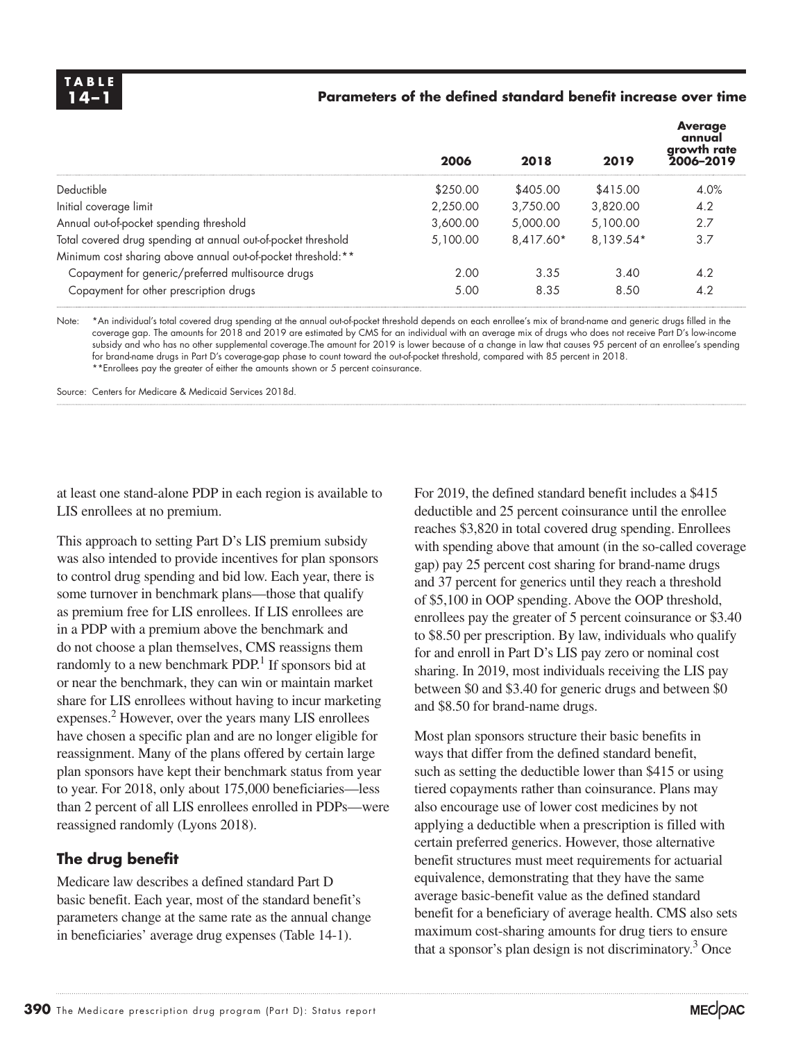**TABLE 14–1**

**Parameters of the defined standard benefit increase over time**

| | 2006 | 2018 | 2019 | Average annual growth rate 2006–2019 |
|---|---|---|---|---|
| Deductible | $250.00 | $405.00 | $415.00 | 4.0% |
| Initial coverage limit | 2,250.00 | 3,750.00 | 3,820.00 | 4.2 |
| Annual out-of-pocket spending threshold | 3,600.00 | 5,000.00 | 5,100.00 | 2.7 |
| Total covered drug spending at annual out-of-pocket threshold | 5,100.00 | 8,417.60* | 8,139.54* | 3.7 |
| Minimum cost sharing above annual out-of-pocket threshold:** | | | | |
| Copayment for generic/preferred multisource drugs | 2.00 | 3.35 | 3.40 | 4.2 |
| Copayment for other prescription drugs | 5.00 | 8.35 | 8.50 | 4.2 |

Note: *An individual's total covered drug spending at the annual out-of-pocket threshold depends on each enrollee's mix of brand-name and generic drugs filled in the coverage gap. The amounts for 2018 and 2019 are estimated by CMS for an individual with an average mix of drugs who does not receive Part D's low-income subsidy and who has no other supplemental coverage. The amount for 2019 is lower because of a change in law that causes 95 percent of an enrollee's spending for brand-name drugs in Part D's coverage-gap phase to count toward the out-of-pocket threshold, compared with 85 percent in 2018.
**Enrollees pay the greater of either the amounts shown or 5 percent coinsurance.

Source: Centers for Medicare & Medicaid Services 2018d.

at least one stand-alone PDP in each region is available to LIS enrollees at no premium.

This approach to setting Part D's LIS premium subsidy was also intended to provide incentives for plan sponsors to control drug spending and bid low. Each year, there is some turnover in benchmark plans—those that qualify as premium free for LIS enrollees. If LIS enrollees are in a PDP with a premium above the benchmark and do not choose a plan themselves, CMS reassigns them randomly to a new benchmark PDP.[1] If sponsors bid at or near the benchmark, they can win or maintain market share for LIS enrollees without having to incur marketing expenses.[2] However, over the years many LIS enrollees have chosen a specific plan and are no longer eligible for reassignment. Many of the plans offered by certain large plan sponsors have kept their benchmark status from year to year. For 2018, only about 175,000 beneficiaries—less than 2 percent of all LIS enrollees enrolled in PDPs—were reassigned randomly (Lyons 2018).

### The drug benefit

Medicare law describes a defined standard Part D basic benefit. Each year, most of the standard benefit's parameters change at the same rate as the annual change in beneficiaries' average drug expenses (Table 14-1).

For 2019, the defined standard benefit includes a $415 deductible and 25 percent coinsurance until the enrollee reaches $3,820 in total covered drug spending. Enrollees with spending above that amount (in the so-called coverage gap) pay 25 percent cost sharing for brand-name drugs and 37 percent for generics until they reach a threshold of $5,100 in OOP spending. Above the OOP threshold, enrollees pay the greater of 5 percent coinsurance or $3.40 to $8.50 per prescription. By law, individuals who qualify for and enroll in Part D's LIS pay zero or nominal cost sharing. In 2019, most individuals receiving the LIS pay between $0 and $3.40 for generic drugs and between $0 and $8.50 for brand-name drugs.

Most plan sponsors structure their basic benefits in ways that differ from the defined standard benefit, such as setting the deductible lower than $415 or using tiered copayments rather than coinsurance. Plans may also encourage use of lower cost medicines by not applying a deductible when a prescription is filled with certain preferred generics. However, those alternative benefit structures must meet requirements for actuarial equivalence, demonstrating that they have the same average basic-benefit value as the defined standard benefit for a beneficiary of average health. CMS also sets maximum cost-sharing amounts for drug tiers to ensure that a sponsor's plan design is not discriminatory.[3] Once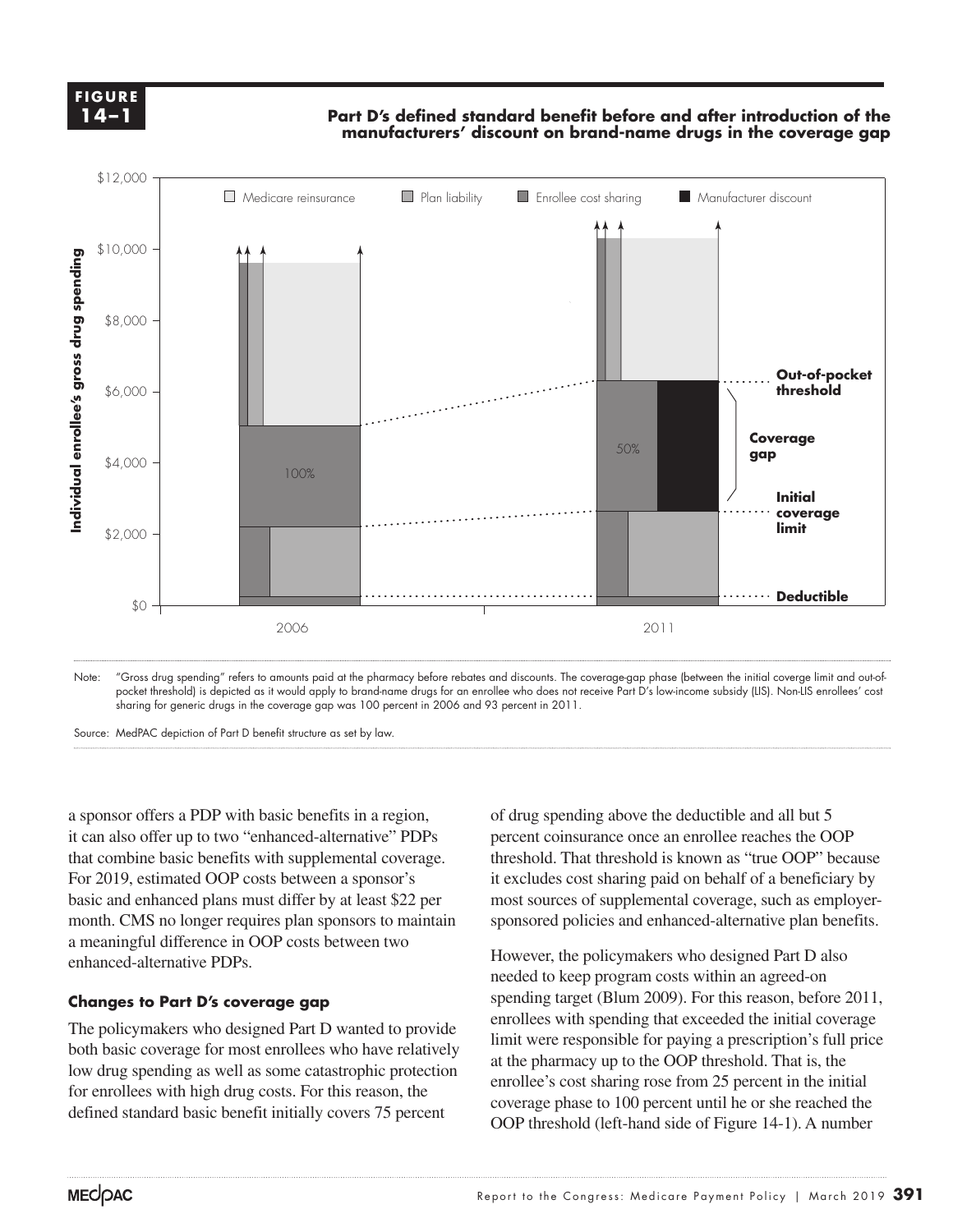**FIGURE 14–1**

**Part D's defined standard benefit before and after introduction of the manufacturers' discount on brand-name drugs in the coverage gap**

Note: "Gross drug spending" refers to amounts paid at the pharmacy before rebates and discounts. The coverage-gap phase (between the initial coverge limit and out-of-pocket threshold) is depicted as it would apply to brand-name drugs for an enrollee who does not receive Part D's low-income subsidy (LIS). Non-LIS enrollees' cost sharing for generic drugs in the coverage gap was 100 percent in 2006 and 93 percent in 2011.

Source: MedPAC depiction of Part D benefit structure as set by law.

a sponsor offers a PDP with basic benefits in a region, it can also offer up to two "enhanced-alternative" PDPs that combine basic benefits with supplemental coverage. For 2019, estimated OOP costs between a sponsor's basic and enhanced plans must differ by at least $22 per month. CMS no longer requires plan sponsors to maintain a meaningful difference in OOP costs between two enhanced-alternative PDPs.

### Changes to Part D's coverage gap

The policymakers who designed Part D wanted to provide both basic coverage for most enrollees who have relatively low drug spending as well as some catastrophic protection for enrollees with high drug costs. For this reason, the defined standard basic benefit initially covers 75 percent of drug spending above the deductible and all but 5 percent coinsurance once an enrollee reaches the OOP threshold. That threshold is known as "true OOP" because it excludes cost sharing paid on behalf of a beneficiary by most sources of supplemental coverage, such as employer-sponsored policies and enhanced-alternative plan benefits.

However, the policymakers who designed Part D also needed to keep program costs within an agreed-on spending target (Blum 2009). For this reason, before 2011, enrollees with spending that exceeded the initial coverage limit were responsible for paying a prescription's full price at the pharmacy up to the OOP threshold. That is, the enrollee's cost sharing rose from 25 percent in the initial coverage phase to 100 percent until he or she reached the OOP threshold (left-hand side of Figure 14-1). A number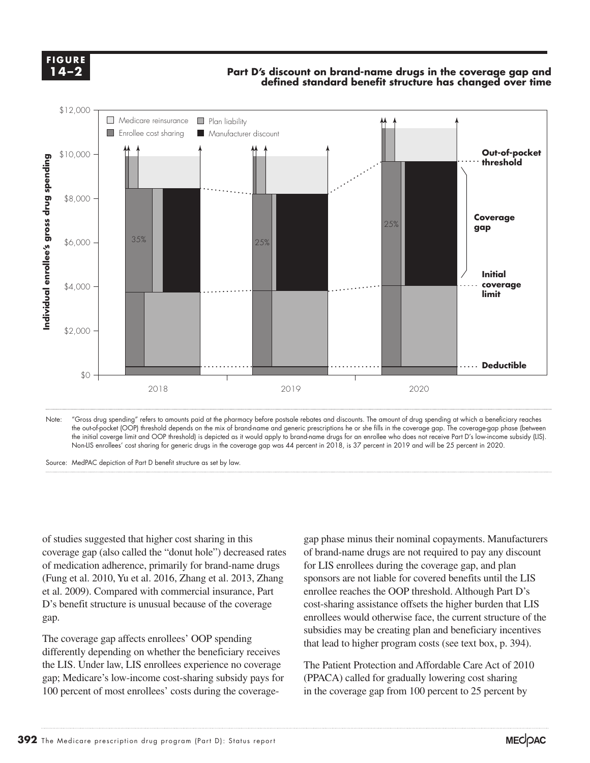**FIGURE 14–2**

**Part D's discount on brand-name drugs in the coverage gap and defined standard benefit structure has changed over time**

Note: "Gross drug spending" refers to amounts paid at the pharmacy before postsale rebates and discounts. The amount of drug spending at which a beneficiary reaches the out-of-pocket (OOP) threshold depends on the mix of brand-name and generic prescriptions he or she fills in the coverage gap. The coverage-gap phase (between the initial coverge limit and OOP threshold) is depicted as it would apply to brand-name drugs for an enrollee who does not receive Part D's low-income subsidy (LIS). Non-LIS enrollees' cost sharing for generic drugs in the coverage gap was 44 percent in 2018, is 37 percent in 2019 and will be 25 percent in 2020.

Source: MedPAC depiction of Part D benefit structure as set by law.

of studies suggested that higher cost sharing in this coverage gap (also called the "donut hole") decreased rates of medication adherence, primarily for brand-name drugs (Fung et al. 2010, Yu et al. 2016, Zhang et al. 2013, Zhang et al. 2009). Compared with commercial insurance, Part D's benefit structure is unusual because of the coverage gap.

The coverage gap affects enrollees' OOP spending differently depending on whether the beneficiary receives the LIS. Under law, LIS enrollees experience no coverage gap; Medicare's low-income cost-sharing subsidy pays for 100 percent of most enrollees' costs during the coverage-gap phase minus their nominal copayments. Manufacturers of brand-name drugs are not required to pay any discount for LIS enrollees during the coverage gap, and plan sponsors are not liable for covered benefits until the LIS enrollee reaches the OOP threshold. Although Part D's cost-sharing assistance offsets the higher burden that LIS enrollees would otherwise face, the current structure of the subsidies may be creating plan and beneficiary incentives that lead to higher program costs (see text box, p. 394).

The Patient Protection and Affordable Care Act of 2010 (PPACA) called for gradually lowering cost sharing in the coverage gap from 100 percent to 25 percent by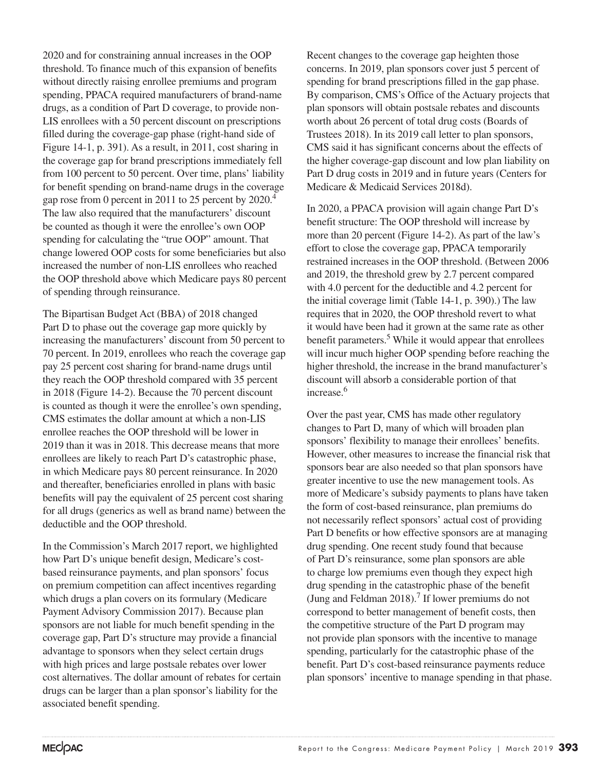2020 and for constraining annual increases in the OOP threshold. To finance much of this expansion of benefits without directly raising enrollee premiums and program spending, PPACA required manufacturers of brand-name drugs, as a condition of Part D coverage, to provide non-LIS enrollees with a 50 percent discount on prescriptions filled during the coverage-gap phase (right-hand side of Figure 14-1, p. 391). As a result, in 2011, cost sharing in the coverage gap for brand prescriptions immediately fell from 100 percent to 50 percent. Over time, plans' liability for benefit spending on brand-name drugs in the coverage gap rose from 0 percent in 2011 to 25 percent by 2020.[4] The law also required that the manufacturers' discount be counted as though it were the enrollee's own OOP spending for calculating the "true OOP" amount. That change lowered OOP costs for some beneficiaries but also increased the number of non-LIS enrollees who reached the OOP threshold above which Medicare pays 80 percent of spending through reinsurance.

The Bipartisan Budget Act (BBA) of 2018 changed Part D to phase out the coverage gap more quickly by increasing the manufacturers' discount from 50 percent to 70 percent. In 2019, enrollees who reach the coverage gap pay 25 percent cost sharing for brand-name drugs until they reach the OOP threshold compared with 35 percent in 2018 (Figure 14-2). Because the 70 percent discount is counted as though it were the enrollee's own spending, CMS estimates the dollar amount at which a non-LIS enrollee reaches the OOP threshold will be lower in 2019 than it was in 2018. This decrease means that more enrollees are likely to reach Part D's catastrophic phase, in which Medicare pays 80 percent reinsurance. In 2020 and thereafter, beneficiaries enrolled in plans with basic benefits will pay the equivalent of 25 percent cost sharing for all drugs (generics as well as brand name) between the deductible and the OOP threshold.

In the Commission's March 2017 report, we highlighted how Part D's unique benefit design, Medicare's cost-based reinsurance payments, and plan sponsors' focus on premium competition can affect incentives regarding which drugs a plan covers on its formulary (Medicare Payment Advisory Commission 2017). Because plan sponsors are not liable for much benefit spending in the coverage gap, Part D's structure may provide a financial advantage to sponsors when they select certain drugs with high prices and large postsale rebates over lower cost alternatives. The dollar amount of rebates for certain drugs can be larger than a plan sponsor's liability for the associated benefit spending.

Recent changes to the coverage gap heighten those concerns. In 2019, plan sponsors cover just 5 percent of spending for brand prescriptions filled in the gap phase. By comparison, CMS's Office of the Actuary projects that plan sponsors will obtain postsale rebates and discounts worth about 26 percent of total drug costs (Boards of Trustees 2018). In its 2019 call letter to plan sponsors, CMS said it has significant concerns about the effects of the higher coverage-gap discount and low plan liability on Part D drug costs in 2019 and in future years (Centers for Medicare & Medicaid Services 2018d).

In 2020, a PPACA provision will again change Part D's benefit structure: The OOP threshold will increase by more than 20 percent (Figure 14-2). As part of the law's effort to close the coverage gap, PPACA temporarily restrained increases in the OOP threshold. (Between 2006 and 2019, the threshold grew by 2.7 percent compared with 4.0 percent for the deductible and 4.2 percent for the initial coverage limit (Table 14-1, p. 390).) The law requires that in 2020, the OOP threshold revert to what it would have been had it grown at the same rate as other benefit parameters.[5] While it would appear that enrollees will incur much higher OOP spending before reaching the higher threshold, the increase in the brand manufacturer's discount will absorb a considerable portion of that increase.[6]

Over the past year, CMS has made other regulatory changes to Part D, many of which will broaden plan sponsors' flexibility to manage their enrollees' benefits. However, other measures to increase the financial risk that sponsors bear are also needed so that plan sponsors have greater incentive to use the new management tools. As more of Medicare's subsidy payments to plans have taken the form of cost-based reinsurance, plan premiums do not necessarily reflect sponsors' actual cost of providing Part D benefits or how effective sponsors are at managing drug spending. One recent study found that because of Part D's reinsurance, some plan sponsors are able to charge low premiums even though they expect high drug spending in the catastrophic phase of the benefit (Jung and Feldman 2018).[7] If lower premiums do not correspond to better management of benefit costs, then the competitive structure of the Part D program may not provide plan sponsors with the incentive to manage spending, particularly for the catastrophic phase of the benefit. Part D's cost-based reinsurance payments reduce plan sponsors' incentive to manage spending in that phase.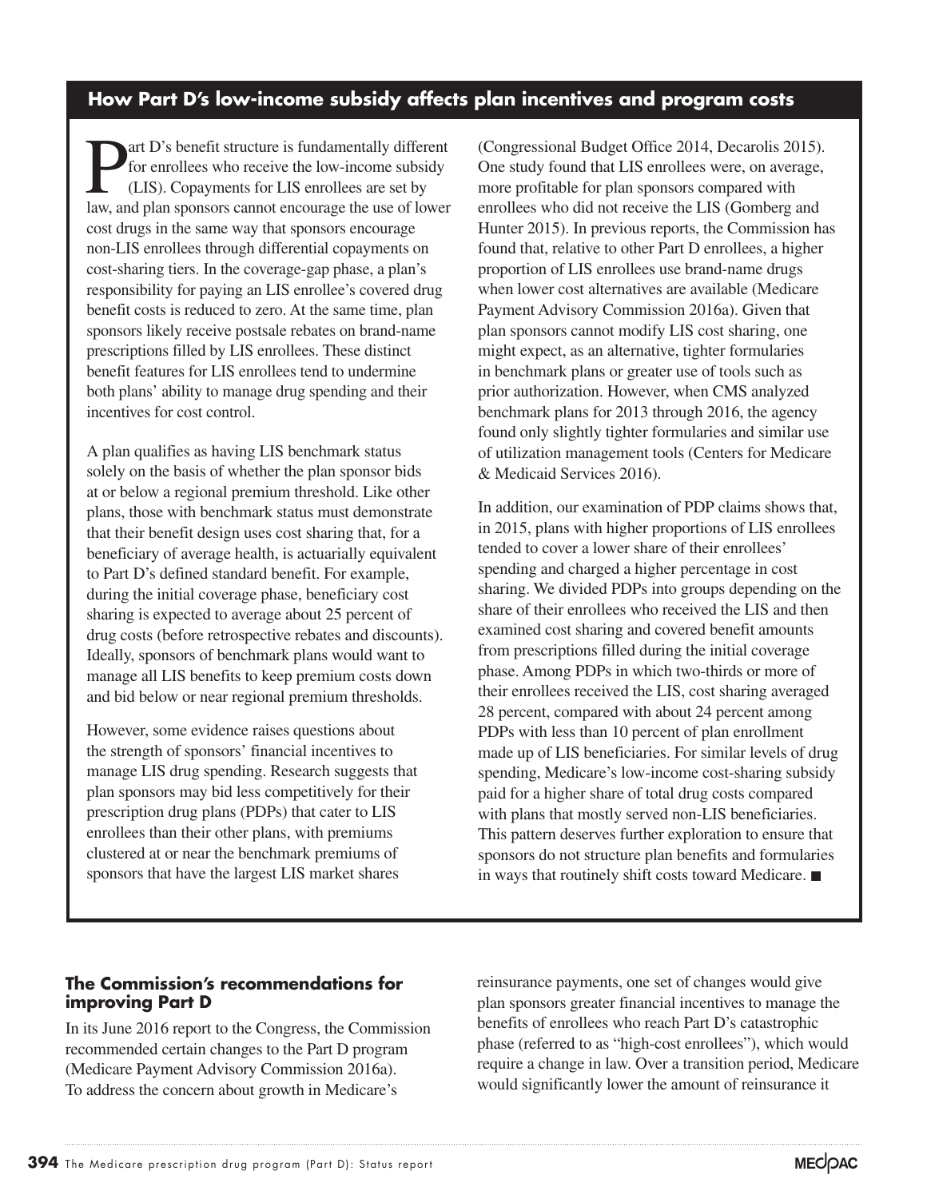## How Part D's low-income subsidy affects plan incentives and program costs

Part D's benefit structure is fundamentally different for enrollees who receive the low-income subsidy (LIS). Copayments for LIS enrollees are set by law, and plan sponsors cannot encourage the use of lower cost drugs in the same way that sponsors encourage non-LIS enrollees through differential copayments on cost-sharing tiers. In the coverage-gap phase, a plan's responsibility for paying an LIS enrollee's covered drug benefit costs is reduced to zero. At the same time, plan sponsors likely receive postsale rebates on brand-name prescriptions filled by LIS enrollees. These distinct benefit features for LIS enrollees tend to undermine both plans' ability to manage drug spending and their incentives for cost control.

A plan qualifies as having LIS benchmark status solely on the basis of whether the plan sponsor bids at or below a regional premium threshold. Like other plans, those with benchmark status must demonstrate that their benefit design uses cost sharing that, for a beneficiary of average health, is actuarially equivalent to Part D's defined standard benefit. For example, during the initial coverage phase, beneficiary cost sharing is expected to average about 25 percent of drug costs (before retrospective rebates and discounts). Ideally, sponsors of benchmark plans would want to manage all LIS benefits to keep premium costs down and bid below or near regional premium thresholds.

However, some evidence raises questions about the strength of sponsors' financial incentives to manage LIS drug spending. Research suggests that plan sponsors may bid less competitively for their prescription drug plans (PDPs) that cater to LIS enrollees than their other plans, with premiums clustered at or near the benchmark premiums of sponsors that have the largest LIS market shares (Congressional Budget Office 2014, Decarolis 2015). One study found that LIS enrollees were, on average, more profitable for plan sponsors compared with enrollees who did not receive the LIS (Gomberg and Hunter 2015). In previous reports, the Commission has found that, relative to other Part D enrollees, a higher proportion of LIS enrollees use brand-name drugs when lower cost alternatives are available (Medicare Payment Advisory Commission 2016a). Given that plan sponsors cannot modify LIS cost sharing, one might expect, as an alternative, tighter formularies in benchmark plans or greater use of tools such as prior authorization. However, when CMS analyzed benchmark plans for 2013 through 2016, the agency found only slightly tighter formularies and similar use of utilization management tools (Centers for Medicare & Medicaid Services 2016).

In addition, our examination of PDP claims shows that, in 2015, plans with higher proportions of LIS enrollees tended to cover a lower share of their enrollees' spending and charged a higher percentage in cost sharing. We divided PDPs into groups depending on the share of their enrollees who received the LIS and then examined cost sharing and covered benefit amounts from prescriptions filled during the initial coverage phase. Among PDPs in which two-thirds or more of their enrollees received the LIS, cost sharing averaged 28 percent, compared with about 24 percent among PDPs with less than 10 percent of plan enrollment made up of LIS beneficiaries. For similar levels of drug spending, Medicare's low-income cost-sharing subsidy paid for a higher share of total drug costs compared with plans that mostly served non-LIS beneficiaries. This pattern deserves further exploration to ensure that sponsors do not structure plan benefits and formularies in ways that routinely shift costs toward Medicare. ■

### The Commission's recommendations for improving Part D

In its June 2016 report to the Congress, the Commission recommended certain changes to the Part D program (Medicare Payment Advisory Commission 2016a). To address the concern about growth in Medicare's reinsurance payments, one set of changes would give plan sponsors greater financial incentives to manage the benefits of enrollees who reach Part D's catastrophic phase (referred to as "high-cost enrollees"), which would require a change in law. Over a transition period, Medicare would significantly lower the amount of reinsurance it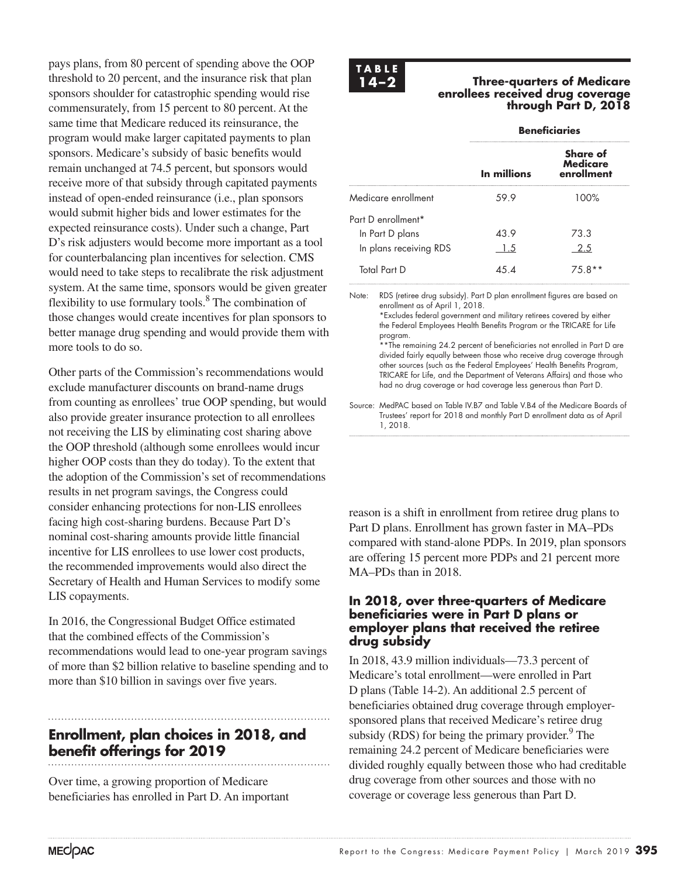pays plans, from 80 percent of spending above the OOP threshold to 20 percent, and the insurance risk that plan sponsors shoulder for catastrophic spending would rise commensurately, from 15 percent to 80 percent. At the same time that Medicare reduced its reinsurance, the program would make larger capitated payments to plan sponsors. Medicare's subsidy of basic benefits would remain unchanged at 74.5 percent, but sponsors would receive more of that subsidy through capitated payments instead of open-ended reinsurance (i.e., plan sponsors would submit higher bids and lower estimates for the expected reinsurance costs). Under such a change, Part D's risk adjusters would become more important as a tool for counterbalancing plan incentives for selection. CMS would need to take steps to recalibrate the risk adjustment system. At the same time, sponsors would be given greater flexibility to use formulary tools.[8] The combination of those changes would create incentives for plan sponsors to better manage drug spending and would provide them with more tools to do so.

Other parts of the Commission's recommendations would exclude manufacturer discounts on brand-name drugs from counting as enrollees' true OOP spending, but would also provide greater insurance protection to all enrollees not receiving the LIS by eliminating cost sharing above the OOP threshold (although some enrollees would incur higher OOP costs than they do today). To the extent that the adoption of the Commission's set of recommendations results in net program savings, the Congress could consider enhancing protections for non-LIS enrollees facing high cost-sharing burdens. Because Part D's nominal cost-sharing amounts provide little financial incentive for LIS enrollees to use lower cost products, the recommended improvements would also direct the Secretary of Health and Human Services to modify some LIS copayments.

In 2016, the Congressional Budget Office estimated that the combined effects of the Commission's recommendations would lead to one-year program savings of more than $2 billion relative to baseline spending and to more than $10 billion in savings over five years.

## Enrollment, plan choices in 2018, and benefit offerings for 2019

Over time, a growing proportion of Medicare beneficiaries has enrolled in Part D. An important reason is a shift in enrollment from retiree drug plans to Part D plans. Enrollment has grown faster in MA–PDs compared with stand-alone PDPs. In 2019, plan sponsors are offering 15 percent more PDPs and 21 percent more MA–PDs than in 2018.

**TABLE 14–2** **Three-quarters of Medicare enrollees received drug coverage through Part D, 2018**

| | Beneficiaries | |
|---|---|---|
| | In millions | Share of Medicare enrollment |
| Medicare enrollment | 59.9 | 100% |
| Part D enrollment* | | |
| In Part D plans | 43.9 | 73.3 |
| In plans receiving RDS | 1.5 | 2.5 |
| Total Part D | 45.4 | 75.8** |

Note: RDS (retiree drug subsidy). Part D plan enrollment figures are based on enrollment as of April 1, 2018.
*Excludes federal government and military retirees covered by either the Federal Employees Health Benefits Program or the TRICARE for Life program.
**The remaining 24.2 percent of beneficiaries not enrolled in Part D are divided fairly equally between those who receive drug coverage through other sources (such as the Federal Employees' Health Benefits Program, TRICARE for Life, and the Department of Veterans Affairs) and those who had no drug coverage or had coverage less generous than Part D.

Source: MedPAC based on Table IV.B7 and Table V.B4 of the Medicare Boards of Trustees' report for 2018 and monthly Part D enrollment data as of April 1, 2018.

### In 2018, over three-quarters of Medicare beneficiaries were in Part D plans or employer plans that received the retiree drug subsidy

In 2018, 43.9 million individuals—73.3 percent of Medicare's total enrollment—were enrolled in Part D plans (Table 14-2). An additional 2.5 percent of beneficiaries obtained drug coverage through employer-sponsored plans that received Medicare's retiree drug subsidy (RDS) for being the primary provider.[9] The remaining 24.2 percent of Medicare beneficiaries were divided roughly equally between those who had creditable drug coverage from other sources and those with no coverage or coverage less generous than Part D.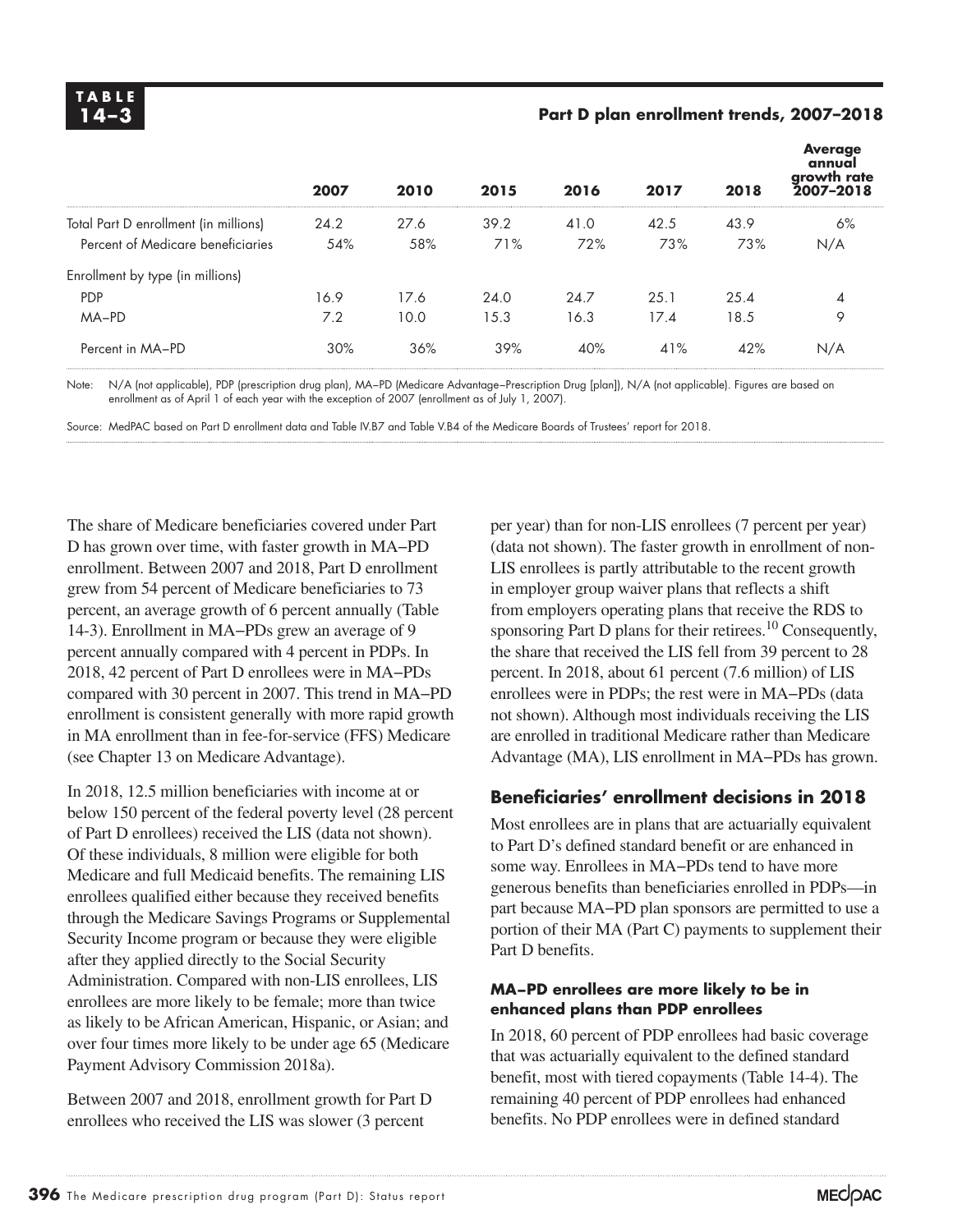**TABLE 14–3**

**Part D plan enrollment trends, 2007–2018**

| | 2007 | 2010 | 2015 | 2016 | 2017 | 2018 | Average annual growth rate 2007–2018 |
|---|---|---|---|---|---|---|---|
| Total Part D enrollment (in millions) | 24.2 | 27.6 | 39.2 | 41.0 | 42.5 | 43.9 | 6% |
| Percent of Medicare beneficiaries | 54% | 58% | 71% | 72% | 73% | 73% | N/A |
| Enrollment by type (in millions) | | | | | | | |
| PDP | 16.9 | 17.6 | 24.0 | 24.7 | 25.1 | 25.4 | 4 |
| MA–PD | 7.2 | 10.0 | 15.3 | 16.3 | 17.4 | 18.5 | 9 |
| Percent in MA–PD | 30% | 36% | 39% | 40% | 41% | 42% | N/A |

Note: N/A (not applicable), PDP (prescription drug plan), MA–PD (Medicare Advantage–Prescription Drug [plan]), N/A (not applicable). Figures are based on enrollment as of April 1 of each year with the exception of 2007 (enrollment as of July 1, 2007).

Source: MedPAC based on Part D enrollment data and Table IV.B7 and Table V.B4 of the Medicare Boards of Trustees' report for 2018.

The share of Medicare beneficiaries covered under Part D has grown over time, with faster growth in MA–PD enrollment. Between 2007 and 2018, Part D enrollment grew from 54 percent of Medicare beneficiaries to 73 percent, an average growth of 6 percent annually (Table 14-3). Enrollment in MA–PDs grew an average of 9 percent annually compared with 4 percent in PDPs. In 2018, 42 percent of Part D enrollees were in MA–PDs compared with 30 percent in 2007. This trend in MA–PD enrollment is consistent generally with more rapid growth in MA enrollment than in fee-for-service (FFS) Medicare (see Chapter 13 on Medicare Advantage).

In 2018, 12.5 million beneficiaries with income at or below 150 percent of the federal poverty level (28 percent of Part D enrollees) received the LIS (data not shown). Of these individuals, 8 million were eligible for both Medicare and full Medicaid benefits. The remaining LIS enrollees qualified either because they received benefits through the Medicare Savings Programs or Supplemental Security Income program or because they were eligible after they applied directly to the Social Security Administration. Compared with non-LIS enrollees, LIS enrollees are more likely to be female; more than twice as likely to be African American, Hispanic, or Asian; and over four times more likely to be under age 65 (Medicare Payment Advisory Commission 2018a).

Between 2007 and 2018, enrollment growth for Part D enrollees who received the LIS was slower (3 percent per year) than for non-LIS enrollees (7 percent per year) (data not shown). The faster growth in enrollment of non-LIS enrollees is partly attributable to the recent growth in employer group waiver plans that reflects a shift from employers operating plans that receive the RDS to sponsoring Part D plans for their retirees.[10] Consequently, the share that received the LIS fell from 39 percent to 28 percent. In 2018, about 61 percent (7.6 million) of LIS enrollees were in PDPs; the rest were in MA–PDs (data not shown). Although most individuals receiving the LIS are enrolled in traditional Medicare rather than Medicare Advantage (MA), LIS enrollment in MA–PDs has grown.

## Beneficiaries' enrollment decisions in 2018

Most enrollees are in plans that are actuarially equivalent to Part D's defined standard benefit or are enhanced in some way. Enrollees in MA–PDs tend to have more generous benefits than beneficiaries enrolled in PDPs—in part because MA–PD plan sponsors are permitted to use a portion of their MA (Part C) payments to supplement their Part D benefits.

### MA–PD enrollees are more likely to be in enhanced plans than PDP enrollees

In 2018, 60 percent of PDP enrollees had basic coverage that was actuarially equivalent to the defined standard benefit, most with tiered copayments (Table 14-4). The remaining 40 percent of PDP enrollees had enhanced benefits. No PDP enrollees were in defined standard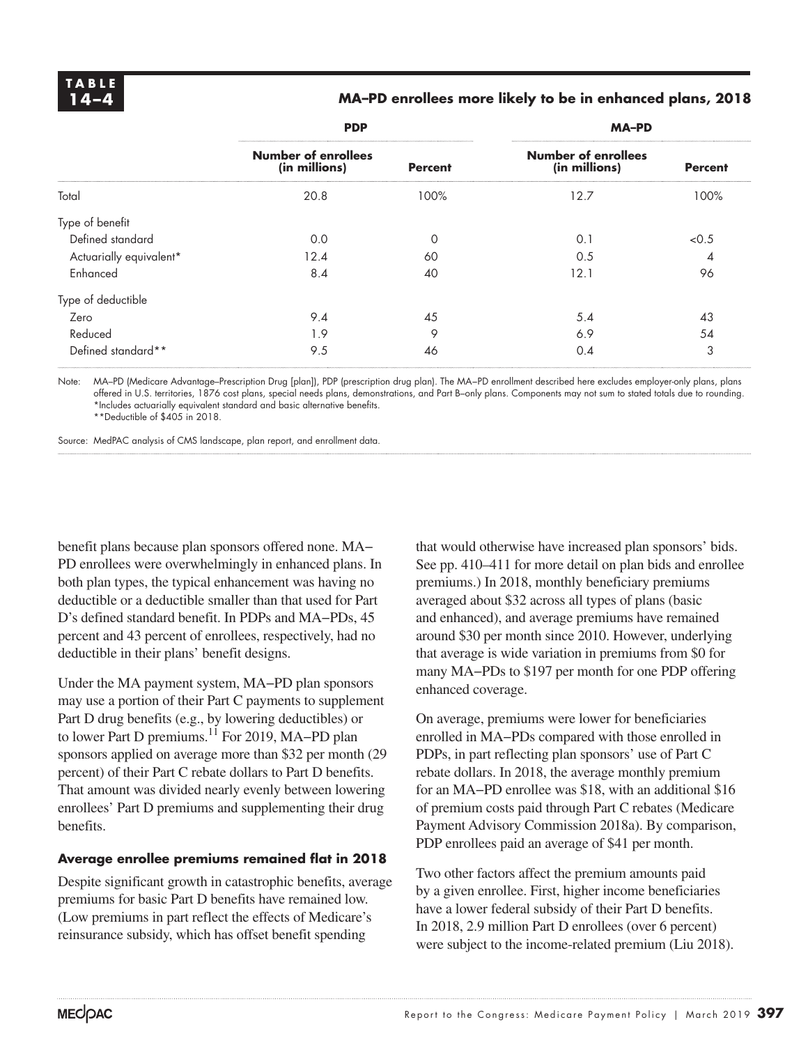**TABLE 14–4**

**MA–PD enrollees more likely to be in enhanced plans, 2018**

| | PDP | | MA–PD | |
|---|---|---|---|---|
| | Number of enrollees (in millions) | Percent | Number of enrollees (in millions) | Percent |
| Total | 20.8 | 100% | 12.7 | 100% |
| Type of benefit | | | | |
| Defined standard | 0.0 | 0 | 0.1 | <0.5 |
| Actuarially equivalent* | 12.4 | 60 | 0.5 | 4 |
| Enhanced | 8.4 | 40 | 12.1 | 96 |
| Type of deductible | | | | |
| Zero | 9.4 | 45 | 5.4 | 43 |
| Reduced | 1.9 | 9 | 6.9 | 54 |
| Defined standard** | 9.5 | 46 | 0.4 | 3 |

Note: MA–PD (Medicare Advantage–Prescription Drug [plan]), PDP (prescription drug plan). The MA–PD enrollment described here excludes employer-only plans, plans offered in U.S. territories, 1876 cost plans, special needs plans, demonstrations, and Part B–only plans. Components may not sum to stated totals due to rounding.
*Includes actuarially equivalent standard and basic alternative benefits.
**Deductible of $405 in 2018.

Source: MedPAC analysis of CMS landscape, plan report, and enrollment data.

benefit plans because plan sponsors offered none. MA–PD enrollees were overwhelmingly in enhanced plans. In both plan types, the typical enhancement was having no deductible or a deductible smaller than that used for Part D's defined standard benefit. In PDPs and MA–PDs, 45 percent and 43 percent of enrollees, respectively, had no deductible in their plans' benefit designs.

Under the MA payment system, MA–PD plan sponsors may use a portion of their Part C payments to supplement Part D drug benefits (e.g., by lowering deductibles) or to lower Part D premiums.[11] For 2019, MA–PD plan sponsors applied on average more than $32 per month (29 percent) of their Part C rebate dollars to Part D benefits. That amount was divided nearly evenly between lowering enrollees' Part D premiums and supplementing their drug benefits.

#### Average enrollee premiums remained flat in 2018

Despite significant growth in catastrophic benefits, average premiums for basic Part D benefits have remained low. (Low premiums in part reflect the effects of Medicare's reinsurance subsidy, which has offset benefit spending that would otherwise have increased plan sponsors' bids. See pp. 410–411 for more detail on plan bids and enrollee premiums.) In 2018, monthly beneficiary premiums averaged about $32 across all types of plans (basic and enhanced), and average premiums have remained around $30 per month since 2010. However, underlying that average is wide variation in premiums from $0 for many MA–PDs to $197 per month for one PDP offering enhanced coverage.

On average, premiums were lower for beneficiaries enrolled in MA–PDs compared with those enrolled in PDPs, in part reflecting plan sponsors' use of Part C rebate dollars. In 2018, the average monthly premium for an MA–PD enrollee was $18, with an additional $16 of premium costs paid through Part C rebates (Medicare Payment Advisory Commission 2018a). By comparison, PDP enrollees paid an average of $41 per month.

Two other factors affect the premium amounts paid by a given enrollee. First, higher income beneficiaries have a lower federal subsidy of their Part D benefits. In 2018, 2.9 million Part D enrollees (over 6 percent) were subject to the income-related premium (Liu 2018).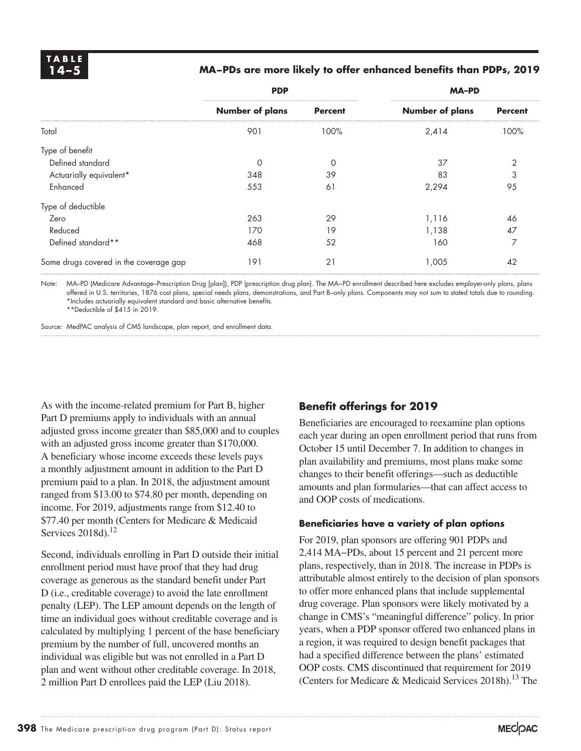**TABLE 14–5**

**MA–PDs are more likely to offer enhanced benefits than PDPs, 2019**

| | PDP | | MA–PD | |
|---|---|---|---|---|
| | **Number of plans** | **Percent** | **Number of plans** | **Percent** |
| Total | 901 | 100% | 2,414 | 100% |
| Type of benefit | | | | |
| Defined standard | 0 | 0 | 37 | 2 |
| Actuarially equivalent* | 348 | 39 | 83 | 3 |
| Enhanced | 553 | 61 | 2,294 | 95 |
| Type of deductible | | | | |
| Zero | 263 | 29 | 1,116 | 46 |
| Reduced | 170 | 19 | 1,138 | 47 |
| Defined standard** | 468 | 52 | 160 | 7 |
| Some drugs covered in the coverage gap | 191 | 21 | 1,005 | 42 |

Note: MA–PD (Medicare Advantage–Prescription Drug [plan]), PDP (prescription drug plan). The MA–PD enrollment described here excludes employer-only plans, plans offered in U.S. territories, 1876 cost plans, special needs plans, demonstrations, and Part B–only plans. Components may not sum to stated totals due to rounding.
*Includes actuarially equivalent standard and basic alternative benefits.
**Deductible of $415 in 2019.

Source: MedPAC analysis of CMS landscape, plan report, and enrollment data.

As with the income-related premium for Part B, higher Part D premiums apply to individuals with an annual adjusted gross income greater than $85,000 and to couples with an adjusted gross income greater than $170,000. A beneficiary whose income exceeds these levels pays a monthly adjustment amount in addition to the Part D premium paid to a plan. In 2018, the adjustment amount ranged from $13.00 to $74.80 per month, depending on income. For 2019, adjustments range from $12.40 to $77.40 per month (Centers for Medicare & Medicaid Services 2018d).[12]

Second, individuals enrolling in Part D outside their initial enrollment period must have proof that they had drug coverage as generous as the standard benefit under Part D (i.e., creditable coverage) to avoid the late enrollment penalty (LEP). The LEP amount depends on the length of time an individual goes without creditable coverage and is calculated by multiplying 1 percent of the base beneficiary premium by the number of full, uncovered months an individual was eligible but was not enrolled in a Part D plan and went without other creditable coverage. In 2018, 2 million Part D enrollees paid the LEP (Liu 2018).

## Benefit offerings for 2019

Beneficiaries are encouraged to reexamine plan options each year during an open enrollment period that runs from October 15 until December 7. In addition to changes in plan availability and premiums, most plans make some changes to their benefit offerings—such as deductible amounts and plan formularies—that can affect access to and OOP costs of medications.

### Beneficiaries have a variety of plan options

For 2019, plan sponsors are offering 901 PDPs and 2,414 MA–PDs, about 15 percent and 21 percent more plans, respectively, than in 2018. The increase in PDPs is attributable almost entirely to the decision of plan sponsors to offer more enhanced plans that include supplemental drug coverage. Plan sponsors were likely motivated by a change in CMS's "meaningful difference" policy. In prior years, when a PDP sponsor offered two enhanced plans in a region, it was required to design benefit packages that had a specified difference between the plans' estimated OOP costs. CMS discontinued that requirement for 2019 (Centers for Medicare & Medicaid Services 2018h).[13] The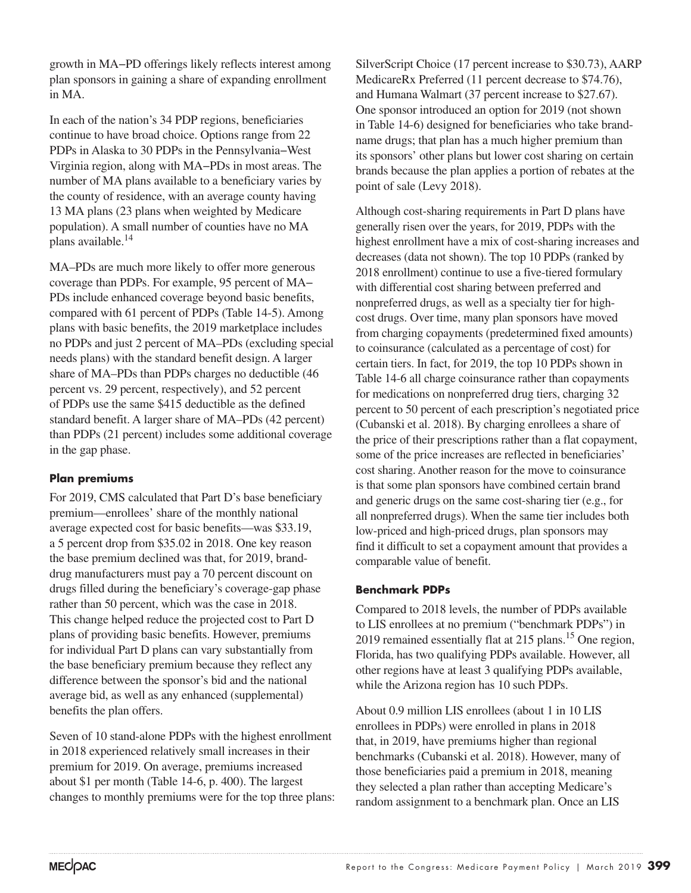growth in MA–PD offerings likely reflects interest among plan sponsors in gaining a share of expanding enrollment in MA.

In each of the nation's 34 PDP regions, beneficiaries continue to have broad choice. Options range from 22 PDPs in Alaska to 30 PDPs in the Pennsylvania–West Virginia region, along with MA–PDs in most areas. The number of MA plans available to a beneficiary varies by the county of residence, with an average county having 13 MA plans (23 plans when weighted by Medicare population). A small number of counties have no MA plans available.[14]

MA–PDs are much more likely to offer more generous coverage than PDPs. For example, 95 percent of MA–PDs include enhanced coverage beyond basic benefits, compared with 61 percent of PDPs (Table 14-5). Among plans with basic benefits, the 2019 marketplace includes no PDPs and just 2 percent of MA–PDs (excluding special needs plans) with the standard benefit design. A larger share of MA–PDs than PDPs charges no deductible (46 percent vs. 29 percent, respectively), and 52 percent of PDPs use the same $415 deductible as the defined standard benefit. A larger share of MA–PDs (42 percent) than PDPs (21 percent) includes some additional coverage in the gap phase.

### Plan premiums

For 2019, CMS calculated that Part D's base beneficiary premium—enrollees' share of the monthly national average expected cost for basic benefits—was $33.19, a 5 percent drop from $35.02 in 2018. One key reason the base premium declined was that, for 2019, brand-drug manufacturers must pay a 70 percent discount on drugs filled during the beneficiary's coverage-gap phase rather than 50 percent, which was the case in 2018. This change helped reduce the projected cost to Part D plans of providing basic benefits. However, premiums for individual Part D plans can vary substantially from the base beneficiary premium because they reflect any difference between the sponsor's bid and the national average bid, as well as any enhanced (supplemental) benefits the plan offers.

Seven of 10 stand-alone PDPs with the highest enrollment in 2018 experienced relatively small increases in their premium for 2019. On average, premiums increased about $1 per month (Table 14-6, p. 400). The largest changes to monthly premiums were for the top three plans: SilverScript Choice (17 percent increase to $30.73), AARP MedicareRx Preferred (11 percent decrease to $74.76), and Humana Walmart (37 percent increase to $27.67). One sponsor introduced an option for 2019 (not shown in Table 14-6) designed for beneficiaries who take brand-name drugs; that plan has a much higher premium than its sponsors' other plans but lower cost sharing on certain brands because the plan applies a portion of rebates at the point of sale (Levy 2018).

Although cost-sharing requirements in Part D plans have generally risen over the years, for 2019, PDPs with the highest enrollment have a mix of cost-sharing increases and decreases (data not shown). The top 10 PDPs (ranked by 2018 enrollment) continue to use a five-tiered formulary with differential cost sharing between preferred and nonpreferred drugs, as well as a specialty tier for high-cost drugs. Over time, many plan sponsors have moved from charging copayments (predetermined fixed amounts) to coinsurance (calculated as a percentage of cost) for certain tiers. In fact, for 2019, the top 10 PDPs shown in Table 14-6 all charge coinsurance rather than copayments for medications on nonpreferred drug tiers, charging 32 percent to 50 percent of each prescription's negotiated price (Cubanski et al. 2018). By charging enrollees a share of the price of their prescriptions rather than a flat copayment, some of the price increases are reflected in beneficiaries' cost sharing. Another reason for the move to coinsurance is that some plan sponsors have combined certain brand and generic drugs on the same cost-sharing tier (e.g., for all nonpreferred drugs). When the same tier includes both low-priced and high-priced drugs, plan sponsors may find it difficult to set a copayment amount that provides a comparable value of benefit.

### Benchmark PDPs

Compared to 2018 levels, the number of PDPs available to LIS enrollees at no premium ("benchmark PDPs") in 2019 remained essentially flat at 215 plans.[15] One region, Florida, has two qualifying PDPs available. However, all other regions have at least 3 qualifying PDPs available, while the Arizona region has 10 such PDPs.

About 0.9 million LIS enrollees (about 1 in 10 LIS enrollees in PDPs) were enrolled in plans in 2018 that, in 2019, have premiums higher than regional benchmarks (Cubanski et al. 2018). However, many of those beneficiaries paid a premium in 2018, meaning they selected a plan rather than accepting Medicare's random assignment to a benchmark plan. Once an LIS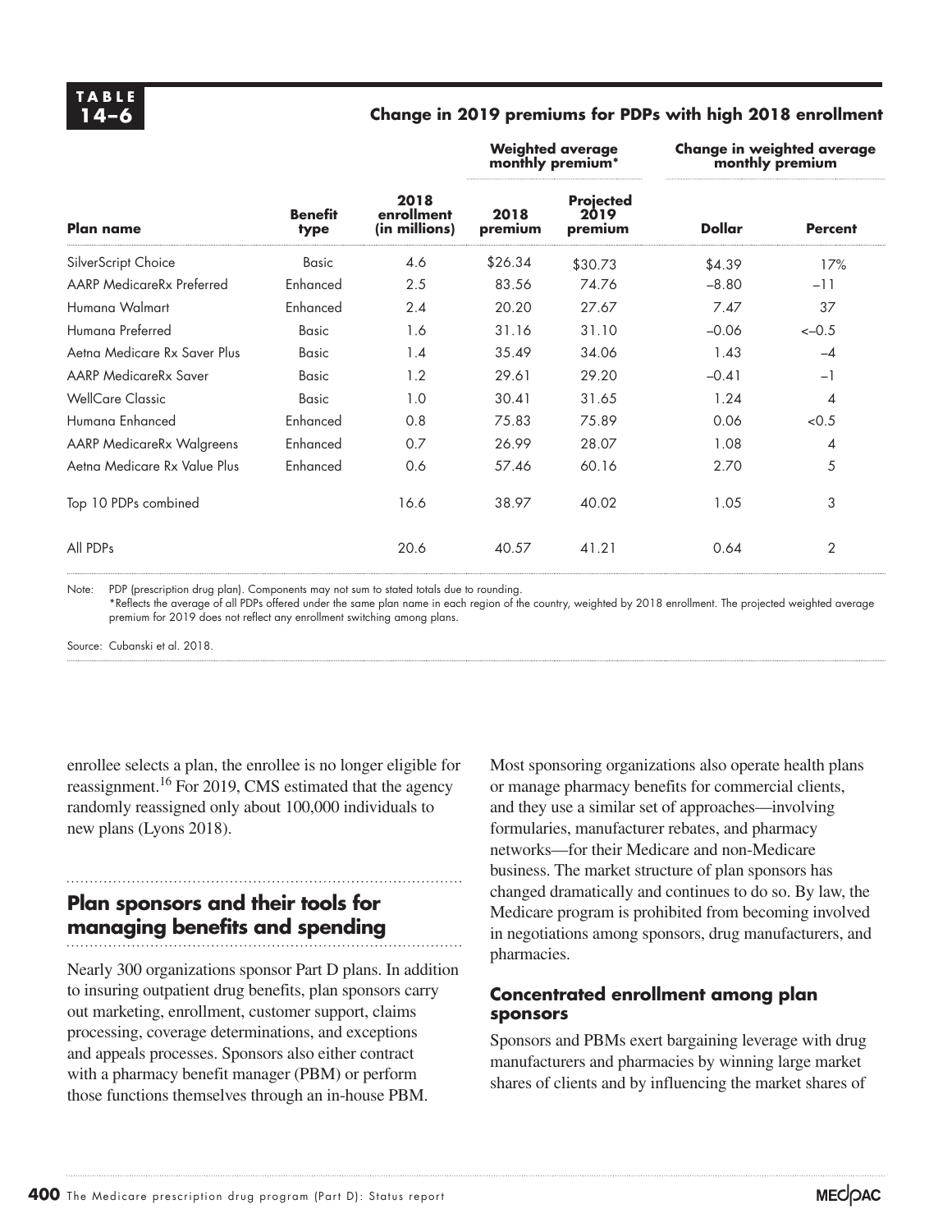**TABLE 14–6**

**Change in 2019 premiums for PDPs with high 2018 enrollment**

| | | | Weighted average monthly premium* | | Change in weighted average monthly premium | |
|---|---|---|---|---|---|---|
| **Plan name** | **Benefit type** | **2018 enrollment (in millions)** | **2018 premium** | **Projected 2019 premium** | **Dollar** | **Percent** |
| SilverScript Choice | Basic | 4.6 | $26.34 | $30.73 | $4.39 | 17% |
| AARP MedicareRx Preferred | Enhanced | 2.5 | 83.56 | 74.76 | –8.80 | –11 |
| Humana Walmart | Enhanced | 2.4 | 20.20 | 27.67 | 7.47 | 37 |
| Humana Preferred | Basic | 1.6 | 31.16 | 31.10 | –0.06 | <–0.5 |
| Aetna Medicare Rx Saver Plus | Basic | 1.4 | 35.49 | 34.06 | 1.43 | –4 |
| AARP MedicareRx Saver | Basic | 1.2 | 29.61 | 29.20 | –0.41 | –1 |
| WellCare Classic | Basic | 1.0 | 30.41 | 31.65 | 1.24 | 4 |
| Humana Enhanced | Enhanced | 0.8 | 75.83 | 75.89 | 0.06 | <0.5 |
| AARP MedicareRx Walgreens | Enhanced | 0.7 | 26.99 | 28.07 | 1.08 | 4 |
| Aetna Medicare Rx Value Plus | Enhanced | 0.6 | 57.46 | 60.16 | 2.70 | 5 |
| Top 10 PDPs combined | | 16.6 | 38.97 | 40.02 | 1.05 | 3 |
| All PDPs | | 20.6 | 40.57 | 41.21 | 0.64 | 2 |

Note: PDP (prescription drug plan). Components may not sum to stated totals due to rounding.
*Reflects the average of all PDPs offered under the same plan name in each region of the country, weighted by 2018 enrollment. The projected weighted average premium for 2019 does not reflect any enrollment switching among plans.

Source: Cubanski et al. 2018.

enrollee selects a plan, the enrollee is no longer eligible for reassignment.[16] For 2019, CMS estimated that the agency randomly reassigned only about 100,000 individuals to new plans (Lyons 2018).

## Plan sponsors and their tools for managing benefits and spending

Nearly 300 organizations sponsor Part D plans. In addition to insuring outpatient drug benefits, plan sponsors carry out marketing, enrollment, customer support, claims processing, coverage determinations, and exceptions and appeals processes. Sponsors also either contract with a pharmacy benefit manager (PBM) or perform those functions themselves through an in-house PBM. Most sponsoring organizations also operate health plans or manage pharmacy benefits for commercial clients, and they use a similar set of approaches—involving formularies, manufacturer rebates, and pharmacy networks—for their Medicare and non-Medicare business. The market structure of plan sponsors has changed dramatically and continues to do so. By law, the Medicare program is prohibited from becoming involved in negotiations among sponsors, drug manufacturers, and pharmacies.

### Concentrated enrollment among plan sponsors

Sponsors and PBMs exert bargaining leverage with drug manufacturers and pharmacies by winning large market shares of clients and by influencing the market shares of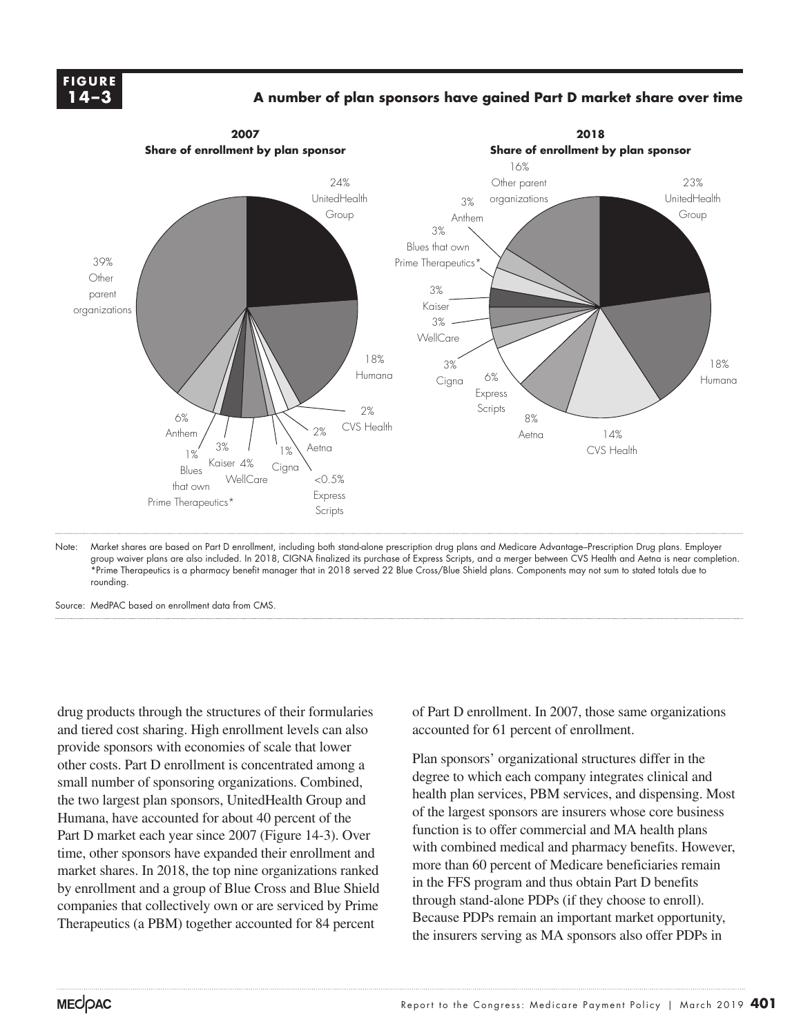**FIGURE 14–3**

**A number of plan sponsors have gained Part D market share over time**

**2007**
**Share of enrollment by plan sponsor**

24% UnitedHealth Group
18% Humana
2% CVS Health
2% Aetna
<0.5% Express Scripts
1% Cigna
4% WellCare
3% Kaiser
1% Blues that own Prime Therapeutics*
6% Anthem
39% Other parent organizations

**2018**
**Share of enrollment by plan sponsor**

23% UnitedHealth Group
18% Humana
14% CVS Health
8% Aetna
6% Express Scripts
3% Cigna
3% WellCare
3% Kaiser
3% Blues that own Prime Therapeutics*
3% Anthem
16% Other parent organizations

Note: Market shares are based on Part D enrollment, including both stand-alone prescription drug plans and Medicare Advantage–Prescription Drug plans. Employer group waiver plans are also included. In 2018, CIGNA finalized its purchase of Express Scripts, and a merger between CVS Health and Aetna is near completion. *Prime Therapeutics is a pharmacy benefit manager that in 2018 served 22 Blue Cross/Blue Shield plans. Components may not sum to stated totals due to rounding.

Source: MedPAC based on enrollment data from CMS.

drug products through the structures of their formularies and tiered cost sharing. High enrollment levels can also provide sponsors with economies of scale that lower other costs. Part D enrollment is concentrated among a small number of sponsoring organizations. Combined, the two largest plan sponsors, UnitedHealth Group and Humana, have accounted for about 40 percent of the Part D market each year since 2007 (Figure 14-3). Over time, other sponsors have expanded their enrollment and market shares. In 2018, the top nine organizations ranked by enrollment and a group of Blue Cross and Blue Shield companies that collectively own or are serviced by Prime Therapeutics (a PBM) together accounted for 84 percent of Part D enrollment. In 2007, those same organizations accounted for 61 percent of enrollment.

Plan sponsors' organizational structures differ in the degree to which each company integrates clinical and health plan services, PBM services, and dispensing. Most of the largest sponsors are insurers whose core business function is to offer commercial and MA health plans with combined medical and pharmacy benefits. However, more than 60 percent of Medicare beneficiaries remain in the FFS program and thus obtain Part D benefits through stand-alone PDPs (if they choose to enroll). Because PDPs remain an important market opportunity, the insurers serving as MA sponsors also offer PDPs in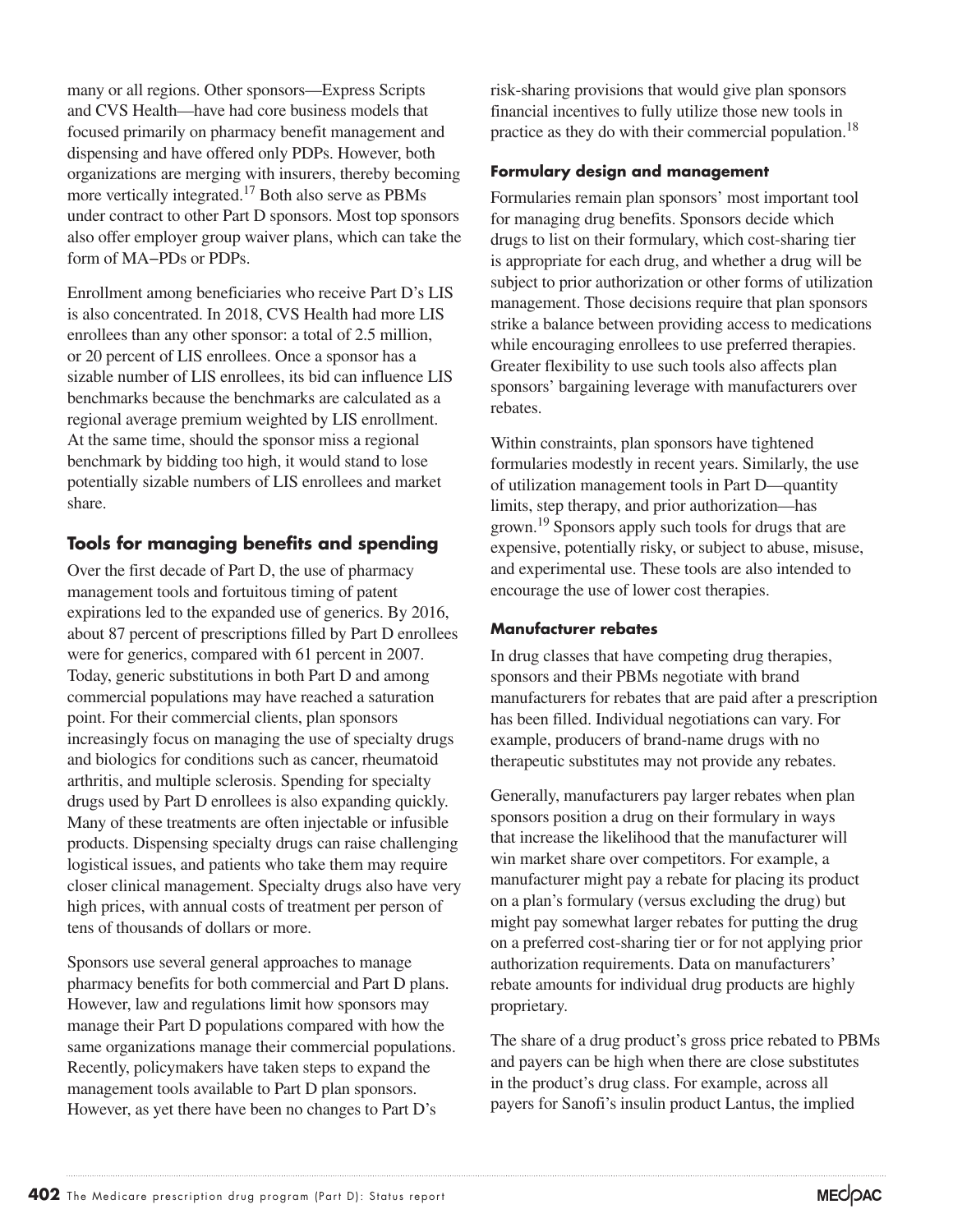many or all regions. Other sponsors—Express Scripts and CVS Health—have had core business models that focused primarily on pharmacy benefit management and dispensing and have offered only PDPs. However, both organizations are merging with insurers, thereby becoming more vertically integrated.[17] Both also serve as PBMs under contract to other Part D sponsors. Most top sponsors also offer employer group waiver plans, which can take the form of MA–PDs or PDPs.

Enrollment among beneficiaries who receive Part D's LIS is also concentrated. In 2018, CVS Health had more LIS enrollees than any other sponsor: a total of 2.5 million, or 20 percent of LIS enrollees. Once a sponsor has a sizable number of LIS enrollees, its bid can influence LIS benchmarks because the benchmarks are calculated as a regional average premium weighted by LIS enrollment. At the same time, should the sponsor miss a regional benchmark by bidding too high, it would stand to lose potentially sizable numbers of LIS enrollees and market share.

## Tools for managing benefits and spending

Over the first decade of Part D, the use of pharmacy management tools and fortuitous timing of patent expirations led to the expanded use of generics. By 2016, about 87 percent of prescriptions filled by Part D enrollees were for generics, compared with 61 percent in 2007. Today, generic substitutions in both Part D and among commercial populations may have reached a saturation point. For their commercial clients, plan sponsors increasingly focus on managing the use of specialty drugs and biologics for conditions such as cancer, rheumatoid arthritis, and multiple sclerosis. Spending for specialty drugs used by Part D enrollees is also expanding quickly. Many of these treatments are often injectable or infusible products. Dispensing specialty drugs can raise challenging logistical issues, and patients who take them may require closer clinical management. Specialty drugs also have very high prices, with annual costs of treatment per person of tens of thousands of dollars or more.

Sponsors use several general approaches to manage pharmacy benefits for both commercial and Part D plans. However, law and regulations limit how sponsors may manage their Part D populations compared with how the same organizations manage their commercial populations. Recently, policymakers have taken steps to expand the management tools available to Part D plan sponsors. However, as yet there have been no changes to Part D's risk-sharing provisions that would give plan sponsors financial incentives to fully utilize those new tools in practice as they do with their commercial population.[18]

### Formulary design and management

Formularies remain plan sponsors' most important tool for managing drug benefits. Sponsors decide which drugs to list on their formulary, which cost-sharing tier is appropriate for each drug, and whether a drug will be subject to prior authorization or other forms of utilization management. Those decisions require that plan sponsors strike a balance between providing access to medications while encouraging enrollees to use preferred therapies. Greater flexibility to use such tools also affects plan sponsors' bargaining leverage with manufacturers over rebates.

Within constraints, plan sponsors have tightened formularies modestly in recent years. Similarly, the use of utilization management tools in Part D—quantity limits, step therapy, and prior authorization—has grown.[19] Sponsors apply such tools for drugs that are expensive, potentially risky, or subject to abuse, misuse, and experimental use. These tools are also intended to encourage the use of lower cost therapies.

### Manufacturer rebates

In drug classes that have competing drug therapies, sponsors and their PBMs negotiate with brand manufacturers for rebates that are paid after a prescription has been filled. Individual negotiations can vary. For example, producers of brand-name drugs with no therapeutic substitutes may not provide any rebates.

Generally, manufacturers pay larger rebates when plan sponsors position a drug on their formulary in ways that increase the likelihood that the manufacturer will win market share over competitors. For example, a manufacturer might pay a rebate for placing its product on a plan's formulary (versus excluding the drug) but might pay somewhat larger rebates for putting the drug on a preferred cost-sharing tier or for not applying prior authorization requirements. Data on manufacturers' rebate amounts for individual drug products are highly proprietary.

The share of a drug product's gross price rebated to PBMs and payers can be high when there are close substitutes in the product's drug class. For example, across all payers for Sanofi's insulin product Lantus, the implied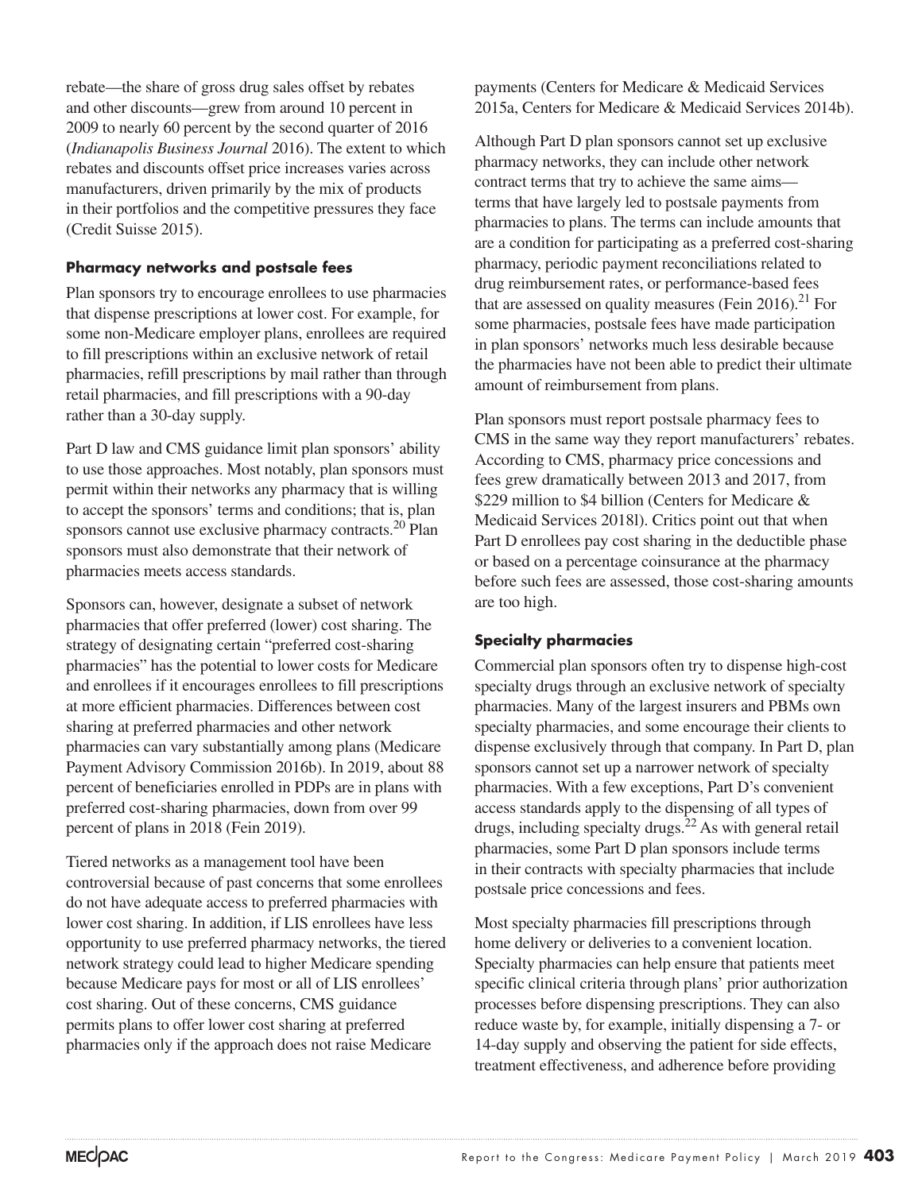rebate—the share of gross drug sales offset by rebates and other discounts—grew from around 10 percent in 2009 to nearly 60 percent by the second quarter of 2016 (*Indianapolis Business Journal* 2016). The extent to which rebates and discounts offset price increases varies across manufacturers, driven primarily by the mix of products in their portfolios and the competitive pressures they face (Credit Suisse 2015).

### Pharmacy networks and postsale fees

Plan sponsors try to encourage enrollees to use pharmacies that dispense prescriptions at lower cost. For example, for some non-Medicare employer plans, enrollees are required to fill prescriptions within an exclusive network of retail pharmacies, refill prescriptions by mail rather than through retail pharmacies, and fill prescriptions with a 90-day rather than a 30-day supply.

Part D law and CMS guidance limit plan sponsors' ability to use those approaches. Most notably, plan sponsors must permit within their networks any pharmacy that is willing to accept the sponsors' terms and conditions; that is, plan sponsors cannot use exclusive pharmacy contracts.[20] Plan sponsors must also demonstrate that their network of pharmacies meets access standards.

Sponsors can, however, designate a subset of network pharmacies that offer preferred (lower) cost sharing. The strategy of designating certain "preferred cost-sharing pharmacies" has the potential to lower costs for Medicare and enrollees if it encourages enrollees to fill prescriptions at more efficient pharmacies. Differences between cost sharing at preferred pharmacies and other network pharmacies can vary substantially among plans (Medicare Payment Advisory Commission 2016b). In 2019, about 88 percent of beneficiaries enrolled in PDPs are in plans with preferred cost-sharing pharmacies, down from over 99 percent of plans in 2018 (Fein 2019).

Tiered networks as a management tool have been controversial because of past concerns that some enrollees do not have adequate access to preferred pharmacies with lower cost sharing. In addition, if LIS enrollees have less opportunity to use preferred pharmacy networks, the tiered network strategy could lead to higher Medicare spending because Medicare pays for most or all of LIS enrollees' cost sharing. Out of these concerns, CMS guidance permits plans to offer lower cost sharing at preferred pharmacies only if the approach does not raise Medicare payments (Centers for Medicare & Medicaid Services 2015a, Centers for Medicare & Medicaid Services 2014b).

Although Part D plan sponsors cannot set up exclusive pharmacy networks, they can include other network contract terms that try to achieve the same aims—terms that have largely led to postsale payments from pharmacies to plans. The terms can include amounts that are a condition for participating as a preferred cost-sharing pharmacy, periodic payment reconciliations related to drug reimbursement rates, or performance-based fees that are assessed on quality measures (Fein 2016).[21] For some pharmacies, postsale fees have made participation in plan sponsors' networks much less desirable because the pharmacies have not been able to predict their ultimate amount of reimbursement from plans.

Plan sponsors must report postsale pharmacy fees to CMS in the same way they report manufacturers' rebates. According to CMS, pharmacy price concessions and fees grew dramatically between 2013 and 2017, from $229 million to $4 billion (Centers for Medicare & Medicaid Services 2018l). Critics point out that when Part D enrollees pay cost sharing in the deductible phase or based on a percentage coinsurance at the pharmacy before such fees are assessed, those cost-sharing amounts are too high.

### Specialty pharmacies

Commercial plan sponsors often try to dispense high-cost specialty drugs through an exclusive network of specialty pharmacies. Many of the largest insurers and PBMs own specialty pharmacies, and some encourage their clients to dispense exclusively through that company. In Part D, plan sponsors cannot set up a narrower network of specialty pharmacies. With a few exceptions, Part D's convenient access standards apply to the dispensing of all types of drugs, including specialty drugs.[22] As with general retail pharmacies, some Part D plan sponsors include terms in their contracts with specialty pharmacies that include postsale price concessions and fees.

Most specialty pharmacies fill prescriptions through home delivery or deliveries to a convenient location. Specialty pharmacies can help ensure that patients meet specific clinical criteria through plans' prior authorization processes before dispensing prescriptions. They can also reduce waste by, for example, initially dispensing a 7- or 14-day supply and observing the patient for side effects, treatment effectiveness, and adherence before providing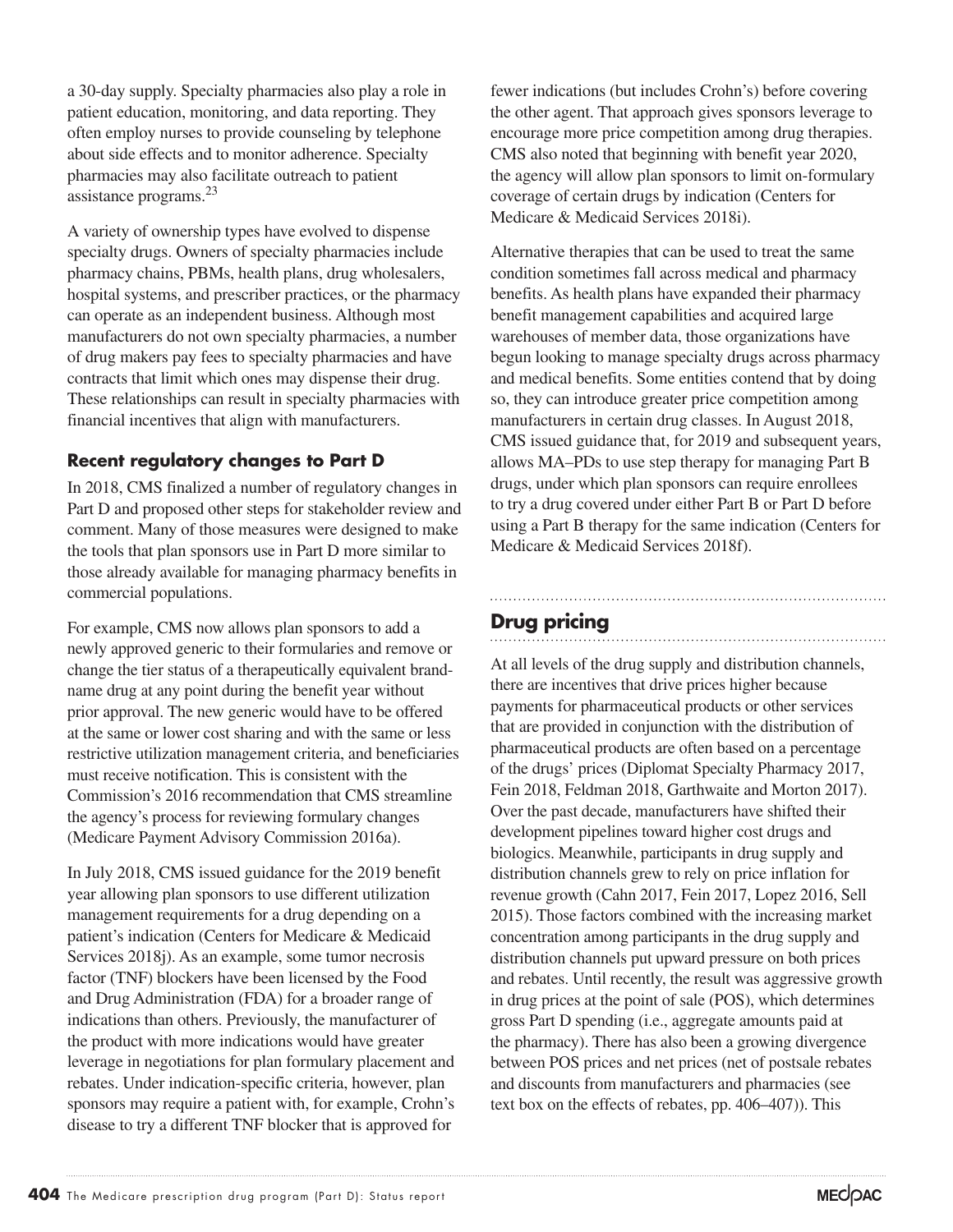a 30-day supply. Specialty pharmacies also play a role in patient education, monitoring, and data reporting. They often employ nurses to provide counseling by telephone about side effects and to monitor adherence. Specialty pharmacies may also facilitate outreach to patient assistance programs.[23]

A variety of ownership types have evolved to dispense specialty drugs. Owners of specialty pharmacies include pharmacy chains, PBMs, health plans, drug wholesalers, hospital systems, and prescriber practices, or the pharmacy can operate as an independent business. Although most manufacturers do not own specialty pharmacies, a number of drug makers pay fees to specialty pharmacies and have contracts that limit which ones may dispense their drug. These relationships can result in specialty pharmacies with financial incentives that align with manufacturers.

### Recent regulatory changes to Part D

In 2018, CMS finalized a number of regulatory changes in Part D and proposed other steps for stakeholder review and comment. Many of those measures were designed to make the tools that plan sponsors use in Part D more similar to those already available for managing pharmacy benefits in commercial populations.

For example, CMS now allows plan sponsors to add a newly approved generic to their formularies and remove or change the tier status of a therapeutically equivalent brand-name drug at any point during the benefit year without prior approval. The new generic would have to be offered at the same or lower cost sharing and with the same or less restrictive utilization management criteria, and beneficiaries must receive notification. This is consistent with the Commission's 2016 recommendation that CMS streamline the agency's process for reviewing formulary changes (Medicare Payment Advisory Commission 2016a).

In July 2018, CMS issued guidance for the 2019 benefit year allowing plan sponsors to use different utilization management requirements for a drug depending on a patient's indication (Centers for Medicare & Medicaid Services 2018j). As an example, some tumor necrosis factor (TNF) blockers have been licensed by the Food and Drug Administration (FDA) for a broader range of indications than others. Previously, the manufacturer of the product with more indications would have greater leverage in negotiations for plan formulary placement and rebates. Under indication-specific criteria, however, plan sponsors may require a patient with, for example, Crohn's disease to try a different TNF blocker that is approved for fewer indications (but includes Crohn's) before covering the other agent. That approach gives sponsors leverage to encourage more price competition among drug therapies. CMS also noted that beginning with benefit year 2020, the agency will allow plan sponsors to limit on-formulary coverage of certain drugs by indication (Centers for Medicare & Medicaid Services 2018i).

Alternative therapies that can be used to treat the same condition sometimes fall across medical and pharmacy benefits. As health plans have expanded their pharmacy benefit management capabilities and acquired large warehouses of member data, those organizations have begun looking to manage specialty drugs across pharmacy and medical benefits. Some entities contend that by doing so, they can introduce greater price competition among manufacturers in certain drug classes. In August 2018, CMS issued guidance that, for 2019 and subsequent years, allows MA–PDs to use step therapy for managing Part B drugs, under which plan sponsors can require enrollees to try a drug covered under either Part B or Part D before using a Part B therapy for the same indication (Centers for Medicare & Medicaid Services 2018f).

## Drug pricing

At all levels of the drug supply and distribution channels, there are incentives that drive prices higher because payments for pharmaceutical products or other services that are provided in conjunction with the distribution of pharmaceutical products are often based on a percentage of the drugs' prices (Diplomat Specialty Pharmacy 2017, Fein 2018, Feldman 2018, Garthwaite and Morton 2017). Over the past decade, manufacturers have shifted their development pipelines toward higher cost drugs and biologics. Meanwhile, participants in drug supply and distribution channels grew to rely on price inflation for revenue growth (Cahn 2017, Fein 2017, Lopez 2016, Sell 2015). Those factors combined with the increasing market concentration among participants in the drug supply and distribution channels put upward pressure on both prices and rebates. Until recently, the result was aggressive growth in drug prices at the point of sale (POS), which determines gross Part D spending (i.e., aggregate amounts paid at the pharmacy). There has also been a growing divergence between POS prices and net prices (net of postsale rebates and discounts from manufacturers and pharmacies (see text box on the effects of rebates, pp. 406–407)). This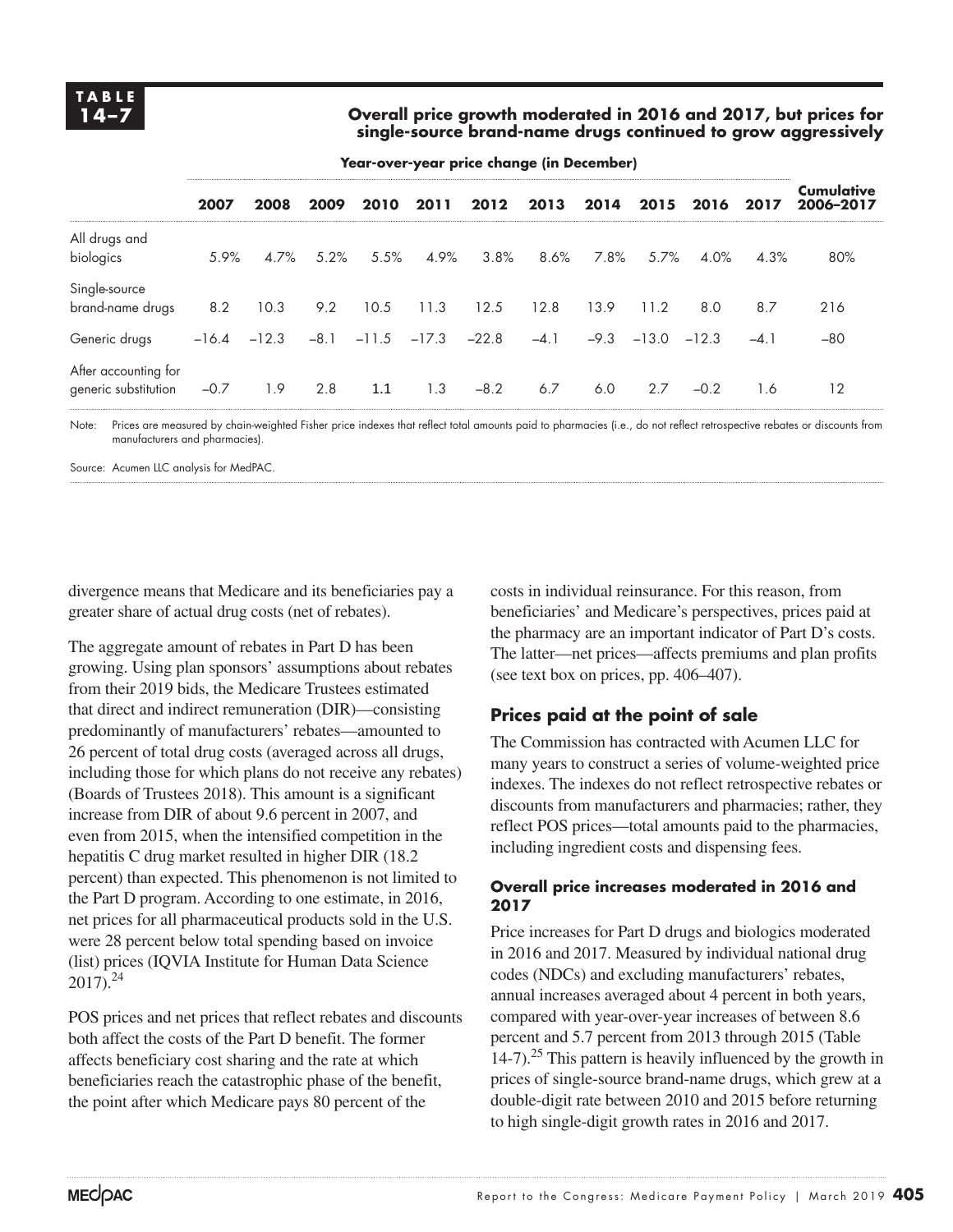**TABLE 14–7**

**Overall price growth moderated in 2016 and 2017, but prices for single-source brand-name drugs continued to grow aggressively**

| | Year-over-year price change (in December) | | | | | | | | | | | |
|---|---|---|---|---|---|---|---|---|---|---|---|---|
| | **2007** | **2008** | **2009** | **2010** | **2011** | **2012** | **2013** | **2014** | **2015** | **2016** | **2017** | **Cumulative 2006–2017** |
| All drugs and biologics | 5.9% | 4.7% | 5.2% | 5.5% | 4.9% | 3.8% | 8.6% | 7.8% | 5.7% | 4.0% | 4.3% | 80% |
| Single-source brand-name drugs | 8.2 | 10.3 | 9.2 | 10.5 | 11.3 | 12.5 | 12.8 | 13.9 | 11.2 | 8.0 | 8.7 | 216 |
| Generic drugs | –16.4 | –12.3 | –8.1 | –11.5 | –17.3 | –22.8 | –4.1 | –9.3 | –13.0 | –12.3 | –4.1 | –80 |
| After accounting for generic substitution | –0.7 | 1.9 | 2.8 | 1.1 | 1.3 | –8.2 | 6.7 | 6.0 | 2.7 | –0.2 | 1.6 | 12 |

Note: Prices are measured by chain-weighted Fisher price indexes that reflect total amounts paid to pharmacies (i.e., do not reflect retrospective rebates or discounts from manufacturers and pharmacies).

Source: Acumen LLC analysis for MedPAC.

divergence means that Medicare and its beneficiaries pay a greater share of actual drug costs (net of rebates).

The aggregate amount of rebates in Part D has been growing. Using plan sponsors' assumptions about rebates from their 2019 bids, the Medicare Trustees estimated that direct and indirect remuneration (DIR)—consisting predominantly of manufacturers' rebates—amounted to 26 percent of total drug costs (averaged across all drugs, including those for which plans do not receive any rebates) (Boards of Trustees 2018). This amount is a significant increase from DIR of about 9.6 percent in 2007, and even from 2015, when the intensified competition in the hepatitis C drug market resulted in higher DIR (18.2 percent) than expected. This phenomenon is not limited to the Part D program. According to one estimate, in 2016, net prices for all pharmaceutical products sold in the U.S. were 28 percent below total spending based on invoice (list) prices (IQVIA Institute for Human Data Science 2017).[24]

POS prices and net prices that reflect rebates and discounts both affect the costs of the Part D benefit. The former affects beneficiary cost sharing and the rate at which beneficiaries reach the catastrophic phase of the benefit, the point after which Medicare pays 80 percent of the costs in individual reinsurance. For this reason, from beneficiaries' and Medicare's perspectives, prices paid at the pharmacy are an important indicator of Part D's costs. The latter—net prices—affects premiums and plan profits (see text box on prices, pp. 406–407).

## Prices paid at the point of sale

The Commission has contracted with Acumen LLC for many years to construct a series of volume-weighted price indexes. The indexes do not reflect retrospective rebates or discounts from manufacturers and pharmacies; rather, they reflect POS prices—total amounts paid to the pharmacies, including ingredient costs and dispensing fees.

### Overall price increases moderated in 2016 and 2017

Price increases for Part D drugs and biologics moderated in 2016 and 2017. Measured by individual national drug codes (NDCs) and excluding manufacturers' rebates, annual increases averaged about 4 percent in both years, compared with year-over-year increases of between 8.6 percent and 5.7 percent from 2013 through 2015 (Table 14-7).[25] This pattern is heavily influenced by the growth in prices of single-source brand-name drugs, which grew at a double-digit rate between 2010 and 2015 before returning to high single-digit growth rates in 2016 and 2017.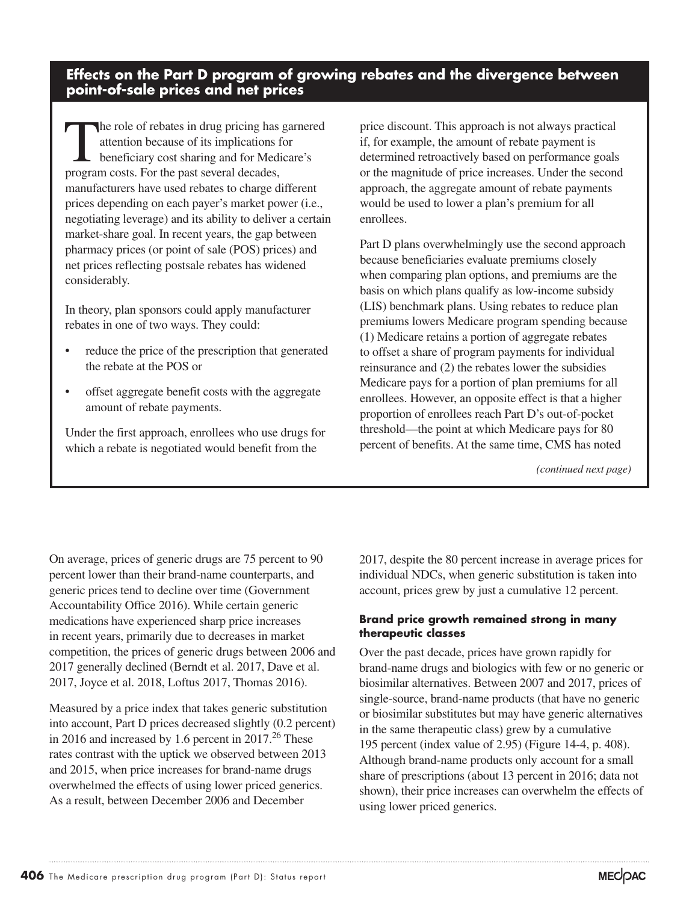## Effects on the Part D program of growing rebates and the divergence between point-of-sale prices and net prices

The role of rebates in drug pricing has garnered attention because of its implications for beneficiary cost sharing and for Medicare's program costs. For the past several decades, manufacturers have used rebates to charge different prices depending on each payer's market power (i.e., negotiating leverage) and its ability to deliver a certain market-share goal. In recent years, the gap between pharmacy prices (or point of sale (POS) prices) and net prices reflecting postsale rebates has widened considerably.

In theory, plan sponsors could apply manufacturer rebates in one of two ways. They could:

- reduce the price of the prescription that generated the rebate at the POS or
- offset aggregate benefit costs with the aggregate amount of rebate payments.

Under the first approach, enrollees who use drugs for which a rebate is negotiated would benefit from the price discount. This approach is not always practical if, for example, the amount of rebate payment is determined retroactively based on performance goals or the magnitude of price increases. Under the second approach, the aggregate amount of rebate payments would be used to lower a plan's premium for all enrollees.

Part D plans overwhelmingly use the second approach because beneficiaries evaluate premiums closely when comparing plan options, and premiums are the basis on which plans qualify as low-income subsidy (LIS) benchmark plans. Using rebates to reduce plan premiums lowers Medicare program spending because (1) Medicare retains a portion of aggregate rebates to offset a share of program payments for individual reinsurance and (2) the rebates lower the subsidies Medicare pays for a portion of plan premiums for all enrollees. However, an opposite effect is that a higher proportion of enrollees reach Part D's out-of-pocket threshold—the point at which Medicare pays for 80 percent of benefits. At the same time, CMS has noted

*(continued next page)*

On average, prices of generic drugs are 75 percent to 90 percent lower than their brand-name counterparts, and generic prices tend to decline over time (Government Accountability Office 2016). While certain generic medications have experienced sharp price increases in recent years, primarily due to decreases in market competition, the prices of generic drugs between 2006 and 2017 generally declined (Berndt et al. 2017, Dave et al. 2017, Joyce et al. 2018, Loftus 2017, Thomas 2016).

Measured by a price index that takes generic substitution into account, Part D prices decreased slightly (0.2 percent) in 2016 and increased by 1.6 percent in 2017.[26] These rates contrast with the uptick we observed between 2013 and 2015, when price increases for brand-name drugs overwhelmed the effects of using lower priced generics. As a result, between December 2006 and December 2017, despite the 80 percent increase in average prices for individual NDCs, when generic substitution is taken into account, prices grew by just a cumulative 12 percent.

### Brand price growth remained strong in many therapeutic classes

Over the past decade, prices have grown rapidly for brand-name drugs and biologics with few or no generic or biosimilar alternatives. Between 2007 and 2017, prices of single-source, brand-name products (that have no generic or biosimilar substitutes but may have generic alternatives in the same therapeutic class) grew by a cumulative 195 percent (index value of 2.95) (Figure 14-4, p. 408). Although brand-name products only account for a small share of prescriptions (about 13 percent in 2016; data not shown), their price increases can overwhelm the effects of using lower priced generics.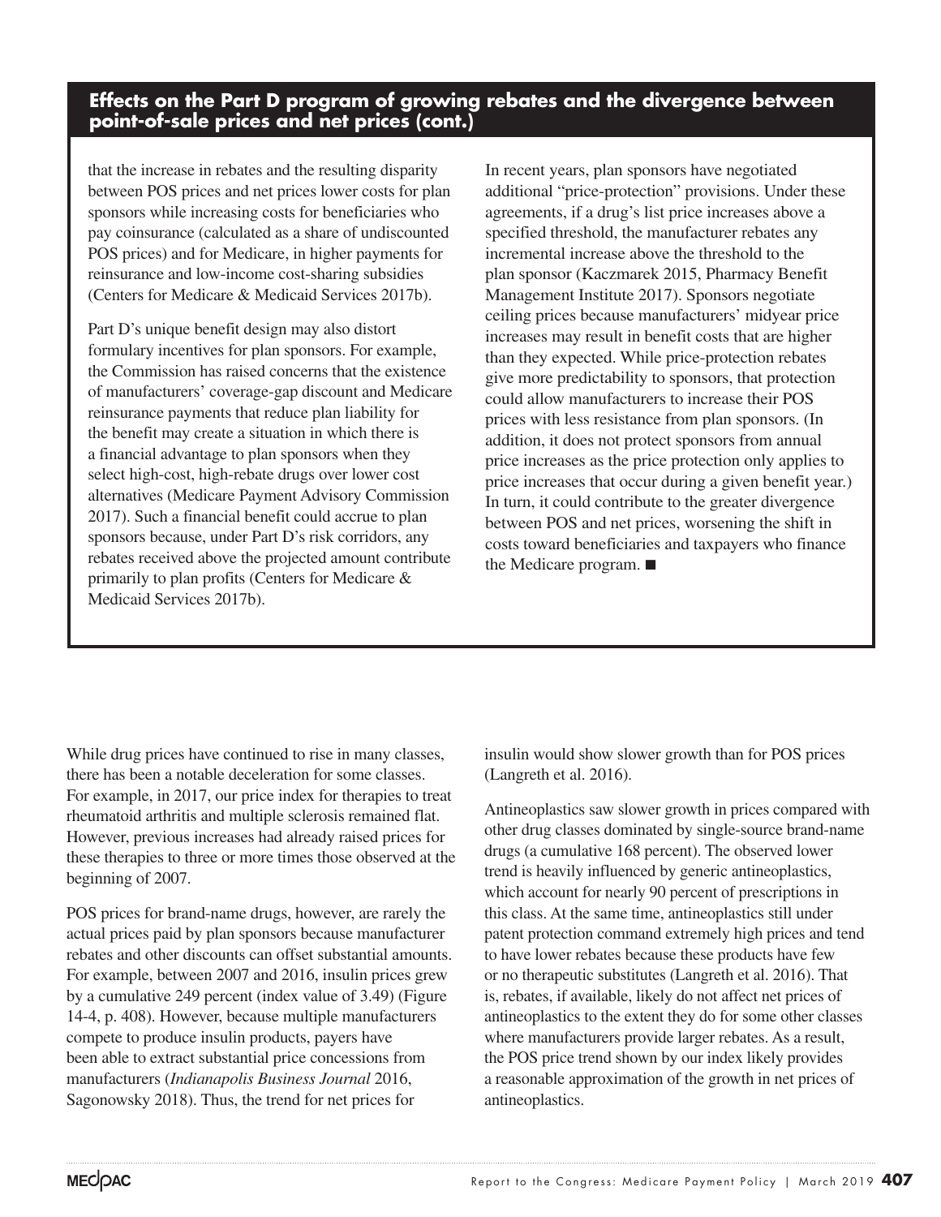## Effects on the Part D program of growing rebates and the divergence between point-of-sale prices and net prices (cont.)

that the increase in rebates and the resulting disparity between POS prices and net prices lower costs for plan sponsors while increasing costs for beneficiaries who pay coinsurance (calculated as a share of undiscounted POS prices) and for Medicare, in higher payments for reinsurance and low-income cost-sharing subsidies (Centers for Medicare & Medicaid Services 2017b).

Part D's unique benefit design may also distort formulary incentives for plan sponsors. For example, the Commission has raised concerns that the existence of manufacturers' coverage-gap discount and Medicare reinsurance payments that reduce plan liability for the benefit may create a situation in which there is a financial advantage to plan sponsors when they select high-cost, high-rebate drugs over lower cost alternatives (Medicare Payment Advisory Commission 2017). Such a financial benefit could accrue to plan sponsors because, under Part D's risk corridors, any rebates received above the projected amount contribute primarily to plan profits (Centers for Medicare & Medicaid Services 2017b).

In recent years, plan sponsors have negotiated additional "price-protection" provisions. Under these agreements, if a drug's list price increases above a specified threshold, the manufacturer rebates any incremental increase above the threshold to the plan sponsor (Kaczmarek 2015, Pharmacy Benefit Management Institute 2017). Sponsors negotiate ceiling prices because manufacturers' midyear price increases may result in benefit costs that are higher than they expected. While price-protection rebates give more predictability to sponsors, that protection could allow manufacturers to increase their POS prices with less resistance from plan sponsors. (In addition, it does not protect sponsors from annual price increases as the price protection only applies to price increases that occur during a given benefit year.) In turn, it could contribute to the greater divergence between POS and net prices, worsening the shift in costs toward beneficiaries and taxpayers who finance the Medicare program. ■

While drug prices have continued to rise in many classes, there has been a notable deceleration for some classes. For example, in 2017, our price index for therapies to treat rheumatoid arthritis and multiple sclerosis remained flat. However, previous increases had already raised prices for these therapies to three or more times those observed at the beginning of 2007.

POS prices for brand-name drugs, however, are rarely the actual prices paid by plan sponsors because manufacturer rebates and other discounts can offset substantial amounts. For example, between 2007 and 2016, insulin prices grew by a cumulative 249 percent (index value of 3.49) (Figure 14-4, p. 408). However, because multiple manufacturers compete to produce insulin products, payers have been able to extract substantial price concessions from manufacturers (*Indianapolis Business Journal* 2016, Sagonowsky 2018). Thus, the trend for net prices for insulin would show slower growth than for POS prices (Langreth et al. 2016).

Antineoplastics saw slower growth in prices compared with other drug classes dominated by single-source brand-name drugs (a cumulative 168 percent). The observed lower trend is heavily influenced by generic antineoplastics, which account for nearly 90 percent of prescriptions in this class. At the same time, antineoplastics still under patent protection command extremely high prices and tend to have lower rebates because these products have few or no therapeutic substitutes (Langreth et al. 2016). That is, rebates, if available, likely do not affect net prices of antineoplastics to the extent they do for some other classes where manufacturers provide larger rebates. As a result, the POS price trend shown by our index likely provides a reasonable approximation of the growth in net prices of antineoplastics.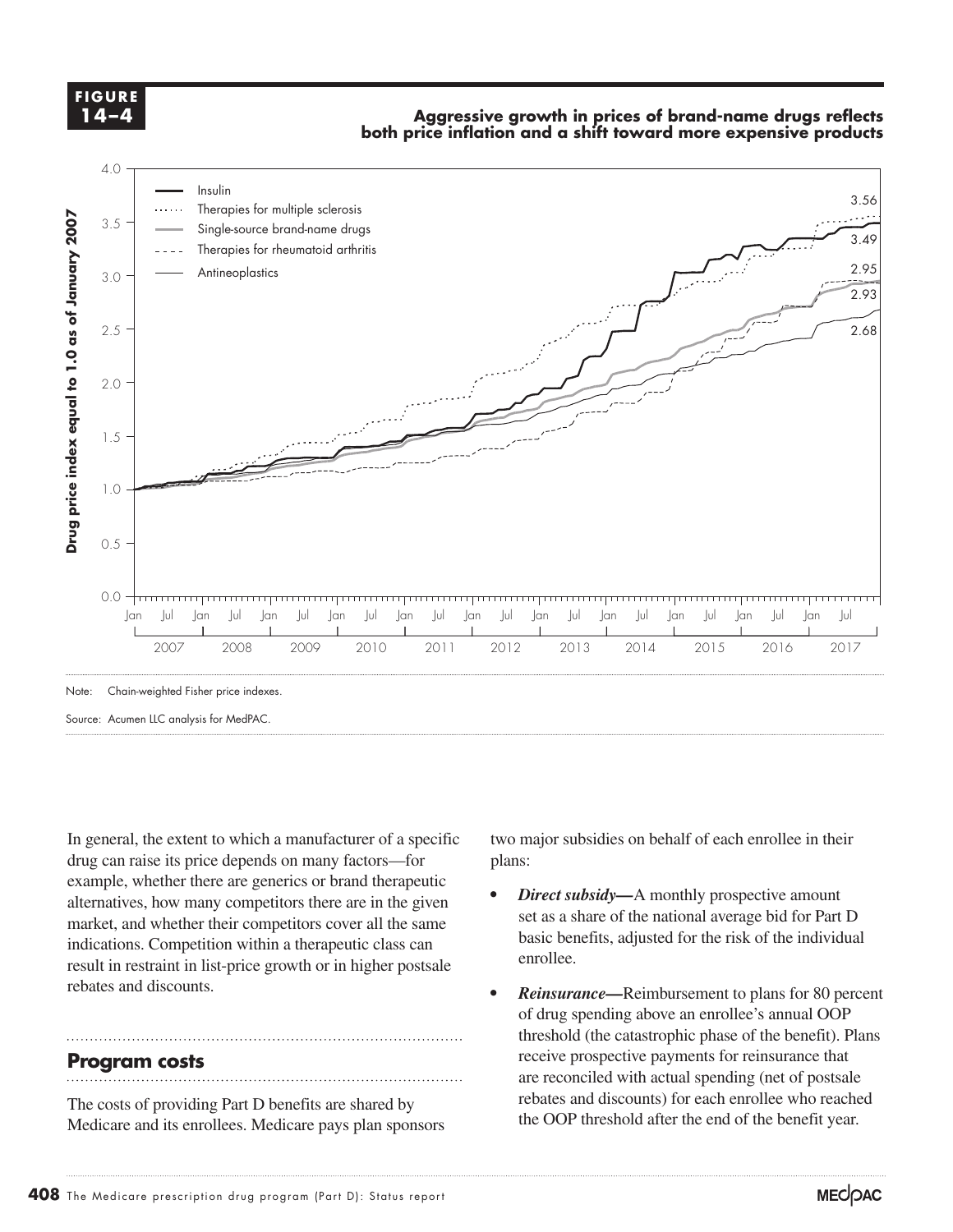**FIGURE 14–4**

**Aggressive growth in prices of brand-name drugs reflects both price inflation and a shift toward more expensive products**

Note: Chain-weighted Fisher price indexes.

Source: Acumen LLC analysis for MedPAC.

In general, the extent to which a manufacturer of a specific drug can raise its price depends on many factors—for example, whether there are generics or brand therapeutic alternatives, how many competitors there are in the given market, and whether their competitors cover all the same indications. Competition within a therapeutic class can result in restraint in list-price growth or in higher postsale rebates and discounts.

## Program costs

The costs of providing Part D benefits are shared by Medicare and its enrollees. Medicare pays plan sponsors two major subsidies on behalf of each enrollee in their plans:

- ***Direct subsidy*—**A monthly prospective amount set as a share of the national average bid for Part D basic benefits, adjusted for the risk of the individual enrollee.
- ***Reinsurance*—**Reimbursement to plans for 80 percent of drug spending above an enrollee's annual OOP threshold (the catastrophic phase of the benefit). Plans receive prospective payments for reinsurance that are reconciled with actual spending (net of postsale rebates and discounts) for each enrollee who reached the OOP threshold after the end of the benefit year.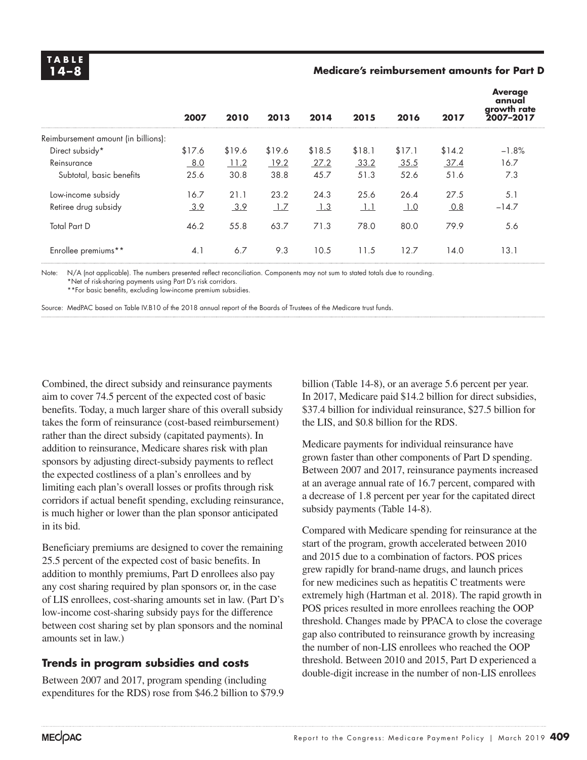**TABLE 14–8**

**Medicare's reimbursement amounts for Part D**

| | 2007 | 2010 | 2013 | 2014 | 2015 | 2016 | 2017 | Average annual growth rate 2007–2017 |
|---|---|---|---|---|---|---|---|---|
| Reimbursement amount (in billions): | | | | | | | | |
| Direct subsidy* | $17.6 | $19.6 | $19.6 | $18.5 | $18.1 | $17.1 | $14.2 | –1.8% |
| Reinsurance | 8.0 | 11.2 | 19.2 | 27.2 | 33.2 | 35.5 | 37.4 | 16.7 |
| Subtotal, basic benefits | 25.6 | 30.8 | 38.8 | 45.7 | 51.3 | 52.6 | 51.6 | 7.3 |
| Low-income subsidy | 16.7 | 21.1 | 23.2 | 24.3 | 25.6 | 26.4 | 27.5 | 5.1 |
| Retiree drug subsidy | 3.9 | 3.9 | 1.7 | 1.3 | 1.1 | 1.0 | 0.8 | –14.7 |
| Total Part D | 46.2 | 55.8 | 63.7 | 71.3 | 78.0 | 80.0 | 79.9 | 5.6 |
| Enrollee premiums** | 4.1 | 6.7 | 9.3 | 10.5 | 11.5 | 12.7 | 14.0 | 13.1 |

Note: N/A (not applicable). The numbers presented reflect reconciliation. Components may not sum to stated totals due to rounding.
*Net of risk-sharing payments using Part D's risk corridors.
**For basic benefits, excluding low-income premium subsidies.

Source: MedPAC based on Table IV.B10 of the 2018 annual report of the Boards of Trustees of the Medicare trust funds.

Combined, the direct subsidy and reinsurance payments aim to cover 74.5 percent of the expected cost of basic benefits. Today, a much larger share of this overall subsidy takes the form of reinsurance (cost-based reimbursement) rather than the direct subsidy (capitated payments). In addition to reinsurance, Medicare shares risk with plan sponsors by adjusting direct-subsidy payments to reflect the expected costliness of a plan's enrollees and by limiting each plan's overall losses or profits through risk corridors if actual benefit spending, excluding reinsurance, is much higher or lower than the plan sponsor anticipated in its bid.

Beneficiary premiums are designed to cover the remaining 25.5 percent of the expected cost of basic benefits. In addition to monthly premiums, Part D enrollees also pay any cost sharing required by plan sponsors or, in the case of LIS enrollees, cost-sharing amounts set in law. (Part D's low-income cost-sharing subsidy pays for the difference between cost sharing set by plan sponsors and the nominal amounts set in law.)

### Trends in program subsidies and costs

Between 2007 and 2017, program spending (including expenditures for the RDS) rose from $46.2 billion to $79.9 billion (Table 14-8), or an average 5.6 percent per year. In 2017, Medicare paid $14.2 billion for direct subsidies, $37.4 billion for individual reinsurance, $27.5 billion for the LIS, and $0.8 billion for the RDS.

Medicare payments for individual reinsurance have grown faster than other components of Part D spending. Between 2007 and 2017, reinsurance payments increased at an average annual rate of 16.7 percent, compared with a decrease of 1.8 percent per year for the capitated direct subsidy payments (Table 14-8).

Compared with Medicare spending for reinsurance at the start of the program, growth accelerated between 2010 and 2015 due to a combination of factors. POS prices grew rapidly for brand-name drugs, and launch prices for new medicines such as hepatitis C treatments were extremely high (Hartman et al. 2018). The rapid growth in POS prices resulted in more enrollees reaching the OOP threshold. Changes made by PPACA to close the coverage gap also contributed to reinsurance growth by increasing the number of non-LIS enrollees who reached the OOP threshold. Between 2010 and 2015, Part D experienced a double-digit increase in the number of non-LIS enrollees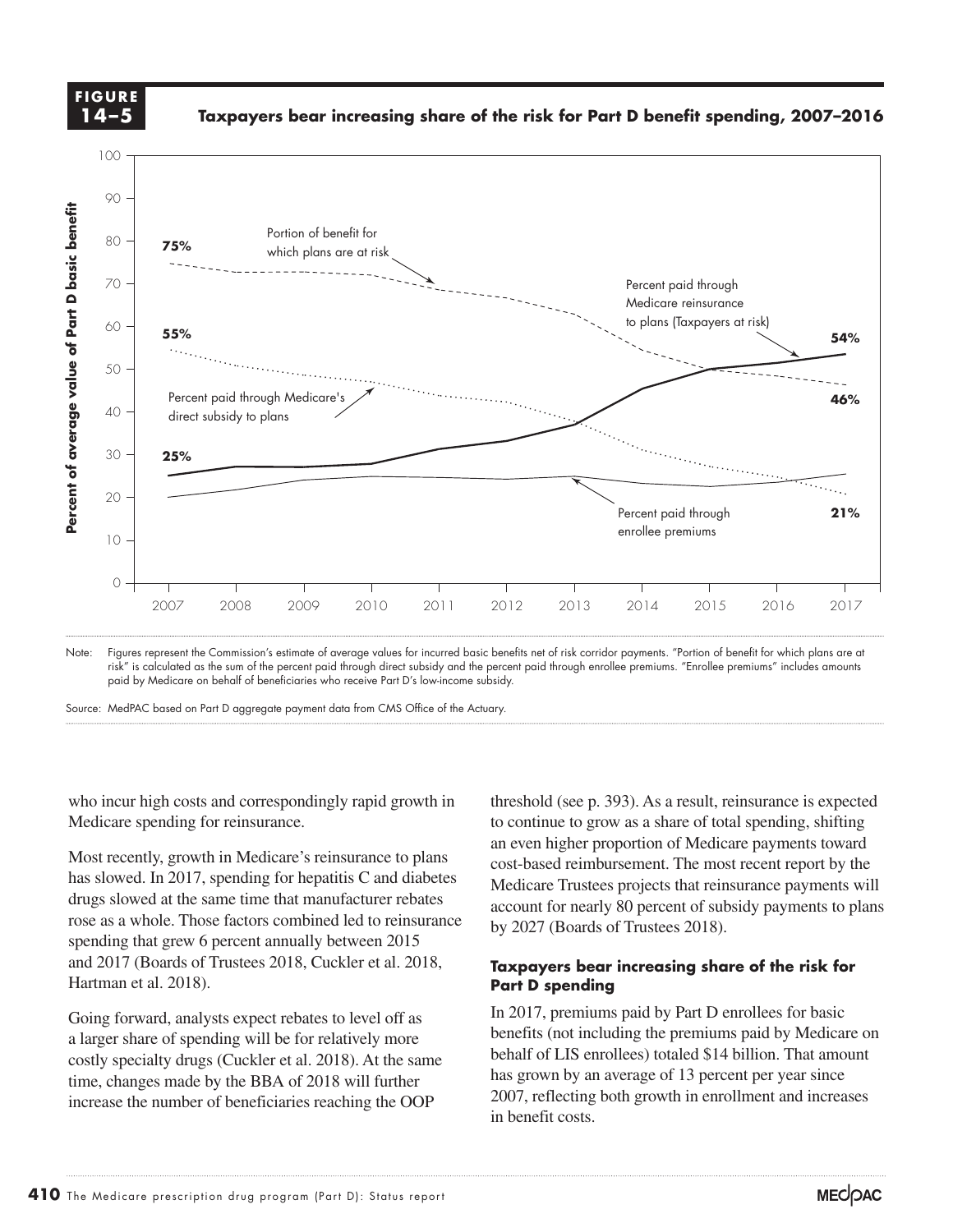**FIGURE 14–5**

**Taxpayers bear increasing share of the risk for Part D benefit spending, 2007–2016**

Note: Figures represent the Commission's estimate of average values for incurred basic benefits net of risk corridor payments. "Portion of benefit for which plans are at risk" is calculated as the sum of the percent paid through direct subsidy and the percent paid through enrollee premiums. "Enrollee premiums" includes amounts paid by Medicare on behalf of beneficiaries who receive Part D's low-income subsidy.

Source: MedPAC based on Part D aggregate payment data from CMS Office of the Actuary.

who incur high costs and correspondingly rapid growth in Medicare spending for reinsurance.

Most recently, growth in Medicare's reinsurance to plans has slowed. In 2017, spending for hepatitis C and diabetes drugs slowed at the same time that manufacturer rebates rose as a whole. Those factors combined led to reinsurance spending that grew 6 percent annually between 2015 and 2017 (Boards of Trustees 2018, Cuckler et al. 2018, Hartman et al. 2018).

Going forward, analysts expect rebates to level off as a larger share of spending will be for relatively more costly specialty drugs (Cuckler et al. 2018). At the same time, changes made by the BBA of 2018 will further increase the number of beneficiaries reaching the OOP threshold (see p. 393). As a result, reinsurance is expected to continue to grow as a share of total spending, shifting an even higher proportion of Medicare payments toward cost-based reimbursement. The most recent report by the Medicare Trustees projects that reinsurance payments will account for nearly 80 percent of subsidy payments to plans by 2027 (Boards of Trustees 2018).

### Taxpayers bear increasing share of the risk for Part D spending

In 2017, premiums paid by Part D enrollees for basic benefits (not including the premiums paid by Medicare on behalf of LIS enrollees) totaled $14 billion. That amount has grown by an average of 13 percent per year since 2007, reflecting both growth in enrollment and increases in benefit costs.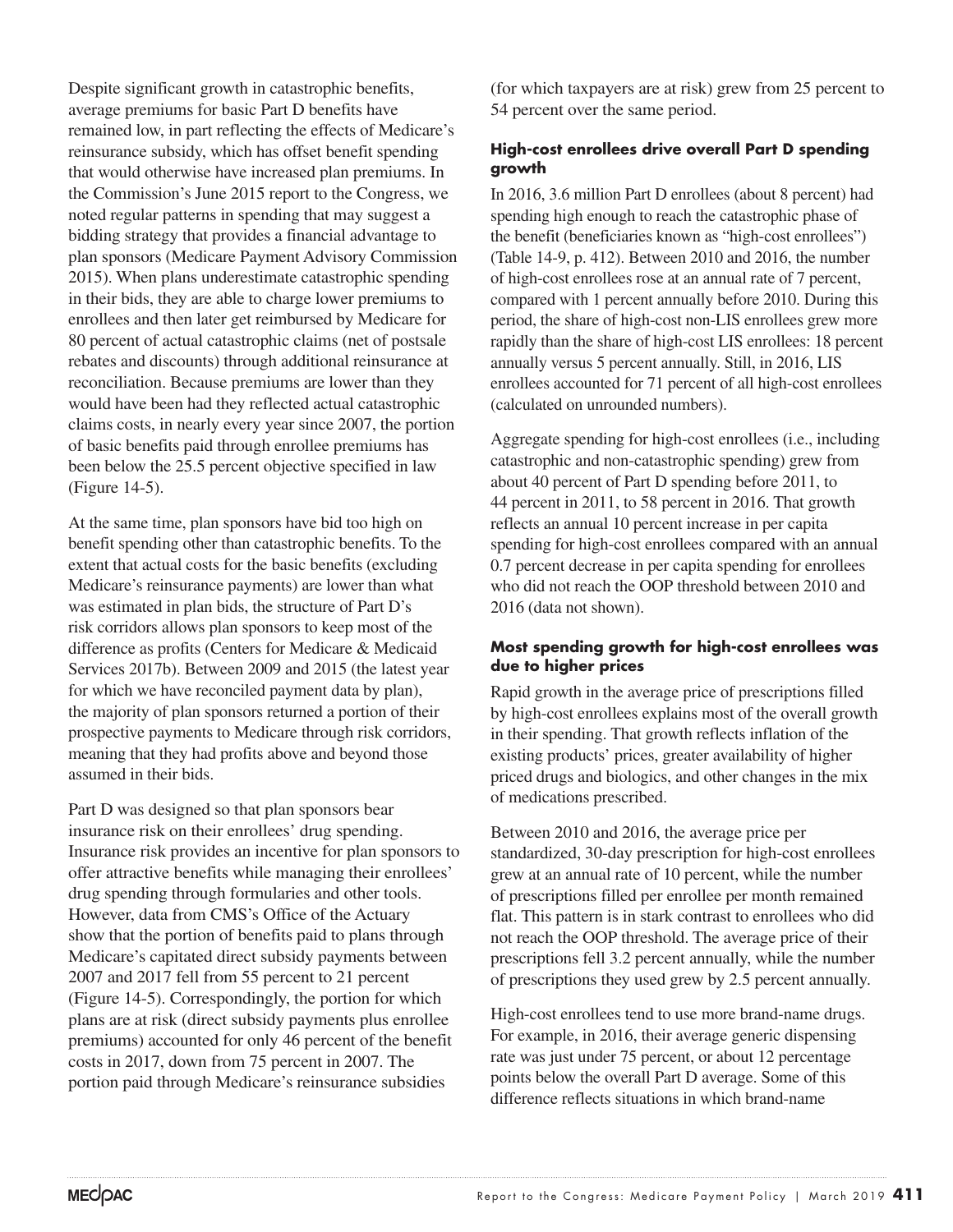Despite significant growth in catastrophic benefits, average premiums for basic Part D benefits have remained low, in part reflecting the effects of Medicare's reinsurance subsidy, which has offset benefit spending that would otherwise have increased plan premiums. In the Commission's June 2015 report to the Congress, we noted regular patterns in spending that may suggest a bidding strategy that provides a financial advantage to plan sponsors (Medicare Payment Advisory Commission 2015). When plans underestimate catastrophic spending in their bids, they are able to charge lower premiums to enrollees and then later get reimbursed by Medicare for 80 percent of actual catastrophic claims (net of postsale rebates and discounts) through additional reinsurance at reconciliation. Because premiums are lower than they would have been had they reflected actual catastrophic claims costs, in nearly every year since 2007, the portion of basic benefits paid through enrollee premiums has been below the 25.5 percent objective specified in law (Figure 14-5).

At the same time, plan sponsors have bid too high on benefit spending other than catastrophic benefits. To the extent that actual costs for the basic benefits (excluding Medicare's reinsurance payments) are lower than what was estimated in plan bids, the structure of Part D's risk corridors allows plan sponsors to keep most of the difference as profits (Centers for Medicare & Medicaid Services 2017b). Between 2009 and 2015 (the latest year for which we have reconciled payment data by plan), the majority of plan sponsors returned a portion of their prospective payments to Medicare through risk corridors, meaning that they had profits above and beyond those assumed in their bids.

Part D was designed so that plan sponsors bear insurance risk on their enrollees' drug spending. Insurance risk provides an incentive for plan sponsors to offer attractive benefits while managing their enrollees' drug spending through formularies and other tools. However, data from CMS's Office of the Actuary show that the portion of benefits paid to plans through Medicare's capitated direct subsidy payments between 2007 and 2017 fell from 55 percent to 21 percent (Figure 14-5). Correspondingly, the portion for which plans are at risk (direct subsidy payments plus enrollee premiums) accounted for only 46 percent of the benefit costs in 2017, down from 75 percent in 2007. The portion paid through Medicare's reinsurance subsidies (for which taxpayers are at risk) grew from 25 percent to 54 percent over the same period.

### High-cost enrollees drive overall Part D spending growth

In 2016, 3.6 million Part D enrollees (about 8 percent) had spending high enough to reach the catastrophic phase of the benefit (beneficiaries known as "high-cost enrollees") (Table 14-9, p. 412). Between 2010 and 2016, the number of high-cost enrollees rose at an annual rate of 7 percent, compared with 1 percent annually before 2010. During this period, the share of high-cost non-LIS enrollees grew more rapidly than the share of high-cost LIS enrollees: 18 percent annually versus 5 percent annually. Still, in 2016, LIS enrollees accounted for 71 percent of all high-cost enrollees (calculated on unrounded numbers).

Aggregate spending for high-cost enrollees (i.e., including catastrophic and non-catastrophic spending) grew from about 40 percent of Part D spending before 2011, to 44 percent in 2011, to 58 percent in 2016. That growth reflects an annual 10 percent increase in per capita spending for high-cost enrollees compared with an annual 0.7 percent decrease in per capita spending for enrollees who did not reach the OOP threshold between 2010 and 2016 (data not shown).

### Most spending growth for high-cost enrollees was due to higher prices

Rapid growth in the average price of prescriptions filled by high-cost enrollees explains most of the overall growth in their spending. That growth reflects inflation of the existing products' prices, greater availability of higher priced drugs and biologics, and other changes in the mix of medications prescribed.

Between 2010 and 2016, the average price per standardized, 30-day prescription for high-cost enrollees grew at an annual rate of 10 percent, while the number of prescriptions filled per enrollee per month remained flat. This pattern is in stark contrast to enrollees who did not reach the OOP threshold. The average price of their prescriptions fell 3.2 percent annually, while the number of prescriptions they used grew by 2.5 percent annually.

High-cost enrollees tend to use more brand-name drugs. For example, in 2016, their average generic dispensing rate was just under 75 percent, or about 12 percentage points below the overall Part D average. Some of this difference reflects situations in which brand-name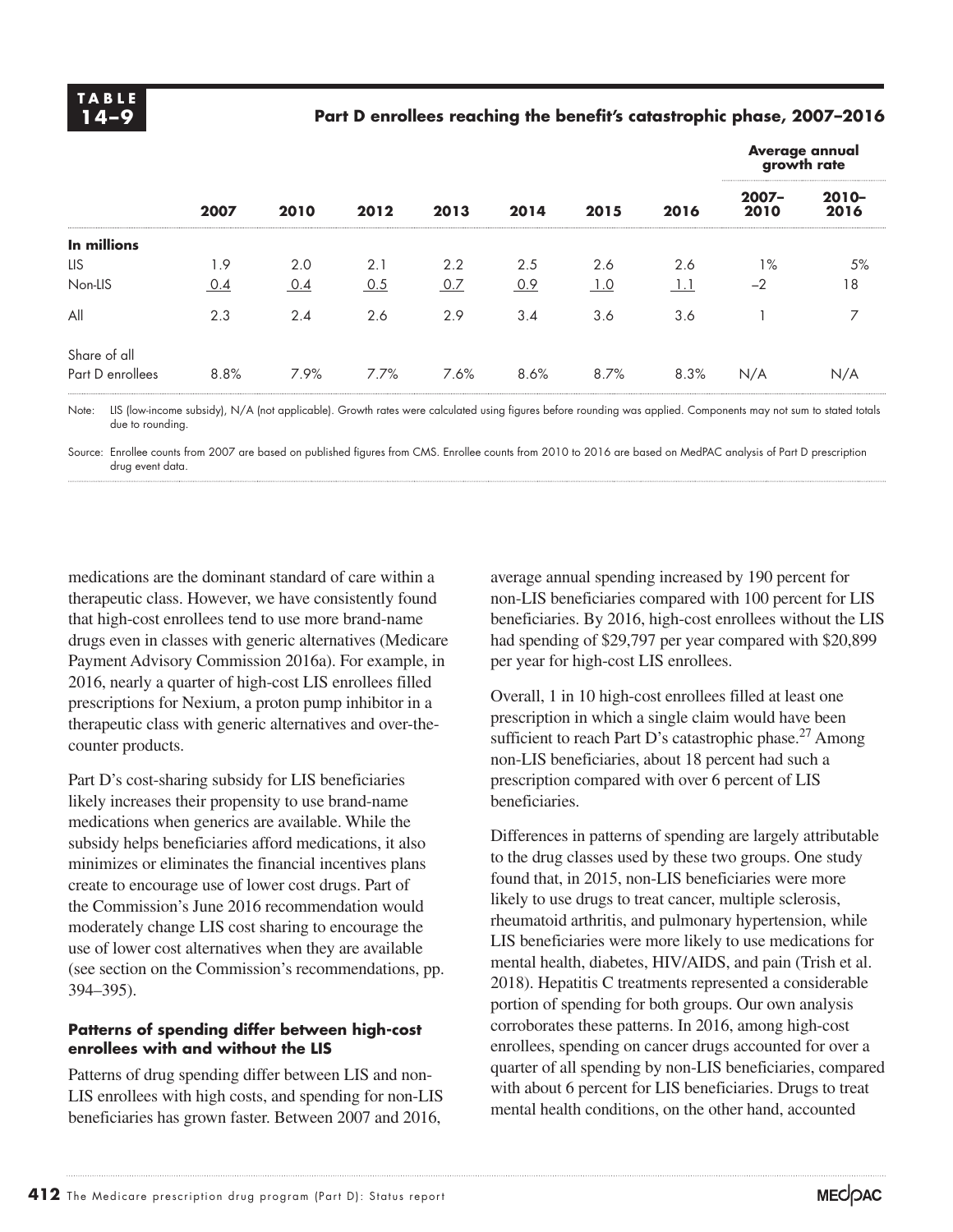**TABLE 14–9**

**Part D enrollees reaching the benefit's catastrophic phase, 2007–2016**

| | 2007 | 2010 | 2012 | 2013 | 2014 | 2015 | 2016 | Average annual growth rate 2007–2010 | 2010–2016 |
|---|---|---|---|---|---|---|---|---|---|
| **In millions** | | | | | | | | | |
| LIS | 1.9 | 2.0 | 2.1 | 2.2 | 2.5 | 2.6 | 2.6 | 1% | 5% |
| Non-LIS | 0.4 | 0.4 | 0.5 | 0.7 | 0.9 | 1.0 | 1.1 | –2 | 18 |
| All | 2.3 | 2.4 | 2.6 | 2.9 | 3.4 | 3.6 | 3.6 | 1 | 7 |
| Share of all Part D enrollees | 8.8% | 7.9% | 7.7% | 7.6% | 8.6% | 8.7% | 8.3% | N/A | N/A |

Note: LIS (low-income subsidy), N/A (not applicable). Growth rates were calculated using figures before rounding was applied. Components may not sum to stated totals due to rounding.

Source: Enrollee counts from 2007 are based on published figures from CMS. Enrollee counts from 2010 to 2016 are based on MedPAC analysis of Part D prescription drug event data.

medications are the dominant standard of care within a therapeutic class. However, we have consistently found that high-cost enrollees tend to use more brand-name drugs even in classes with generic alternatives (Medicare Payment Advisory Commission 2016a). For example, in 2016, nearly a quarter of high-cost LIS enrollees filled prescriptions for Nexium, a proton pump inhibitor in a therapeutic class with generic alternatives and over-the-counter products.

Part D's cost-sharing subsidy for LIS beneficiaries likely increases their propensity to use brand-name medications when generics are available. While the subsidy helps beneficiaries afford medications, it also minimizes or eliminates the financial incentives plans create to encourage use of lower cost drugs. Part of the Commission's June 2016 recommendation would moderately change LIS cost sharing to encourage the use of lower cost alternatives when they are available (see section on the Commission's recommendations, pp. 394–395).

#### Patterns of spending differ between high-cost enrollees with and without the LIS

Patterns of drug spending differ between LIS and non-LIS enrollees with high costs, and spending for non-LIS beneficiaries has grown faster. Between 2007 and 2016, average annual spending increased by 190 percent for non-LIS beneficiaries compared with 100 percent for LIS beneficiaries. By 2016, high-cost enrollees without the LIS had spending of $29,797 per year compared with $20,899 per year for high-cost LIS enrollees.

Overall, 1 in 10 high-cost enrollees filled at least one prescription in which a single claim would have been sufficient to reach Part D's catastrophic phase.[27] Among non-LIS beneficiaries, about 18 percent had such a prescription compared with over 6 percent of LIS beneficiaries.

Differences in patterns of spending are largely attributable to the drug classes used by these two groups. One study found that, in 2015, non-LIS beneficiaries were more likely to use drugs to treat cancer, multiple sclerosis, rheumatoid arthritis, and pulmonary hypertension, while LIS beneficiaries were more likely to use medications for mental health, diabetes, HIV/AIDS, and pain (Trish et al. 2018). Hepatitis C treatments represented a considerable portion of spending for both groups. Our own analysis corroborates these patterns. In 2016, among high-cost enrollees, spending on cancer drugs accounted for over a quarter of all spending by non-LIS beneficiaries, compared with about 6 percent for LIS beneficiaries. Drugs to treat mental health conditions, on the other hand, accounted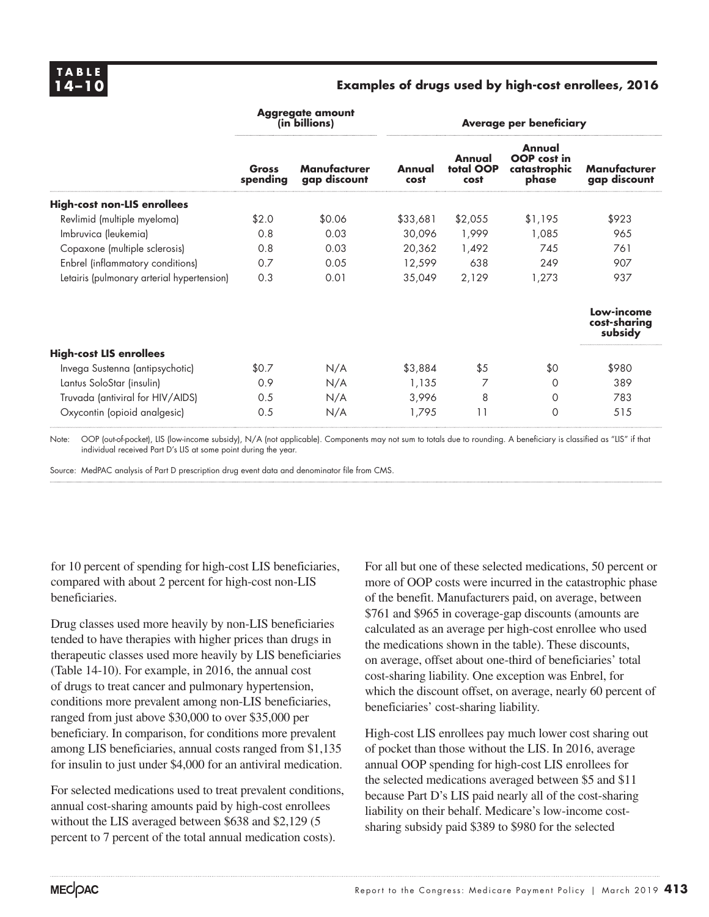**TABLE 14–10**

**Examples of drugs used by high-cost enrollees, 2016**

| | Aggregate amount (in billions) | | Average per beneficiary | | | |
|---|---|---|---|---|---|---|
| | Gross spending | Manufacturer gap discount | Annual cost | Annual total OOP cost | Annual OOP cost in catastrophic phase | Manufacturer gap discount |
| **High-cost non-LIS enrollees** | | | | | | |
| Revlimid (multiple myeloma) | $2.0 | $0.06 | $33,681 | $2,055 | $1,195 | $923 |
| Imbruvica (leukemia) | 0.8 | 0.03 | 30,096 | 1,999 | 1,085 | 965 |
| Copaxone (multiple sclerosis) | 0.8 | 0.03 | 20,362 | 1,492 | 745 | 761 |
| Enbrel (inflammatory conditions) | 0.7 | 0.05 | 12,599 | 638 | 249 | 907 |
| Letairis (pulmonary arterial hypertension) | 0.3 | 0.01 | 35,049 | 2,129 | 1,273 | 937 |
| | | | | | | **Low-income cost-sharing subsidy** |
| **High-cost LIS enrollees** | | | | | | |
| Invega Sustenna (antipsychotic) | $0.7 | N/A | $3,884 | $5 | $0 | $980 |
| Lantus SoloStar (insulin) | 0.9 | N/A | 1,135 | 7 | 0 | 389 |
| Truvada (antiviral for HIV/AIDS) | 0.5 | N/A | 3,996 | 8 | 0 | 783 |
| Oxycontin (opioid analgesic) | 0.5 | N/A | 1,795 | 11 | 0 | 515 |

Note: OOP (out-of-pocket), LIS (low-income subsidy), N/A (not applicable). Components may not sum to totals due to rounding. A beneficiary is classified as "LIS" if that individual received Part D's LIS at some point during the year.

Source: MedPAC analysis of Part D prescription drug event data and denominator file from CMS.

for 10 percent of spending for high-cost LIS beneficiaries, compared with about 2 percent for high-cost non-LIS beneficiaries.

Drug classes used more heavily by non-LIS beneficiaries tended to have therapies with higher prices than drugs in therapeutic classes used more heavily by LIS beneficiaries (Table 14-10). For example, in 2016, the annual cost of drugs to treat cancer and pulmonary hypertension, conditions more prevalent among non-LIS beneficiaries, ranged from just above $30,000 to over $35,000 per beneficiary. In comparison, for conditions more prevalent among LIS beneficiaries, annual costs ranged from $1,135 for insulin to just under $4,000 for an antiviral medication.

For selected medications used to treat prevalent conditions, annual cost-sharing amounts paid by high-cost enrollees without the LIS averaged between $638 and $2,129 (5 percent to 7 percent of the total annual medication costs).

For all but one of these selected medications, 50 percent or more of OOP costs were incurred in the catastrophic phase of the benefit. Manufacturers paid, on average, between $761 and $965 in coverage-gap discounts (amounts are calculated as an average per high-cost enrollee who used the medications shown in the table). These discounts, on average, offset about one-third of beneficiaries' total cost-sharing liability. One exception was Enbrel, for which the discount offset, on average, nearly 60 percent of beneficiaries' cost-sharing liability.

High-cost LIS enrollees pay much lower cost sharing out of pocket than those without the LIS. In 2016, average annual OOP spending for high-cost LIS enrollees for the selected medications averaged between $5 and $11 because Part D's LIS paid nearly all of the cost-sharing liability on their behalf. Medicare's low-income cost-sharing subsidy paid $389 to $980 for the selected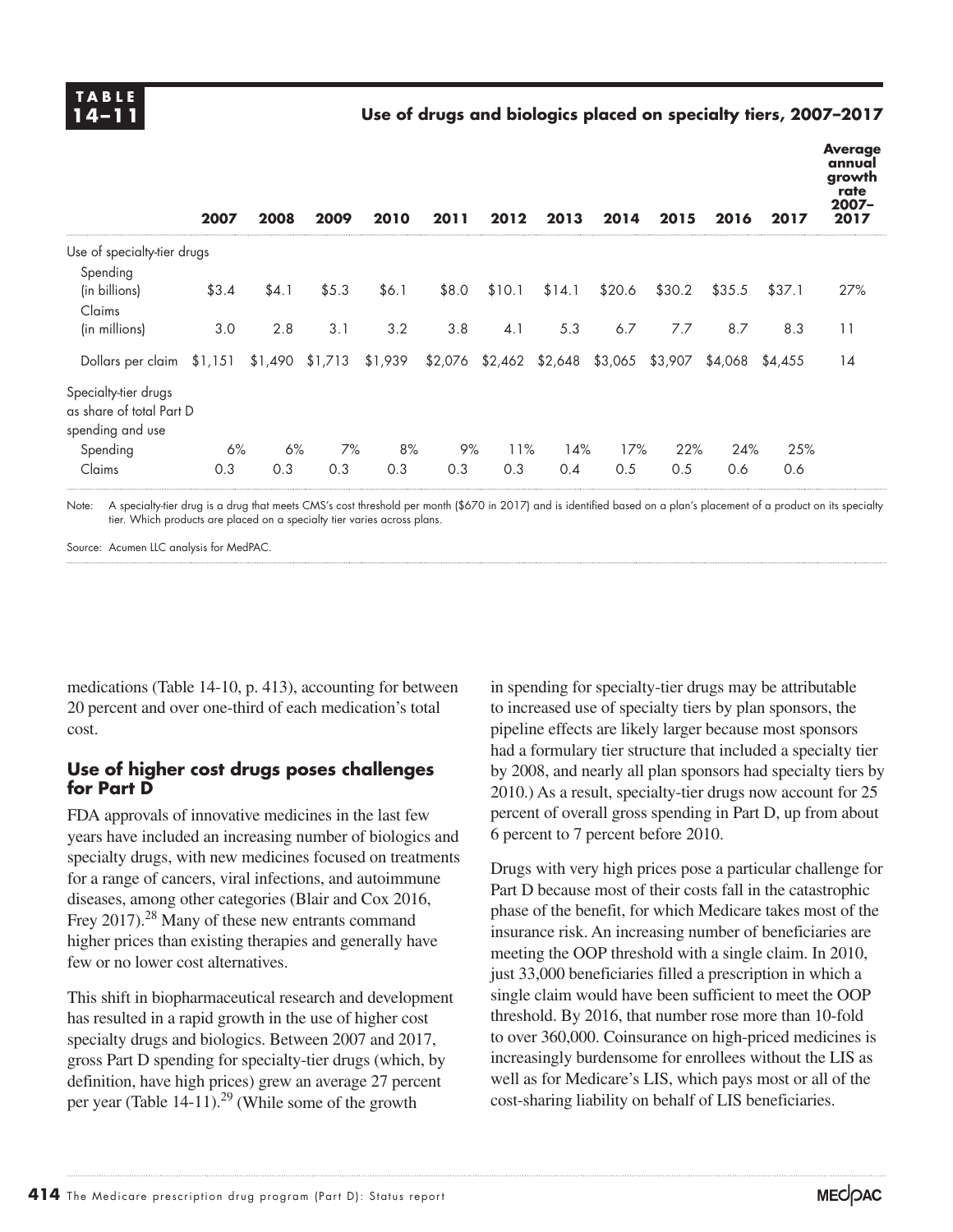**TABLE 14–11**

**Use of drugs and biologics placed on specialty tiers, 2007–2017**

| | 2007 | 2008 | 2009 | 2010 | 2011 | 2012 | 2013 | 2014 | 2015 | 2016 | 2017 | Average annual growth rate 2007–2017 |
|---|---|---|---|---|---|---|---|---|---|---|---|---|
| Use of specialty-tier drugs | | | | | | | | | | | | |
| Spending (in billions) | $3.4 | $4.1 | $5.3 | $6.1 | $8.0 | $10.1 | $14.1 | $20.6 | $30.2 | $35.5 | $37.1 | 27% |
| Claims (in millions) | 3.0 | 2.8 | 3.1 | 3.2 | 3.8 | 4.1 | 5.3 | 6.7 | 7.7 | 8.7 | 8.3 | 11 |
| Dollars per claim | $1,151 | $1,490 | $1,713 | $1,939 | $2,076 | $2,462 | $2,648 | $3,065 | $3,907 | $4,068 | $4,455 | 14 |
| Specialty-tier drugs as share of total Part D spending and use | | | | | | | | | | | | |
| Spending | 6% | 6% | 7% | 8% | 9% | 11% | 14% | 17% | 22% | 24% | 25% | |
| Claims | 0.3 | 0.3 | 0.3 | 0.3 | 0.3 | 0.3 | 0.4 | 0.5 | 0.5 | 0.6 | 0.6 | |

Note: A specialty-tier drug is a drug that meets CMS's cost threshold per month ($670 in 2017) and is identified based on a plan's placement of a product on its specialty tier. Which products are placed on a specialty tier varies across plans.

Source: Acumen LLC analysis for MedPAC.

medications (Table 14-10, p. 413), accounting for between 20 percent and over one-third of each medication's total cost.

### Use of higher cost drugs poses challenges for Part D

FDA approvals of innovative medicines in the last few years have included an increasing number of biologics and specialty drugs, with new medicines focused on treatments for a range of cancers, viral infections, and autoimmune diseases, among other categories (Blair and Cox 2016, Frey 2017).[28] Many of these new entrants command higher prices than existing therapies and generally have few or no lower cost alternatives.

This shift in biopharmaceutical research and development has resulted in a rapid growth in the use of higher cost specialty drugs and biologics. Between 2007 and 2017, gross Part D spending for specialty-tier drugs (which, by definition, have high prices) grew an average 27 percent per year (Table 14-11).[29] (While some of the growth in spending for specialty-tier drugs may be attributable to increased use of specialty tiers by plan sponsors, the pipeline effects are likely larger because most sponsors had a formulary tier structure that included a specialty tier by 2008, and nearly all plan sponsors had specialty tiers by 2010.) As a result, specialty-tier drugs now account for 25 percent of overall gross spending in Part D, up from about 6 percent to 7 percent before 2010.

Drugs with very high prices pose a particular challenge for Part D because most of their costs fall in the catastrophic phase of the benefit, for which Medicare takes most of the insurance risk. An increasing number of beneficiaries are meeting the OOP threshold with a single claim. In 2010, just 33,000 beneficiaries filled a prescription in which a single claim would have been sufficient to meet the OOP threshold. By 2016, that number rose more than 10-fold to over 360,000. Coinsurance on high-priced medicines is increasingly burdensome for enrollees without the LIS as well as for Medicare's LIS, which pays most or all of the cost-sharing liability on behalf of LIS beneficiaries.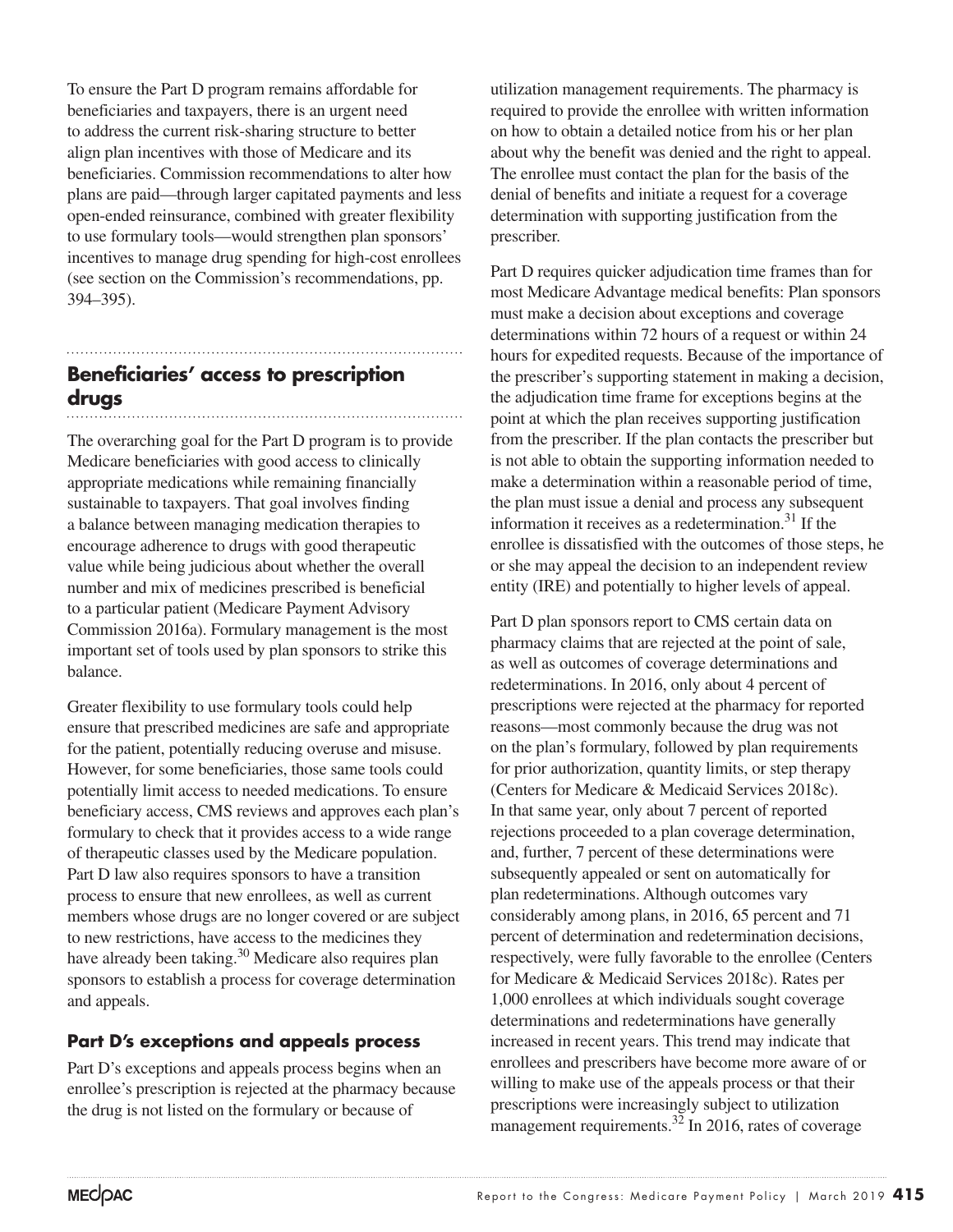To ensure the Part D program remains affordable for beneficiaries and taxpayers, there is an urgent need to address the current risk-sharing structure to better align plan incentives with those of Medicare and its beneficiaries. Commission recommendations to alter how plans are paid—through larger capitated payments and less open-ended reinsurance, combined with greater flexibility to use formulary tools—would strengthen plan sponsors' incentives to manage drug spending for high-cost enrollees (see section on the Commission's recommendations, pp. 394–395).

## Beneficiaries' access to prescription drugs

The overarching goal for the Part D program is to provide Medicare beneficiaries with good access to clinically appropriate medications while remaining financially sustainable to taxpayers. That goal involves finding a balance between managing medication therapies to encourage adherence to drugs with good therapeutic value while being judicious about whether the overall number and mix of medicines prescribed is beneficial to a particular patient (Medicare Payment Advisory Commission 2016a). Formulary management is the most important set of tools used by plan sponsors to strike this balance.

Greater flexibility to use formulary tools could help ensure that prescribed medicines are safe and appropriate for the patient, potentially reducing overuse and misuse. However, for some beneficiaries, those same tools could potentially limit access to needed medications. To ensure beneficiary access, CMS reviews and approves each plan's formulary to check that it provides access to a wide range of therapeutic classes used by the Medicare population. Part D law also requires sponsors to have a transition process to ensure that new enrollees, as well as current members whose drugs are no longer covered or are subject to new restrictions, have access to the medicines they have already been taking.[30] Medicare also requires plan sponsors to establish a process for coverage determination and appeals.

### Part D's exceptions and appeals process

Part D's exceptions and appeals process begins when an enrollee's prescription is rejected at the pharmacy because the drug is not listed on the formulary or because of utilization management requirements. The pharmacy is required to provide the enrollee with written information on how to obtain a detailed notice from his or her plan about why the benefit was denied and the right to appeal. The enrollee must contact the plan for the basis of the denial of benefits and initiate a request for a coverage determination with supporting justification from the prescriber.

Part D requires quicker adjudication time frames than for most Medicare Advantage medical benefits: Plan sponsors must make a decision about exceptions and coverage determinations within 72 hours of a request or within 24 hours for expedited requests. Because of the importance of the prescriber's supporting statement in making a decision, the adjudication time frame for exceptions begins at the point at which the plan receives supporting justification from the prescriber. If the plan contacts the prescriber but is not able to obtain the supporting information needed to make a determination within a reasonable period of time, the plan must issue a denial and process any subsequent information it receives as a redetermination.[31] If the enrollee is dissatisfied with the outcomes of those steps, he or she may appeal the decision to an independent review entity (IRE) and potentially to higher levels of appeal.

Part D plan sponsors report to CMS certain data on pharmacy claims that are rejected at the point of sale, as well as outcomes of coverage determinations and redeterminations. In 2016, only about 4 percent of prescriptions were rejected at the pharmacy for reported reasons—most commonly because the drug was not on the plan's formulary, followed by plan requirements for prior authorization, quantity limits, or step therapy (Centers for Medicare & Medicaid Services 2018c). In that same year, only about 7 percent of reported rejections proceeded to a plan coverage determination, and, further, 7 percent of these determinations were subsequently appealed or sent on automatically for plan redeterminations. Although outcomes vary considerably among plans, in 2016, 65 percent and 71 percent of determination and redetermination decisions, respectively, were fully favorable to the enrollee (Centers for Medicare & Medicaid Services 2018c). Rates per 1,000 enrollees at which individuals sought coverage determinations and redeterminations have generally increased in recent years. This trend may indicate that enrollees and prescribers have become more aware of or willing to make use of the appeals process or that their prescriptions were increasingly subject to utilization management requirements.[32] In 2016, rates of coverage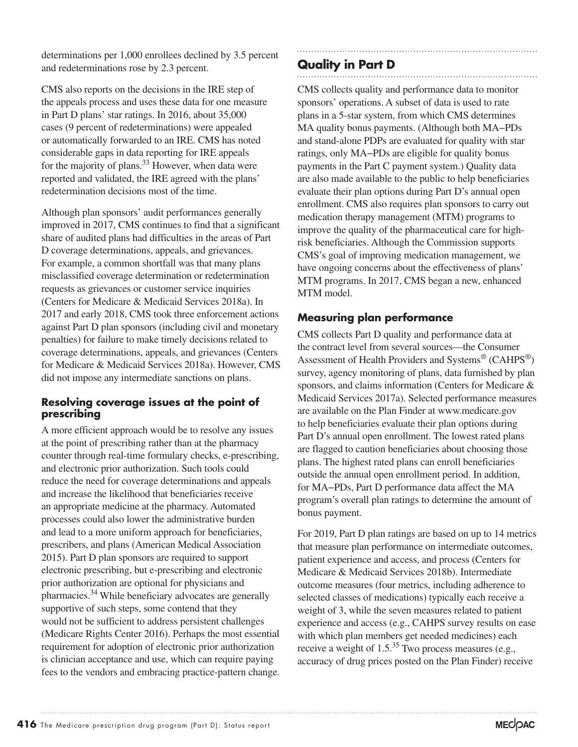determinations per 1,000 enrollees declined by 3.5 percent and redeterminations rose by 2.3 percent.

CMS also reports on the decisions in the IRE step of the appeals process and uses these data for one measure in Part D plans' star ratings. In 2016, about 35,000 cases (9 percent of redeterminations) were appealed or automatically forwarded to an IRE. CMS has noted considerable gaps in data reporting for IRE appeals for the majority of plans.[33] However, when data were reported and validated, the IRE agreed with the plans' redetermination decisions most of the time.

Although plan sponsors' audit performances generally improved in 2017, CMS continues to find that a significant share of audited plans had difficulties in the areas of Part D coverage determinations, appeals, and grievances. For example, a common shortfall was that many plans misclassified coverage determination or redetermination requests as grievances or customer service inquiries (Centers for Medicare & Medicaid Services 2018a). In 2017 and early 2018, CMS took three enforcement actions against Part D plan sponsors (including civil and monetary penalties) for failure to make timely decisions related to coverage determinations, appeals, and grievances (Centers for Medicare & Medicaid Services 2018a). However, CMS did not impose any intermediate sanctions on plans.

### Resolving coverage issues at the point of prescribing

A more efficient approach would be to resolve any issues at the point of prescribing rather than at the pharmacy counter through real-time formulary checks, e-prescribing, and electronic prior authorization. Such tools could reduce the need for coverage determinations and appeals and increase the likelihood that beneficiaries receive an appropriate medicine at the pharmacy. Automated processes could also lower the administrative burden and lead to a more uniform approach for beneficiaries, prescribers, and plans (American Medical Association 2015). Part D plan sponsors are required to support electronic prescribing, but e-prescribing and electronic prior authorization are optional for physicians and pharmacies.[34] While beneficiary advocates are generally supportive of such steps, some contend that they would not be sufficient to address persistent challenges (Medicare Rights Center 2016). Perhaps the most essential requirement for adoption of electronic prior authorization is clinician acceptance and use, which can require paying fees to the vendors and embracing practice-pattern change.

## Quality in Part D

CMS collects quality and performance data to monitor sponsors' operations. A subset of data is used to rate plans in a 5-star system, from which CMS determines MA quality bonus payments. (Although both MA–PDs and stand-alone PDPs are evaluated for quality with star ratings, only MA–PDs are eligible for quality bonus payments in the Part C payment system.) Quality data are also made available to the public to help beneficiaries evaluate their plan options during Part D's annual open enrollment. CMS also requires plan sponsors to carry out medication therapy management (MTM) programs to improve the quality of the pharmaceutical care for high-risk beneficiaries. Although the Commission supports CMS's goal of improving medication management, we have ongoing concerns about the effectiveness of plans' MTM programs. In 2017, CMS began a new, enhanced MTM model.

### Measuring plan performance

CMS collects Part D quality and performance data at the contract level from several sources—the Consumer Assessment of Health Providers and Systems® (CAHPS®) survey, agency monitoring of plans, data furnished by plan sponsors, and claims information (Centers for Medicare & Medicaid Services 2017a). Selected performance measures are available on the Plan Finder at www.medicare.gov to help beneficiaries evaluate their plan options during Part D's annual open enrollment. The lowest rated plans are flagged to caution beneficiaries about choosing those plans. The highest rated plans can enroll beneficiaries outside the annual open enrollment period. In addition, for MA–PDs, Part D performance data affect the MA program's overall plan ratings to determine the amount of bonus payment.

For 2019, Part D plan ratings are based on up to 14 metrics that measure plan performance on intermediate outcomes, patient experience and access, and process (Centers for Medicare & Medicaid Services 2018b). Intermediate outcome measures (four metrics, including adherence to selected classes of medications) typically each receive a weight of 3, while the seven measures related to patient experience and access (e.g., CAHPS survey results on ease with which plan members get needed medicines) each receive a weight of 1.5.[35] Two process measures (e.g., accuracy of drug prices posted on the Plan Finder) receive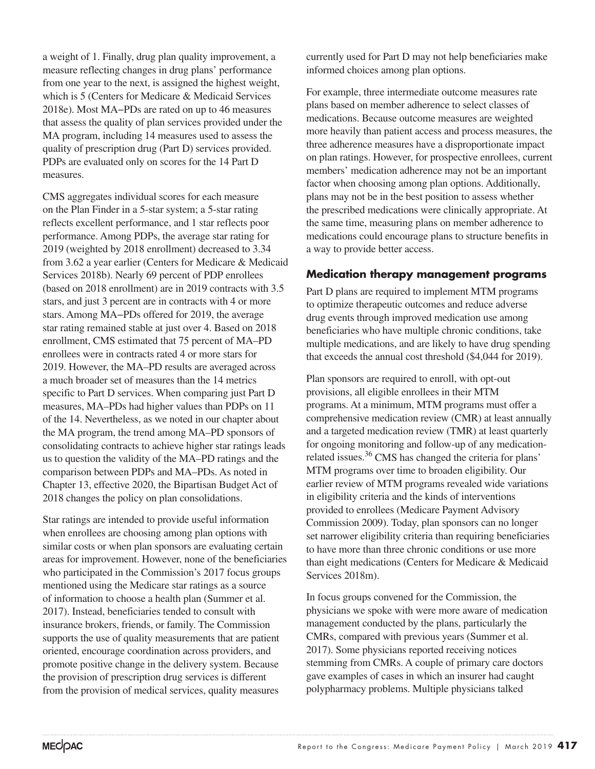a weight of 1. Finally, drug plan quality improvement, a measure reflecting changes in drug plans' performance from one year to the next, is assigned the highest weight, which is 5 (Centers for Medicare & Medicaid Services 2018e). Most MA–PDs are rated on up to 46 measures that assess the quality of plan services provided under the MA program, including 14 measures used to assess the quality of prescription drug (Part D) services provided. PDPs are evaluated only on scores for the 14 Part D measures.

CMS aggregates individual scores for each measure on the Plan Finder in a 5-star system; a 5-star rating reflects excellent performance, and 1 star reflects poor performance. Among PDPs, the average star rating for 2019 (weighted by 2018 enrollment) decreased to 3.34 from 3.62 a year earlier (Centers for Medicare & Medicaid Services 2018b). Nearly 69 percent of PDP enrollees (based on 2018 enrollment) are in 2019 contracts with 3.5 stars, and just 3 percent are in contracts with 4 or more stars. Among MA–PDs offered for 2019, the average star rating remained stable at just over 4. Based on 2018 enrollment, CMS estimated that 75 percent of MA–PD enrollees were in contracts rated 4 or more stars for 2019. However, the MA–PD results are averaged across a much broader set of measures than the 14 metrics specific to Part D services. When comparing just Part D measures, MA–PDs had higher values than PDPs on 11 of the 14. Nevertheless, as we noted in our chapter about the MA program, the trend among MA–PD sponsors of consolidating contracts to achieve higher star ratings leads us to question the validity of the MA–PD ratings and the comparison between PDPs and MA–PDs. As noted in Chapter 13, effective 2020, the Bipartisan Budget Act of 2018 changes the policy on plan consolidations.

Star ratings are intended to provide useful information when enrollees are choosing among plan options with similar costs or when plan sponsors are evaluating certain areas for improvement. However, none of the beneficiaries who participated in the Commission's 2017 focus groups mentioned using the Medicare star ratings as a source of information to choose a health plan (Summer et al. 2017). Instead, beneficiaries tended to consult with insurance brokers, friends, or family. The Commission supports the use of quality measurements that are patient oriented, encourage coordination across providers, and promote positive change in the delivery system. Because the provision of prescription drug services is different from the provision of medical services, quality measures currently used for Part D may not help beneficiaries make informed choices among plan options.

For example, three intermediate outcome measures rate plans based on member adherence to select classes of medications. Because outcome measures are weighted more heavily than patient access and process measures, the three adherence measures have a disproportionate impact on plan ratings. However, for prospective enrollees, current members' medication adherence may not be an important factor when choosing among plan options. Additionally, plans may not be in the best position to assess whether the prescribed medications were clinically appropriate. At the same time, measuring plans on member adherence to medications could encourage plans to structure benefits in a way to provide better access.

### Medication therapy management programs

Part D plans are required to implement MTM programs to optimize therapeutic outcomes and reduce adverse drug events through improved medication use among beneficiaries who have multiple chronic conditions, take multiple medications, and are likely to have drug spending that exceeds the annual cost threshold ($4,044 for 2019).

Plan sponsors are required to enroll, with opt-out provisions, all eligible enrollees in their MTM programs. At a minimum, MTM programs must offer a comprehensive medication review (CMR) at least annually and a targeted medication review (TMR) at least quarterly for ongoing monitoring and follow-up of any medication-related issues.[36] CMS has changed the criteria for plans' MTM programs over time to broaden eligibility. Our earlier review of MTM programs revealed wide variations in eligibility criteria and the kinds of interventions provided to enrollees (Medicare Payment Advisory Commission 2009). Today, plan sponsors can no longer set narrower eligibility criteria than requiring beneficiaries to have more than three chronic conditions or use more than eight medications (Centers for Medicare & Medicaid Services 2018m).

In focus groups convened for the Commission, the physicians we spoke with were more aware of medication management conducted by the plans, particularly the CMRs, compared with previous years (Summer et al. 2017). Some physicians reported receiving notices stemming from CMRs. A couple of primary care doctors gave examples of cases in which an insurer had caught polypharmacy problems. Multiple physicians talked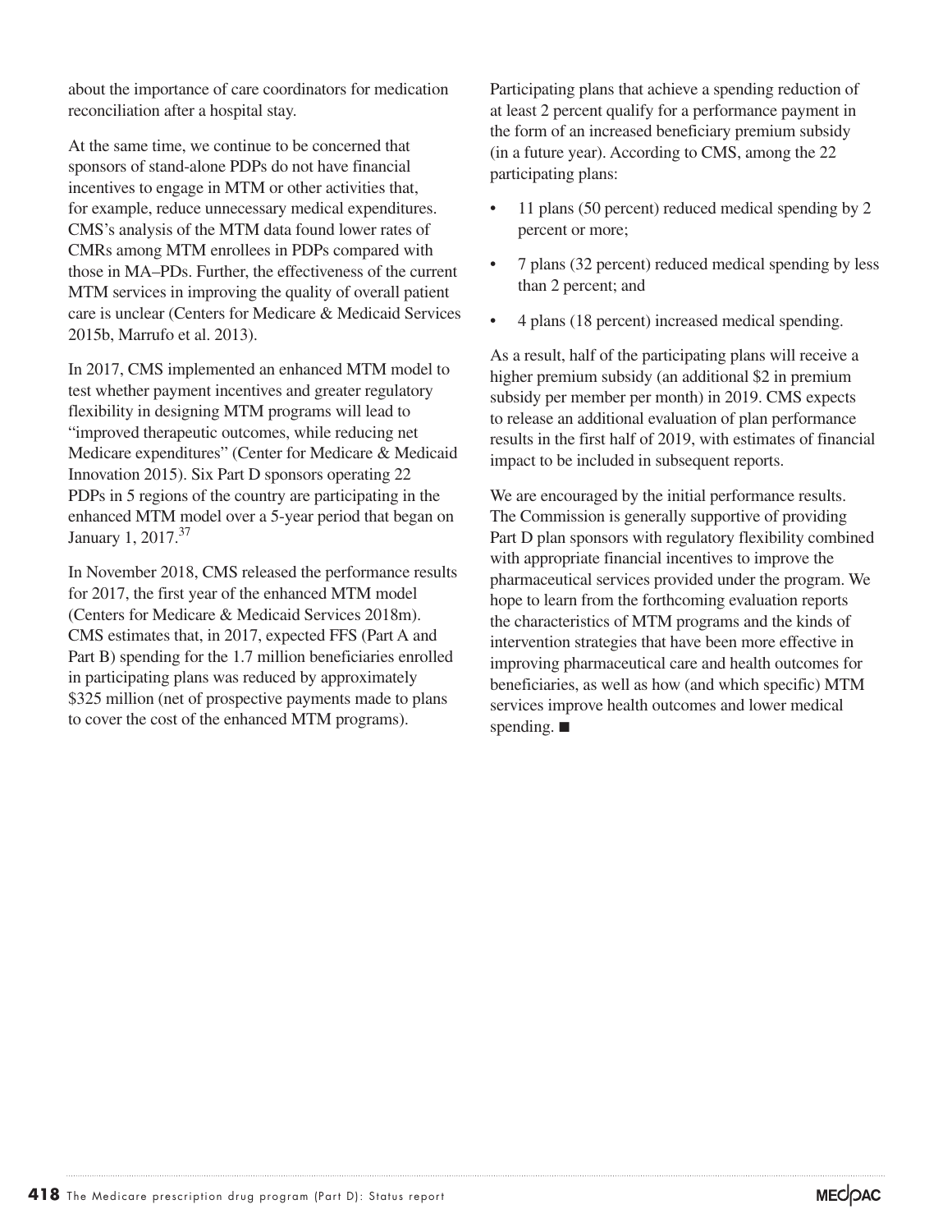about the importance of care coordinators for medication reconciliation after a hospital stay.

At the same time, we continue to be concerned that sponsors of stand-alone PDPs do not have financial incentives to engage in MTM or other activities that, for example, reduce unnecessary medical expenditures. CMS's analysis of the MTM data found lower rates of CMRs among MTM enrollees in PDPs compared with those in MA–PDs. Further, the effectiveness of the current MTM services in improving the quality of overall patient care is unclear (Centers for Medicare & Medicaid Services 2015b, Marrufo et al. 2013).

In 2017, CMS implemented an enhanced MTM model to test whether payment incentives and greater regulatory flexibility in designing MTM programs will lead to "improved therapeutic outcomes, while reducing net Medicare expenditures" (Center for Medicare & Medicaid Innovation 2015). Six Part D sponsors operating 22 PDPs in 5 regions of the country are participating in the enhanced MTM model over a 5-year period that began on January 1, 2017.[37]

In November 2018, CMS released the performance results for 2017, the first year of the enhanced MTM model (Centers for Medicare & Medicaid Services 2018m). CMS estimates that, in 2017, expected FFS (Part A and Part B) spending for the 1.7 million beneficiaries enrolled in participating plans was reduced by approximately $325 million (net of prospective payments made to plans to cover the cost of the enhanced MTM programs).

Participating plans that achieve a spending reduction of at least 2 percent qualify for a performance payment in the form of an increased beneficiary premium subsidy (in a future year). According to CMS, among the 22 participating plans:

- 11 plans (50 percent) reduced medical spending by 2 percent or more;
- 7 plans (32 percent) reduced medical spending by less than 2 percent; and
- 4 plans (18 percent) increased medical spending.

As a result, half of the participating plans will receive a higher premium subsidy (an additional $2 in premium subsidy per member per month) in 2019. CMS expects to release an additional evaluation of plan performance results in the first half of 2019, with estimates of financial impact to be included in subsequent reports.

We are encouraged by the initial performance results. The Commission is generally supportive of providing Part D plan sponsors with regulatory flexibility combined with appropriate financial incentives to improve the pharmaceutical services provided under the program. We hope to learn from the forthcoming evaluation reports the characteristics of MTM programs and the kinds of intervention strategies that have been more effective in improving pharmaceutical care and health outcomes for beneficiaries, as well as how (and which specific) MTM services improve health outcomes and lower medical spending. ■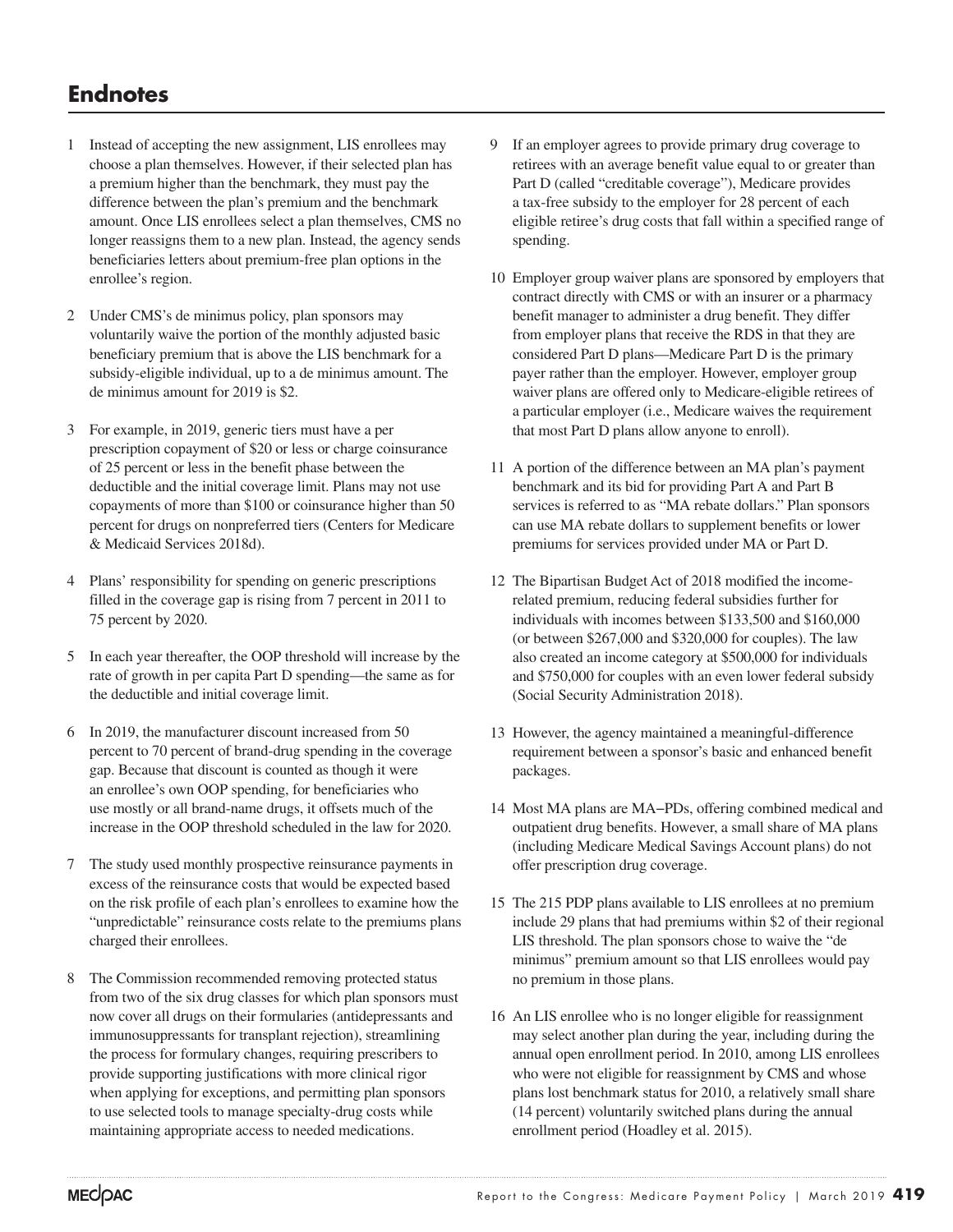# Endnotes

1 Instead of accepting the new assignment, LIS enrollees may choose a plan themselves. However, if their selected plan has a premium higher than the benchmark, they must pay the difference between the plan's premium and the benchmark amount. Once LIS enrollees select a plan themselves, CMS no longer reassigns them to a new plan. Instead, the agency sends beneficiaries letters about premium-free plan options in the enrollee's region.

2 Under CMS's de minimus policy, plan sponsors may voluntarily waive the portion of the monthly adjusted basic beneficiary premium that is above the LIS benchmark for a subsidy-eligible individual, up to a de minimus amount. The de minimus amount for 2019 is $2.

3 For example, in 2019, generic tiers must have a per prescription copayment of $20 or less or charge coinsurance of 25 percent or less in the benefit phase between the deductible and the initial coverage limit. Plans may not use copayments of more than $100 or coinsurance higher than 50 percent for drugs on nonpreferred tiers (Centers for Medicare & Medicaid Services 2018d).

4 Plans' responsibility for spending on generic prescriptions filled in the coverage gap is rising from 7 percent in 2011 to 75 percent by 2020.

5 In each year thereafter, the OOP threshold will increase by the rate of growth in per capita Part D spending—the same as for the deductible and initial coverage limit.

6 In 2019, the manufacturer discount increased from 50 percent to 70 percent of brand-drug spending in the coverage gap. Because that discount is counted as though it were an enrollee's own OOP spending, for beneficiaries who use mostly or all brand-name drugs, it offsets much of the increase in the OOP threshold scheduled in the law for 2020.

7 The study used monthly prospective reinsurance payments in excess of the reinsurance costs that would be expected based on the risk profile of each plan's enrollees to examine how the "unpredictable" reinsurance costs relate to the premiums plans charged their enrollees.

8 The Commission recommended removing protected status from two of the six drug classes for which plan sponsors must now cover all drugs on their formularies (antidepressants and immunosuppressants for transplant rejection), streamlining the process for formulary changes, requiring prescribers to provide supporting justifications with more clinical rigor when applying for exceptions, and permitting plan sponsors to use selected tools to manage specialty-drug costs while maintaining appropriate access to needed medications.

9 If an employer agrees to provide primary drug coverage to retirees with an average benefit value equal to or greater than Part D (called "creditable coverage"), Medicare provides a tax-free subsidy to the employer for 28 percent of each eligible retiree's drug costs that fall within a specified range of spending.

10 Employer group waiver plans are sponsored by employers that contract directly with CMS or with an insurer or a pharmacy benefit manager to administer a drug benefit. They differ from employer plans that receive the RDS in that they are considered Part D plans—Medicare Part D is the primary payer rather than the employer. However, employer group waiver plans are offered only to Medicare-eligible retirees of a particular employer (i.e., Medicare waives the requirement that most Part D plans allow anyone to enroll).

11 A portion of the difference between an MA plan's payment benchmark and its bid for providing Part A and Part B services is referred to as "MA rebate dollars." Plan sponsors can use MA rebate dollars to supplement benefits or lower premiums for services provided under MA or Part D.

12 The Bipartisan Budget Act of 2018 modified the income-related premium, reducing federal subsidies further for individuals with incomes between $133,500 and $160,000 (or between $267,000 and $320,000 for couples). The law also created an income category at $500,000 for individuals and $750,000 for couples with an even lower federal subsidy (Social Security Administration 2018).

13 However, the agency maintained a meaningful-difference requirement between a sponsor's basic and enhanced benefit packages.

14 Most MA plans are MA–PDs, offering combined medical and outpatient drug benefits. However, a small share of MA plans (including Medicare Medical Savings Account plans) do not offer prescription drug coverage.

15 The 215 PDP plans available to LIS enrollees at no premium include 29 plans that had premiums within $2 of their regional LIS threshold. The plan sponsors chose to waive the "de minimus" premium amount so that LIS enrollees would pay no premium in those plans.

16 An LIS enrollee who is no longer eligible for reassignment may select another plan during the year, including during the annual open enrollment period. In 2010, among LIS enrollees who were not eligible for reassignment by CMS and whose plans lost benchmark status for 2010, a relatively small share (14 percent) voluntarily switched plans during the annual enrollment period (Hoadley et al. 2015).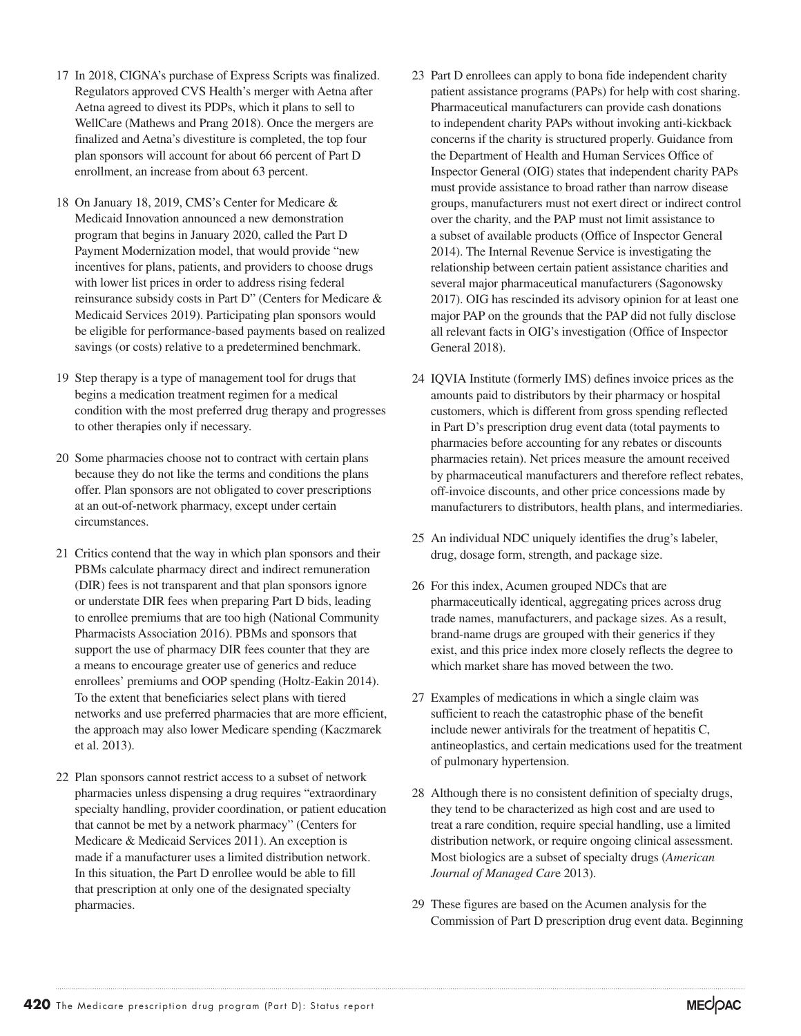17 In 2018, CIGNA's purchase of Express Scripts was finalized. Regulators approved CVS Health's merger with Aetna after Aetna agreed to divest its PDPs, which it plans to sell to WellCare (Mathews and Prang 2018). Once the mergers are finalized and Aetna's divestiture is completed, the top four plan sponsors will account for about 66 percent of Part D enrollment, an increase from about 63 percent.

18 On January 18, 2019, CMS's Center for Medicare & Medicaid Innovation announced a new demonstration program that begins in January 2020, called the Part D Payment Modernization model, that would provide "new incentives for plans, patients, and providers to choose drugs with lower list prices in order to address rising federal reinsurance subsidy costs in Part D" (Centers for Medicare & Medicaid Services 2019). Participating plan sponsors would be eligible for performance-based payments based on realized savings (or costs) relative to a predetermined benchmark.

19 Step therapy is a type of management tool for drugs that begins a medication treatment regimen for a medical condition with the most preferred drug therapy and progresses to other therapies only if necessary.

20 Some pharmacies choose not to contract with certain plans because they do not like the terms and conditions the plans offer. Plan sponsors are not obligated to cover prescriptions at an out-of-network pharmacy, except under certain circumstances.

21 Critics contend that the way in which plan sponsors and their PBMs calculate pharmacy direct and indirect remuneration (DIR) fees is not transparent and that plan sponsors ignore or understate DIR fees when preparing Part D bids, leading to enrollee premiums that are too high (National Community Pharmacists Association 2016). PBMs and sponsors that support the use of pharmacy DIR fees counter that they are a means to encourage greater use of generics and reduce enrollees' premiums and OOP spending (Holtz-Eakin 2014). To the extent that beneficiaries select plans with tiered networks and use preferred pharmacies that are more efficient, the approach may also lower Medicare spending (Kaczmarek et al. 2013).

22 Plan sponsors cannot restrict access to a subset of network pharmacies unless dispensing a drug requires "extraordinary specialty handling, provider coordination, or patient education that cannot be met by a network pharmacy" (Centers for Medicare & Medicaid Services 2011). An exception is made if a manufacturer uses a limited distribution network. In this situation, the Part D enrollee would be able to fill that prescription at only one of the designated specialty pharmacies.

23 Part D enrollees can apply to bona fide independent charity patient assistance programs (PAPs) for help with cost sharing. Pharmaceutical manufacturers can provide cash donations to independent charity PAPs without invoking anti-kickback concerns if the charity is structured properly. Guidance from the Department of Health and Human Services Office of Inspector General (OIG) states that independent charity PAPs must provide assistance to broad rather than narrow disease groups, manufacturers must not exert direct or indirect control over the charity, and the PAP must not limit assistance to a subset of available products (Office of Inspector General 2014). The Internal Revenue Service is investigating the relationship between certain patient assistance charities and several major pharmaceutical manufacturers (Sagonowsky 2017). OIG has rescinded its advisory opinion for at least one major PAP on the grounds that the PAP did not fully disclose all relevant facts in OIG's investigation (Office of Inspector General 2018).

24 IQVIA Institute (formerly IMS) defines invoice prices as the amounts paid to distributors by their pharmacy or hospital customers, which is different from gross spending reflected in Part D's prescription drug event data (total payments to pharmacies before accounting for any rebates or discounts pharmacies retain). Net prices measure the amount received by pharmaceutical manufacturers and therefore reflect rebates, off-invoice discounts, and other price concessions made by manufacturers to distributors, health plans, and intermediaries.

25 An individual NDC uniquely identifies the drug's labeler, drug, dosage form, strength, and package size.

26 For this index, Acumen grouped NDCs that are pharmaceutically identical, aggregating prices across drug trade names, manufacturers, and package sizes. As a result, brand-name drugs are grouped with their generics if they exist, and this price index more closely reflects the degree to which market share has moved between the two.

27 Examples of medications in which a single claim was sufficient to reach the catastrophic phase of the benefit include newer antivirals for the treatment of hepatitis C, antineoplastics, and certain medications used for the treatment of pulmonary hypertension.

28 Although there is no consistent definition of specialty drugs, they tend to be characterized as high cost and are used to treat a rare condition, require special handling, use a limited distribution network, or require ongoing clinical assessment. Most biologics are a subset of specialty drugs (*American Journal of Managed Care* 2013).

29 These figures are based on the Acumen analysis for the Commission of Part D prescription drug event data. Beginning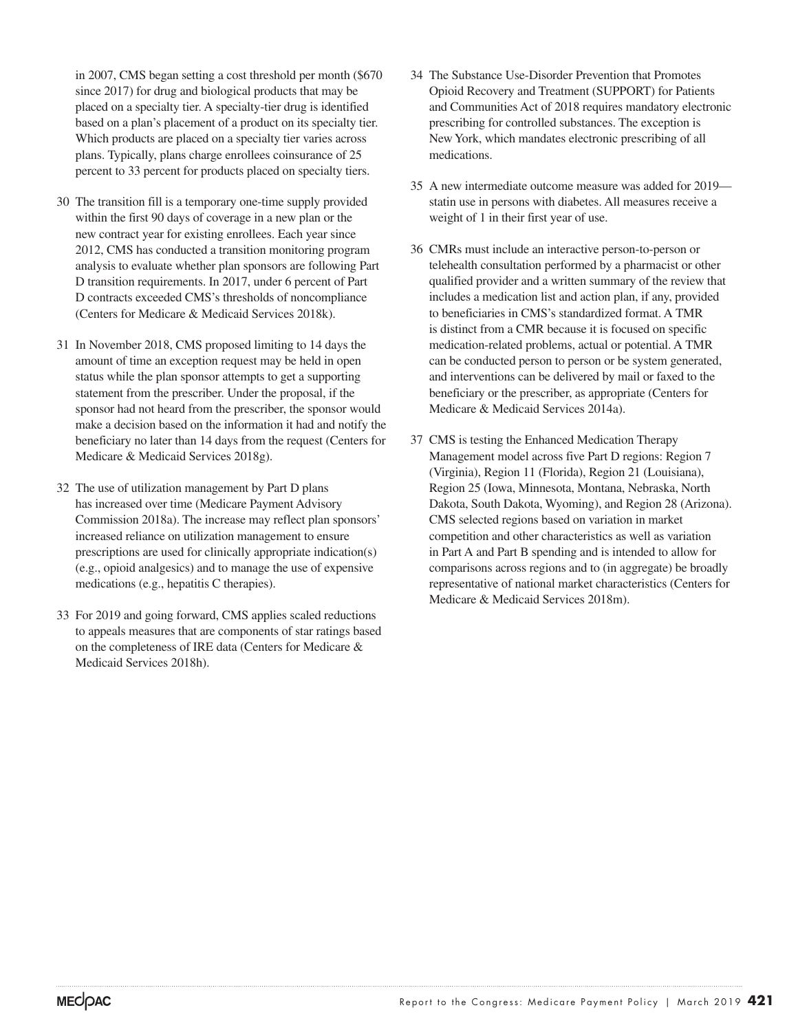in 2007, CMS began setting a cost threshold per month ($670 since 2017) for drug and biological products that may be placed on a specialty tier. A specialty-tier drug is identified based on a plan's placement of a product on its specialty tier. Which products are placed on a specialty tier varies across plans. Typically, plans charge enrollees coinsurance of 25 percent to 33 percent for products placed on specialty tiers.

30 The transition fill is a temporary one-time supply provided within the first 90 days of coverage in a new plan or the new contract year for existing enrollees. Each year since 2012, CMS has conducted a transition monitoring program analysis to evaluate whether plan sponsors are following Part D transition requirements. In 2017, under 6 percent of Part D contracts exceeded CMS's thresholds of noncompliance (Centers for Medicare & Medicaid Services 2018k).

31 In November 2018, CMS proposed limiting to 14 days the amount of time an exception request may be held in open status while the plan sponsor attempts to get a supporting statement from the prescriber. Under the proposal, if the sponsor had not heard from the prescriber, the sponsor would make a decision based on the information it had and notify the beneficiary no later than 14 days from the request (Centers for Medicare & Medicaid Services 2018g).

32 The use of utilization management by Part D plans has increased over time (Medicare Payment Advisory Commission 2018a). The increase may reflect plan sponsors' increased reliance on utilization management to ensure prescriptions are used for clinically appropriate indication(s) (e.g., opioid analgesics) and to manage the use of expensive medications (e.g., hepatitis C therapies).

33 For 2019 and going forward, CMS applies scaled reductions to appeals measures that are components of star ratings based on the completeness of IRE data (Centers for Medicare & Medicaid Services 2018h).

34 The Substance Use-Disorder Prevention that Promotes Opioid Recovery and Treatment (SUPPORT) for Patients and Communities Act of 2018 requires mandatory electronic prescribing for controlled substances. The exception is New York, which mandates electronic prescribing of all medications.

35 A new intermediate outcome measure was added for 2019—statin use in persons with diabetes. All measures receive a weight of 1 in their first year of use.

36 CMRs must include an interactive person-to-person or telehealth consultation performed by a pharmacist or other qualified provider and a written summary of the review that includes a medication list and action plan, if any, provided to beneficiaries in CMS's standardized format. A TMR is distinct from a CMR because it is focused on specific medication-related problems, actual or potential. A TMR can be conducted person to person or be system generated, and interventions can be delivered by mail or faxed to the beneficiary or the prescriber, as appropriate (Centers for Medicare & Medicaid Services 2014a).

37 CMS is testing the Enhanced Medication Therapy Management model across five Part D regions: Region 7 (Virginia), Region 11 (Florida), Region 21 (Louisiana), Region 25 (Iowa, Minnesota, Montana, Nebraska, North Dakota, South Dakota, Wyoming), and Region 28 (Arizona). CMS selected regions based on variation in market competition and other characteristics as well as variation in Part A and Part B spending and is intended to allow for comparisons across regions and to (in aggregate) be broadly representative of national market characteristics (Centers for Medicare & Medicaid Services 2018m).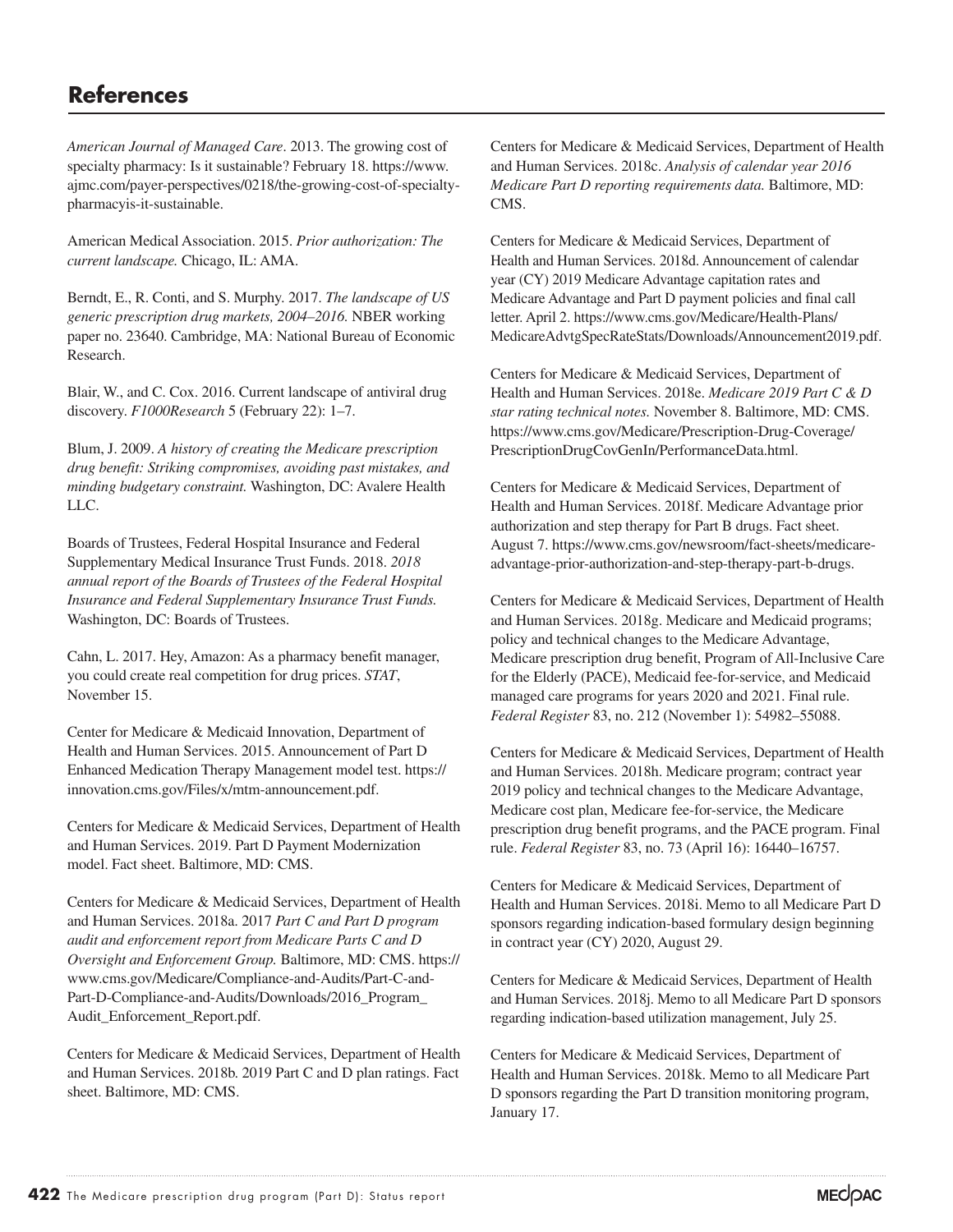## References

*American Journal of Managed Care*. 2013. The growing cost of specialty pharmacy: Is it sustainable? February 18. https://www.ajmc.com/payer-perspectives/0218/the-growing-cost-of-specialty-pharmacyis-it-sustainable.

American Medical Association. 2015. *Prior authorization: The current landscape.* Chicago, IL: AMA.

Berndt, E., R. Conti, and S. Murphy. 2017. *The landscape of US generic prescription drug markets, 2004–2016.* NBER working paper no. 23640. Cambridge, MA: National Bureau of Economic Research.

Blair, W., and C. Cox. 2016. Current landscape of antiviral drug discovery. *F1000Research* 5 (February 22): 1–7.

Blum, J. 2009. *A history of creating the Medicare prescription drug benefit: Striking compromises, avoiding past mistakes, and minding budgetary constraint.* Washington, DC: Avalere Health LLC.

Boards of Trustees, Federal Hospital Insurance and Federal Supplementary Medical Insurance Trust Funds. 2018. *2018 annual report of the Boards of Trustees of the Federal Hospital Insurance and Federal Supplementary Insurance Trust Funds.* Washington, DC: Boards of Trustees.

Cahn, L. 2017. Hey, Amazon: As a pharmacy benefit manager, you could create real competition for drug prices. *STAT*, November 15.

Center for Medicare & Medicaid Innovation, Department of Health and Human Services. 2015. Announcement of Part D Enhanced Medication Therapy Management model test. https://innovation.cms.gov/Files/x/mtm-announcement.pdf.

Centers for Medicare & Medicaid Services, Department of Health and Human Services. 2019. Part D Payment Modernization model. Fact sheet. Baltimore, MD: CMS.

Centers for Medicare & Medicaid Services, Department of Health and Human Services. 2018a. 2017 *Part C and Part D program audit and enforcement report from Medicare Parts C and D Oversight and Enforcement Group.* Baltimore, MD: CMS. https://www.cms.gov/Medicare/Compliance-and-Audits/Part-C-and-Part-D-Compliance-and-Audits/Downloads/2016_Program_Audit_Enforcement_Report.pdf.

Centers for Medicare & Medicaid Services, Department of Health and Human Services. 2018b. 2019 Part C and D plan ratings. Fact sheet. Baltimore, MD: CMS.

Centers for Medicare & Medicaid Services, Department of Health and Human Services. 2018c. *Analysis of calendar year 2016 Medicare Part D reporting requirements data.* Baltimore, MD: CMS.

Centers for Medicare & Medicaid Services, Department of Health and Human Services. 2018d. Announcement of calendar year (CY) 2019 Medicare Advantage capitation rates and Medicare Advantage and Part D payment policies and final call letter. April 2. https://www.cms.gov/Medicare/Health-Plans/MedicareAdvtgSpecRateStats/Downloads/Announcement2019.pdf.

Centers for Medicare & Medicaid Services, Department of Health and Human Services. 2018e. *Medicare 2019 Part C & D star rating technical notes.* November 8. Baltimore, MD: CMS. https://www.cms.gov/Medicare/Prescription-Drug-Coverage/PrescriptionDrugCovGenIn/PerformanceData.html.

Centers for Medicare & Medicaid Services, Department of Health and Human Services. 2018f. Medicare Advantage prior authorization and step therapy for Part B drugs. Fact sheet. August 7. https://www.cms.gov/newsroom/fact-sheets/medicare-advantage-prior-authorization-and-step-therapy-part-b-drugs.

Centers for Medicare & Medicaid Services, Department of Health and Human Services. 2018g. Medicare and Medicaid programs; policy and technical changes to the Medicare Advantage, Medicare prescription drug benefit, Program of All-Inclusive Care for the Elderly (PACE), Medicaid fee-for-service, and Medicaid managed care programs for years 2020 and 2021. Final rule. *Federal Register* 83, no. 212 (November 1): 54982–55088.

Centers for Medicare & Medicaid Services, Department of Health and Human Services. 2018h. Medicare program; contract year 2019 policy and technical changes to the Medicare Advantage, Medicare cost plan, Medicare fee-for-service, the Medicare prescription drug benefit programs, and the PACE program. Final rule. *Federal Register* 83, no. 73 (April 16): 16440–16757.

Centers for Medicare & Medicaid Services, Department of Health and Human Services. 2018i. Memo to all Medicare Part D sponsors regarding indication-based formulary design beginning in contract year (CY) 2020, August 29.

Centers for Medicare & Medicaid Services, Department of Health and Human Services. 2018j. Memo to all Medicare Part D sponsors regarding indication-based utilization management, July 25.

Centers for Medicare & Medicaid Services, Department of Health and Human Services. 2018k. Memo to all Medicare Part D sponsors regarding the Part D transition monitoring program, January 17.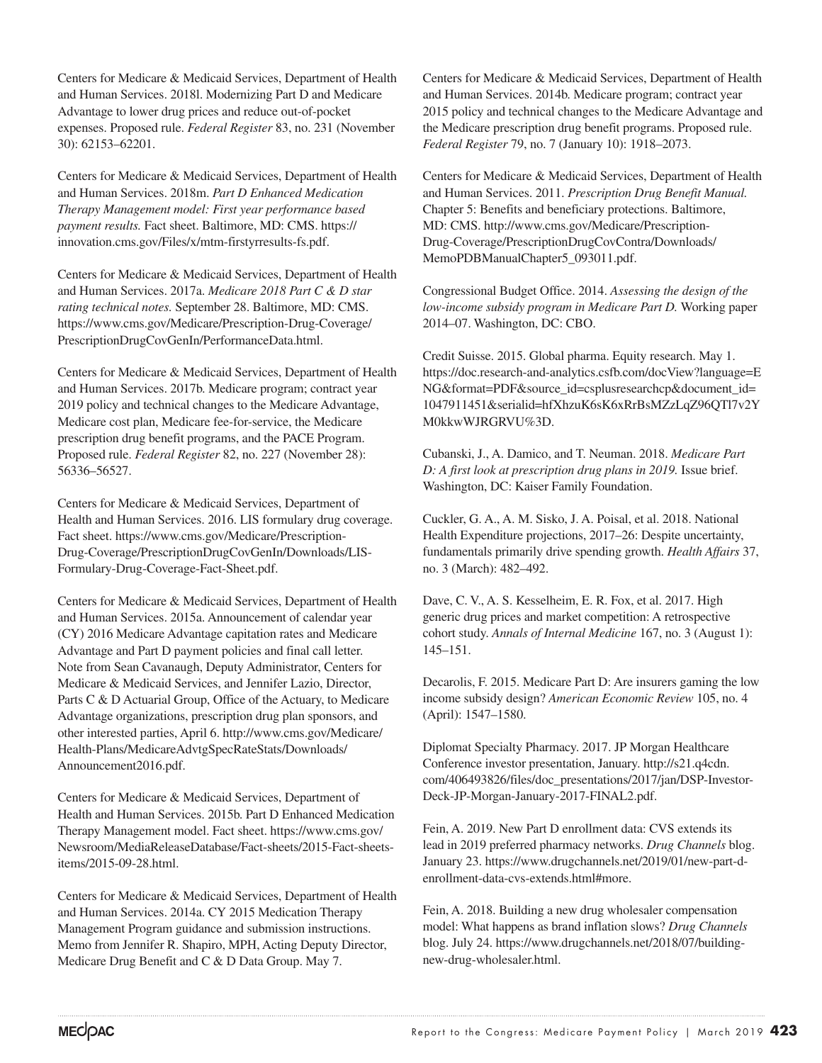Centers for Medicare & Medicaid Services, Department of Health and Human Services. 2018l. Modernizing Part D and Medicare Advantage to lower drug prices and reduce out-of-pocket expenses. Proposed rule. *Federal Register* 83, no. 231 (November 30): 62153–62201.

Centers for Medicare & Medicaid Services, Department of Health and Human Services. 2018m. *Part D Enhanced Medication Therapy Management model: First year performance based payment results.* Fact sheet. Baltimore, MD: CMS. https://innovation.cms.gov/Files/x/mtm-firstyrresults-fs.pdf.

Centers for Medicare & Medicaid Services, Department of Health and Human Services. 2017a. *Medicare 2018 Part C & D star rating technical notes.* September 28. Baltimore, MD: CMS. https://www.cms.gov/Medicare/Prescription-Drug-Coverage/PrescriptionDrugCovGenIn/PerformanceData.html.

Centers for Medicare & Medicaid Services, Department of Health and Human Services. 2017b. Medicare program; contract year 2019 policy and technical changes to the Medicare Advantage, Medicare cost plan, Medicare fee-for-service, the Medicare prescription drug benefit programs, and the PACE Program. Proposed rule. *Federal Register* 82, no. 227 (November 28): 56336–56527.

Centers for Medicare & Medicaid Services, Department of Health and Human Services. 2016. LIS formulary drug coverage. Fact sheet. https://www.cms.gov/Medicare/Prescription-Drug-Coverage/PrescriptionDrugCovGenIn/Downloads/LIS-Formulary-Drug-Coverage-Fact-Sheet.pdf.

Centers for Medicare & Medicaid Services, Department of Health and Human Services. 2015a. Announcement of calendar year (CY) 2016 Medicare Advantage capitation rates and Medicare Advantage and Part D payment policies and final call letter. Note from Sean Cavanaugh, Deputy Administrator, Centers for Medicare & Medicaid Services, and Jennifer Lazio, Director, Parts C & D Actuarial Group, Office of the Actuary, to Medicare Advantage organizations, prescription drug plan sponsors, and other interested parties, April 6. http://www.cms.gov/Medicare/Health-Plans/MedicareAdvtgSpecRateStats/Downloads/Announcement2016.pdf.

Centers for Medicare & Medicaid Services, Department of Health and Human Services. 2015b. Part D Enhanced Medication Therapy Management model. Fact sheet. https://www.cms.gov/Newsroom/MediaReleaseDatabase/Fact-sheets/2015-Fact-sheets-items/2015-09-28.html.

Centers for Medicare & Medicaid Services, Department of Health and Human Services. 2014a. CY 2015 Medication Therapy Management Program guidance and submission instructions. Memo from Jennifer R. Shapiro, MPH, Acting Deputy Director, Medicare Drug Benefit and C & D Data Group. May 7.

Centers for Medicare & Medicaid Services, Department of Health and Human Services. 2014b. Medicare program; contract year 2015 policy and technical changes to the Medicare Advantage and the Medicare prescription drug benefit programs. Proposed rule. *Federal Register* 79, no. 7 (January 10): 1918–2073.

Centers for Medicare & Medicaid Services, Department of Health and Human Services. 2011. *Prescription Drug Benefit Manual.* Chapter 5: Benefits and beneficiary protections. Baltimore, MD: CMS. http://www.cms.gov/Medicare/Prescription-Drug-Coverage/PrescriptionDrugCovContra/Downloads/MemoPDBManualChapter5_093011.pdf.

Congressional Budget Office. 2014. *Assessing the design of the low-income subsidy program in Medicare Part D.* Working paper 2014–07. Washington, DC: CBO.

Credit Suisse. 2015. Global pharma. Equity research. May 1. https://doc.research-and-analytics.csfb.com/docView?language=ENG&format=PDF&source_id=csplusresearchcp&document_id=1047911451&serialid=hfXhzuK6sK6xRrBsMZzLqZ96QTl7v2YM0kkwWJRGRVU%3D.

Cubanski, J., A. Damico, and T. Neuman. 2018. *Medicare Part D: A first look at prescription drug plans in 2019.* Issue brief. Washington, DC: Kaiser Family Foundation.

Cuckler, G. A., A. M. Sisko, J. A. Poisal, et al. 2018. National Health Expenditure projections, 2017–26: Despite uncertainty, fundamentals primarily drive spending growth. *Health Affairs* 37, no. 3 (March): 482–492.

Dave, C. V., A. S. Kesselheim, E. R. Fox, et al. 2017. High generic drug prices and market competition: A retrospective cohort study. *Annals of Internal Medicine* 167, no. 3 (August 1): 145–151.

Decarolis, F. 2015. Medicare Part D: Are insurers gaming the low income subsidy design? *American Economic Review* 105, no. 4 (April): 1547–1580.

Diplomat Specialty Pharmacy. 2017. JP Morgan Healthcare Conference investor presentation, January. http://s21.q4cdn.com/406493826/files/doc_presentations/2017/jan/DSP-Investor-Deck-JP-Morgan-January-2017-FINAL2.pdf.

Fein, A. 2019. New Part D enrollment data: CVS extends its lead in 2019 preferred pharmacy networks. *Drug Channels* blog. January 23. https://www.drugchannels.net/2019/01/new-part-d-enrollment-data-cvs-extends.html#more.

Fein, A. 2018. Building a new drug wholesaler compensation model: What happens as brand inflation slows? *Drug Channels* blog. July 24. https://www.drugchannels.net/2018/07/building-new-drug-wholesaler.html.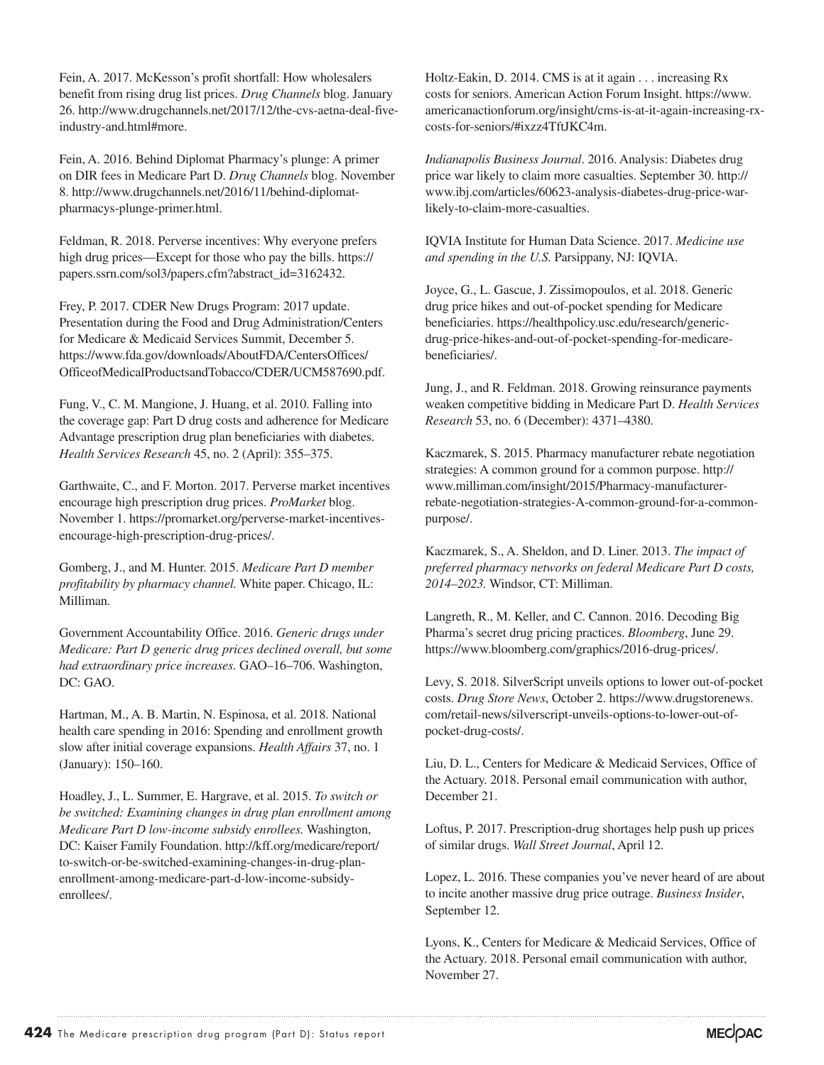Fein, A. 2017. McKesson's profit shortfall: How wholesalers benefit from rising drug list prices. *Drug Channels* blog. January 26. http://www.drugchannels.net/2017/12/the-cvs-aetna-deal-five-industry-and.html#more.

Fein, A. 2016. Behind Diplomat Pharmacy's plunge: A primer on DIR fees in Medicare Part D. *Drug Channels* blog. November 8. http://www.drugchannels.net/2016/11/behind-diplomat-pharmacys-plunge-primer.html.

Feldman, R. 2018. Perverse incentives: Why everyone prefers high drug prices—Except for those who pay the bills. https://papers.ssrn.com/sol3/papers.cfm?abstract_id=3162432.

Frey, P. 2017. CDER New Drugs Program: 2017 update. Presentation during the Food and Drug Administration/Centers for Medicare & Medicaid Services Summit, December 5. https://www.fda.gov/downloads/AboutFDA/CentersOffices/OfficeofMedicalProductsandTobacco/CDER/UCM587690.pdf.

Fung, V., C. M. Mangione, J. Huang, et al. 2010. Falling into the coverage gap: Part D drug costs and adherence for Medicare Advantage prescription drug plan beneficiaries with diabetes. *Health Services Research* 45, no. 2 (April): 355–375.

Garthwaite, C., and F. Morton. 2017. Perverse market incentives encourage high prescription drug prices. *ProMarket* blog. November 1. https://promarket.org/perverse-market-incentives-encourage-high-prescription-drug-prices/.

Gomberg, J., and M. Hunter. 2015. *Medicare Part D member profitability by pharmacy channel.* White paper. Chicago, IL: Milliman.

Government Accountability Office. 2016. *Generic drugs under Medicare: Part D generic drug prices declined overall, but some had extraordinary price increases.* GAO–16–706. Washington, DC: GAO.

Hartman, M., A. B. Martin, N. Espinosa, et al. 2018. National health care spending in 2016: Spending and enrollment growth slow after initial coverage expansions. *Health Affairs* 37, no. 1 (January): 150–160.

Hoadley, J., L. Summer, E. Hargrave, et al. 2015. *To switch or be switched: Examining changes in drug plan enrollment among Medicare Part D low-income subsidy enrollees.* Washington, DC: Kaiser Family Foundation. http://kff.org/medicare/report/to-switch-or-be-switched-examining-changes-in-drug-plan-enrollment-among-medicare-part-d-low-income-subsidy-enrollees/.

Holtz-Eakin, D. 2014. CMS is at it again . . . increasing Rx costs for seniors. American Action Forum Insight. https://www.americanactionforum.org/insight/cms-is-at-it-again-increasing-rx-costs-for-seniors/#ixzz4TftJKC4m.

*Indianapolis Business Journal*. 2016. Analysis: Diabetes drug price war likely to claim more casualties. September 30. http://www.ibj.com/articles/60623-analysis-diabetes-drug-price-war-likely-to-claim-more-casualties.

IQVIA Institute for Human Data Science. 2017. *Medicine use and spending in the U.S.* Parsippany, NJ: IQVIA.

Joyce, G., L. Gascue, J. Zissimopoulos, et al. 2018. Generic drug price hikes and out-of-pocket spending for Medicare beneficiaries. https://healthpolicy.usc.edu/research/generic-drug-price-hikes-and-out-of-pocket-spending-for-medicare-beneficiaries/.

Jung, J., and R. Feldman. 2018. Growing reinsurance payments weaken competitive bidding in Medicare Part D. *Health Services Research* 53, no. 6 (December): 4371–4380.

Kaczmarek, S. 2015. Pharmacy manufacturer rebate negotiation strategies: A common ground for a common purpose. http://www.milliman.com/insight/2015/Pharmacy-manufacturer-rebate-negotiation-strategies-A-common-ground-for-a-common-purpose/.

Kaczmarek, S., A. Sheldon, and D. Liner. 2013. *The impact of preferred pharmacy networks on federal Medicare Part D costs, 2014–2023.* Windsor, CT: Milliman.

Langreth, R., M. Keller, and C. Cannon. 2016. Decoding Big Pharma's secret drug pricing practices. *Bloomberg*, June 29. https://www.bloomberg.com/graphics/2016-drug-prices/.

Levy, S. 2018. SilverScript unveils options to lower out-of-pocket costs. *Drug Store News*, October 2. https://www.drugstorenews.com/retail-news/silverscript-unveils-options-to-lower-out-of-pocket-drug-costs/.

Liu, D. L., Centers for Medicare & Medicaid Services, Office of the Actuary. 2018. Personal email communication with author, December 21.

Loftus, P. 2017. Prescription-drug shortages help push up prices of similar drugs. *Wall Street Journal*, April 12.

Lopez, L. 2016. These companies you've never heard of are about to incite another massive drug price outrage. *Business Insider*, September 12.

Lyons, K., Centers for Medicare & Medicaid Services, Office of the Actuary. 2018. Personal email communication with author, November 27.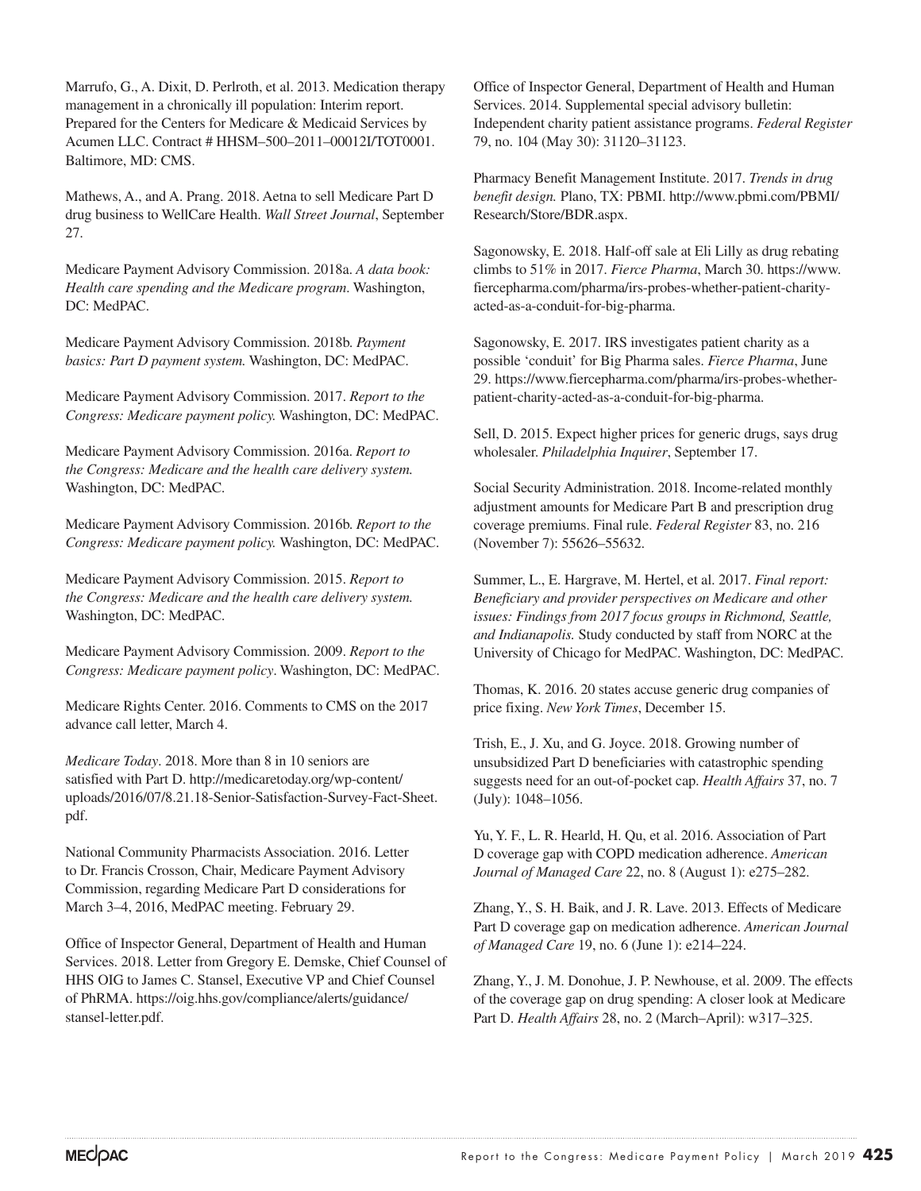Marrufo, G., A. Dixit, D. Perlroth, et al. 2013. Medication therapy management in a chronically ill population: Interim report. Prepared for the Centers for Medicare & Medicaid Services by Acumen LLC. Contract # HHSM–500–2011–00012I/TOT0001. Baltimore, MD: CMS.

Mathews, A., and A. Prang. 2018. Aetna to sell Medicare Part D drug business to WellCare Health. *Wall Street Journal*, September 27.

Medicare Payment Advisory Commission. 2018a. *A data book: Health care spending and the Medicare program*. Washington, DC: MedPAC.

Medicare Payment Advisory Commission. 2018b. *Payment basics: Part D payment system.* Washington, DC: MedPAC.

Medicare Payment Advisory Commission. 2017. *Report to the Congress: Medicare payment policy.* Washington, DC: MedPAC.

Medicare Payment Advisory Commission. 2016a. *Report to the Congress: Medicare and the health care delivery system.* Washington, DC: MedPAC.

Medicare Payment Advisory Commission. 2016b. *Report to the Congress: Medicare payment policy.* Washington, DC: MedPAC.

Medicare Payment Advisory Commission. 2015. *Report to the Congress: Medicare and the health care delivery system.* Washington, DC: MedPAC.

Medicare Payment Advisory Commission. 2009. *Report to the Congress: Medicare payment policy*. Washington, DC: MedPAC.

Medicare Rights Center. 2016. Comments to CMS on the 2017 advance call letter, March 4.

*Medicare Today*. 2018. More than 8 in 10 seniors are satisfied with Part D. http://medicaretoday.org/wp-content/uploads/2016/07/8.21.18-Senior-Satisfaction-Survey-Fact-Sheet.pdf.

National Community Pharmacists Association. 2016. Letter to Dr. Francis Crosson, Chair, Medicare Payment Advisory Commission, regarding Medicare Part D considerations for March 3–4, 2016, MedPAC meeting. February 29.

Office of Inspector General, Department of Health and Human Services. 2018. Letter from Gregory E. Demske, Chief Counsel of HHS OIG to James C. Stansel, Executive VP and Chief Counsel of PhRMA. https://oig.hhs.gov/compliance/alerts/guidance/stansel-letter.pdf.

Office of Inspector General, Department of Health and Human Services. 2014. Supplemental special advisory bulletin: Independent charity patient assistance programs. *Federal Register* 79, no. 104 (May 30): 31120–31123.

Pharmacy Benefit Management Institute. 2017. *Trends in drug benefit design.* Plano, TX: PBMI. http://www.pbmi.com/PBMI/Research/Store/BDR.aspx.

Sagonowsky, E. 2018. Half-off sale at Eli Lilly as drug rebating climbs to 51% in 2017. *Fierce Pharma*, March 30. https://www.fiercepharma.com/pharma/irs-probes-whether-patient-charity-acted-as-a-conduit-for-big-pharma.

Sagonowsky, E. 2017. IRS investigates patient charity as a possible 'conduit' for Big Pharma sales. *Fierce Pharma*, June 29. https://www.fiercepharma.com/pharma/irs-probes-whether-patient-charity-acted-as-a-conduit-for-big-pharma.

Sell, D. 2015. Expect higher prices for generic drugs, says drug wholesaler. *Philadelphia Inquirer*, September 17.

Social Security Administration. 2018. Income-related monthly adjustment amounts for Medicare Part B and prescription drug coverage premiums. Final rule. *Federal Register* 83, no. 216 (November 7): 55626–55632.

Summer, L., E. Hargrave, M. Hertel, et al. 2017. *Final report: Beneficiary and provider perspectives on Medicare and other issues: Findings from 2017 focus groups in Richmond, Seattle, and Indianapolis.* Study conducted by staff from NORC at the University of Chicago for MedPAC. Washington, DC: MedPAC.

Thomas, K. 2016. 20 states accuse generic drug companies of price fixing. *New York Times*, December 15.

Trish, E., J. Xu, and G. Joyce. 2018. Growing number of unsubsidized Part D beneficiaries with catastrophic spending suggests need for an out-of-pocket cap. *Health Affairs* 37, no. 7 (July): 1048–1056.

Yu, Y. F., L. R. Hearld, H. Qu, et al. 2016. Association of Part D coverage gap with COPD medication adherence. *American Journal of Managed Care* 22, no. 8 (August 1): e275–282.

Zhang, Y., S. H. Baik, and J. R. Lave. 2013. Effects of Medicare Part D coverage gap on medication adherence. *American Journal of Managed Care* 19, no. 6 (June 1): e214–224.

Zhang, Y., J. M. Donohue, J. P. Newhouse, et al. 2009. The effects of the coverage gap on drug spending: A closer look at Medicare Part D. *Health Affairs* 28, no. 2 (March–April): w317–325.